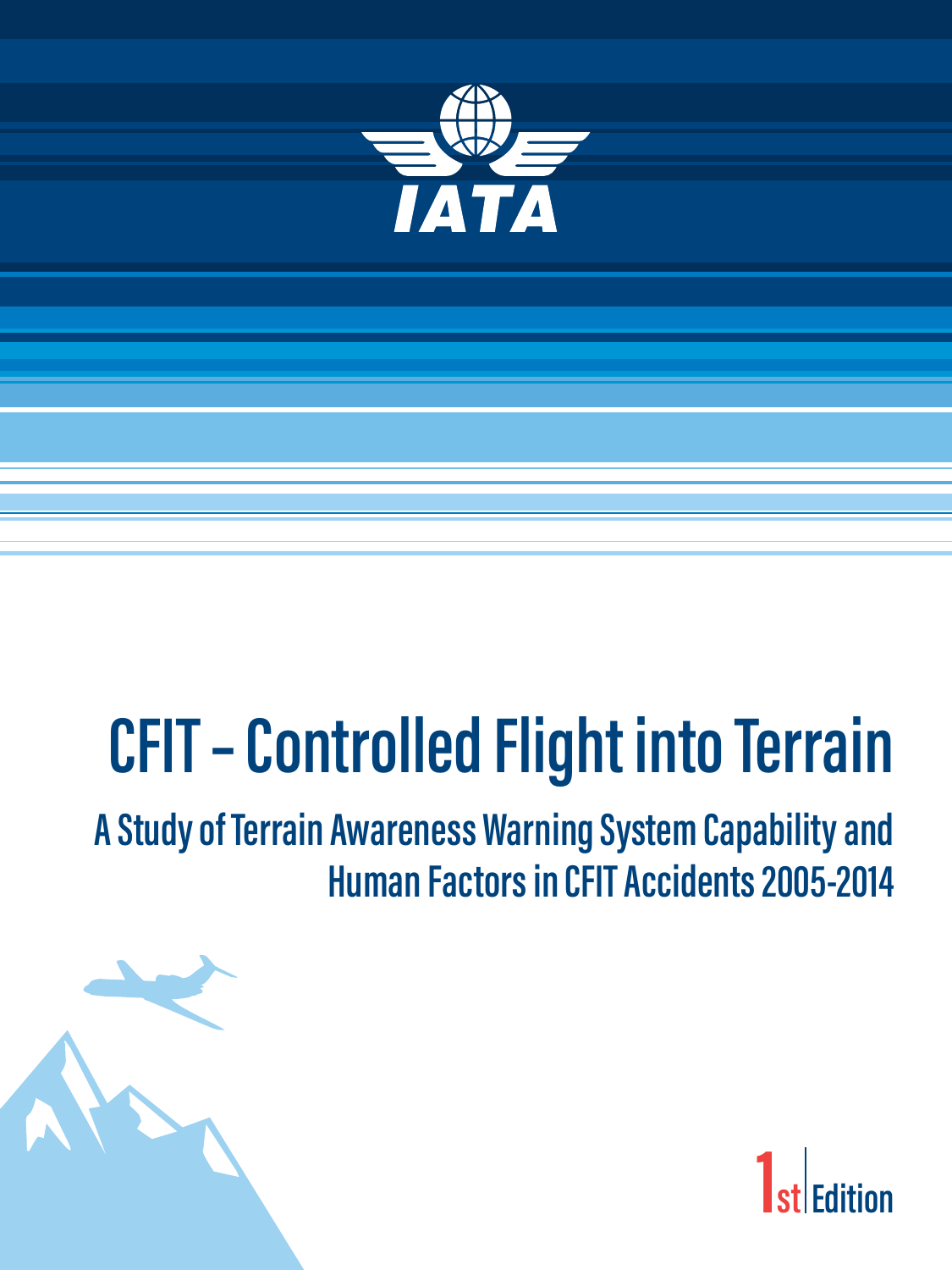IATA

# CFIT – Controlled Flight into Terrain

## A Study of Terrain Awareness Warning System Capability and Human Factors in CFIT Accidents 2005-2014

1st Edition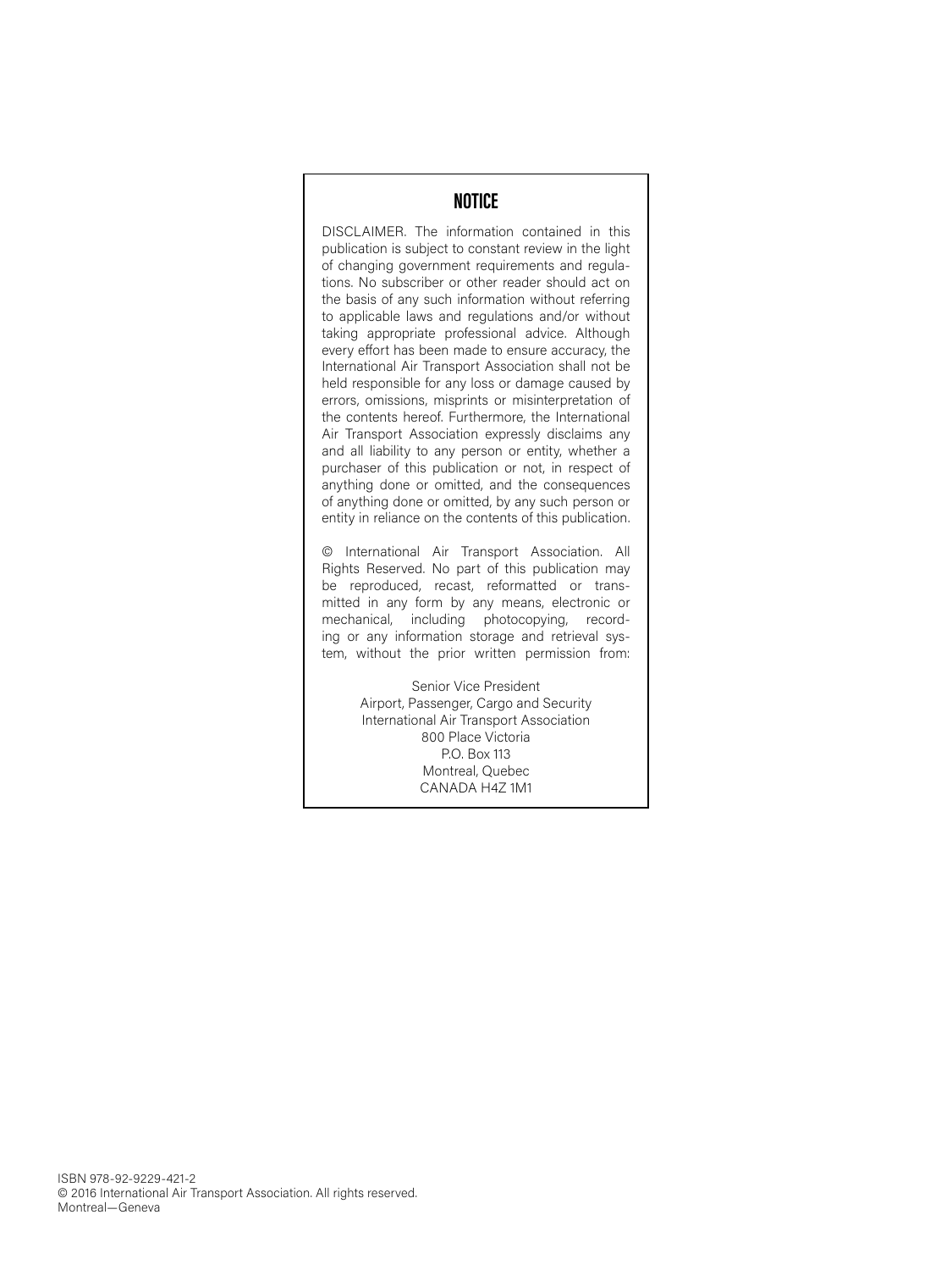## NOTICE

DISCLAIMER. The information contained in this publication is subject to constant review in the light of changing government requirements and regulations. No subscriber or other reader should act on the basis of any such information without referring to applicable laws and regulations and/or without taking appropriate professional advice. Although every effort has been made to ensure accuracy, the International Air Transport Association shall not be held responsible for any loss or damage caused by errors, omissions, misprints or misinterpretation of the contents hereof. Furthermore, the International Air Transport Association expressly disclaims any and all liability to any person or entity, whether a purchaser of this publication or not, in respect of anything done or omitted, and the consequences of anything done or omitted, by any such person or entity in reliance on the contents of this publication.

© International Air Transport Association. All Rights Reserved. No part of this publication may be reproduced, recast, reformatted or transmitted in any form by any means, electronic or mechanical, including photocopying, recording or any information storage and retrieval system, without the prior written permission from:

Senior Vice President
Airport, Passenger, Cargo and Security
International Air Transport Association
800 Place Victoria
P.O. Box 113
Montreal, Quebec
CANADA H4Z 1M1

ISBN 978-92-9229-421-2
© 2016 International Air Transport Association. All rights reserved.
Montreal—Geneva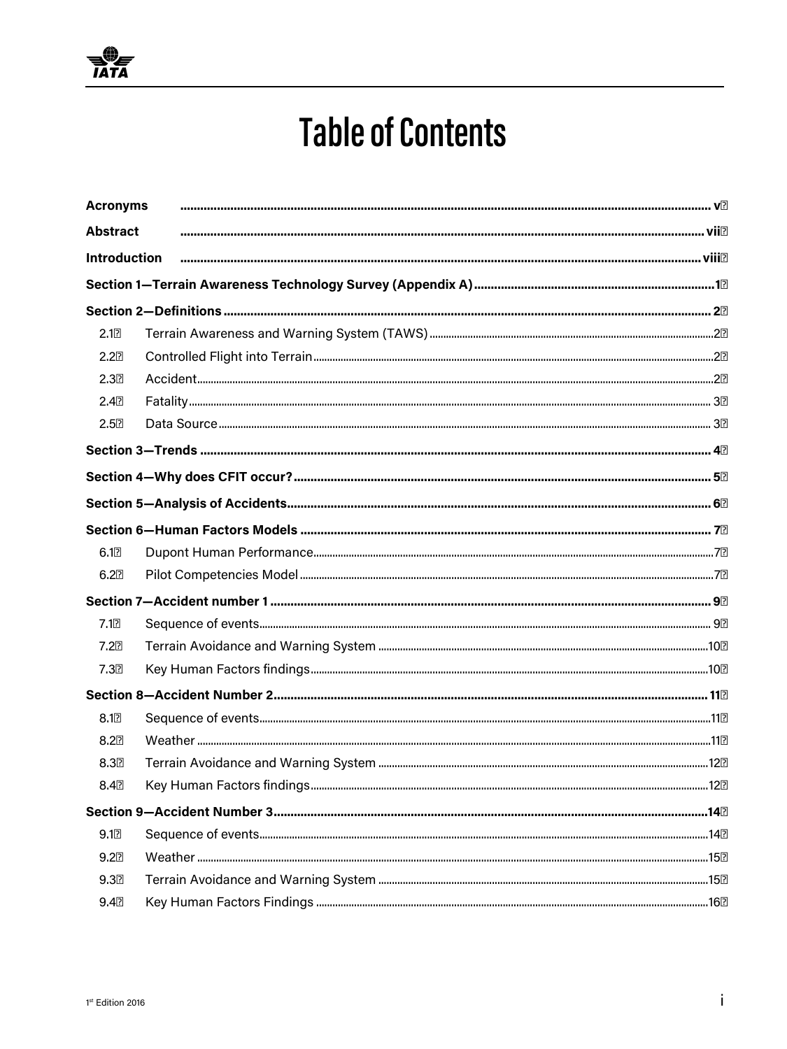# Table of Contents

| | |
|---|---|
| **Acronyms** | **v** |
| **Abstract** | **vii** |
| **Introduction** | **viii** |
| **Section 1—Terrain Awareness Technology Survey (Appendix A)** | **1** |
| **Section 2—Definitions** | **2** |
| 2.1 Terrain Awareness and Warning System (TAWS) | 2 |
| 2.2 Controlled Flight into Terrain | 2 |
| 2.3 Accident | 2 |
| 2.4 Fatality | 3 |
| 2.5 Data Source | 3 |
| **Section 3—Trends** | **4** |
| **Section 4—Why does CFIT occur?** | **5** |
| **Section 5—Analysis of Accidents** | **6** |
| **Section 6—Human Factors Models** | **7** |
| 6.1 Dupont Human Performance | 7 |
| 6.2 Pilot Competencies Model | 7 |
| **Section 7—Accident number 1** | **9** |
| 7.1 Sequence of events | 9 |
| 7.2 Terrain Avoidance and Warning System | 10 |
| 7.3 Key Human Factors findings | 10 |
| **Section 8—Accident Number 2** | **11** |
| 8.1 Sequence of events | 11 |
| 8.2 Weather | 11 |
| 8.3 Terrain Avoidance and Warning System | 12 |
| 8.4 Key Human Factors findings | 12 |
| **Section 9—Accident Number 3** | **14** |
| 9.1 Sequence of events | 14 |
| 9.2 Weather | 15 |
| 9.3 Terrain Avoidance and Warning System | 15 |
| 9.4 Key Human Factors Findings | 16 |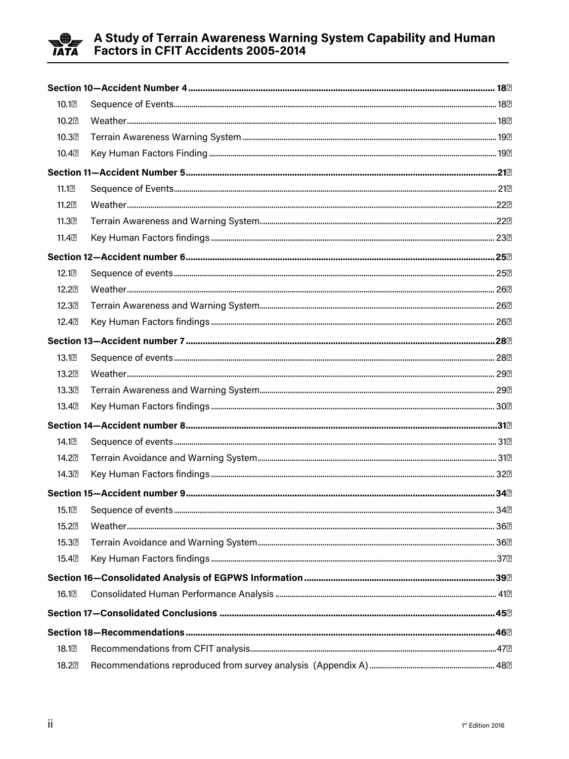**Section 10—Accident Number 4** ..... **18**

| | | |
|---|---|---|
| 10.1 | Sequence of Events | 18 |
| 10.2 | Weather | 18 |
| 10.3 | Terrain Awareness Warning System | 19 |
| 10.4 | Key Human Factors Finding | 19 |

**Section 11—Accident Number 5** ..... **21**

| | | |
|---|---|---|
| 11.1 | Sequence of Events | 21 |
| 11.2 | Weather | 22 |
| 11.3 | Terrain Awareness and Warning System | 22 |
| 11.4 | Key Human Factors findings | 23 |

**Section 12—Accident number 6** ..... **25**

| | | |
|---|---|---|
| 12.1 | Sequence of events | 25 |
| 12.2 | Weather | 26 |
| 12.3 | Terrain Awareness and Warning System | 26 |
| 12.4 | Key Human Factors findings | 26 |

**Section 13—Accident number 7** ..... **28**

| | | |
|---|---|---|
| 13.1 | Sequence of events | 28 |
| 13.2 | Weather | 29 |
| 13.3 | Terrain Awareness and Warning System | 29 |
| 13.4 | Key Human Factors findings | 30 |

**Section 14—Accident number 8** ..... **31**

| | | |
|---|---|---|
| 14.1 | Sequence of events | 31 |
| 14.2 | Terrain Avoidance and Warning System | 31 |
| 14.3 | Key Human Factors findings | 32 |

**Section 15—Accident number 9** ..... **34**

| | | |
|---|---|---|
| 15.1 | Sequence of events | 34 |
| 15.2 | Weather | 36 |
| 15.3 | Terrain Avoidance and Warning System | 36 |
| 15.4 | Key Human Factors findings | 37 |

**Section 16—Consolidated Analysis of EGPWS Information** ..... **39**

| | | |
|---|---|---|
| 16.1 | Consolidated Human Performance Analysis | 41 |

**Section 17—Consolidated Conclusions** ..... **45**

**Section 18—Recommendations** ..... **46**

| | | |
|---|---|---|
| 18.1 | Recommendations from CFIT analysis | 47 |
| 18.2 | Recommendations reproduced from survey analysis (Appendix A) | 48 |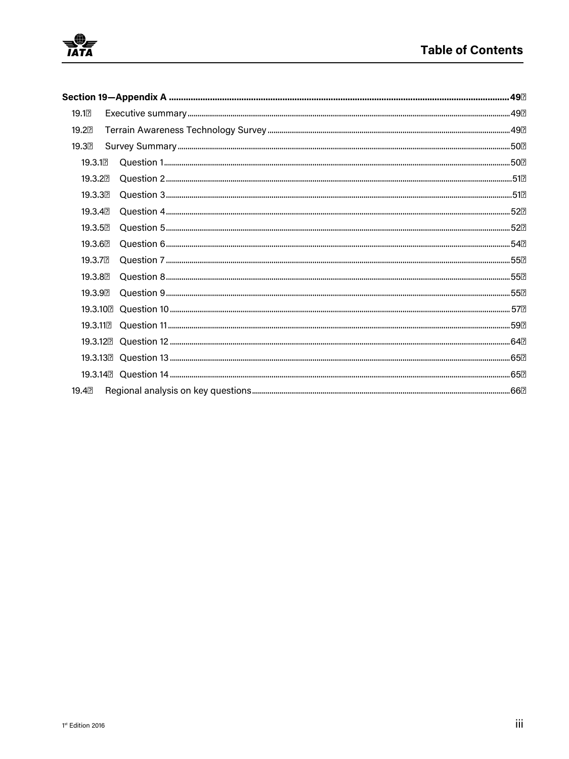**Section 19—Appendix A** .......... **49**

- 19.1 Executive summary .......... 49
- 19.2 Terrain Awareness Technology Survey .......... 49
- 19.3 Survey Summary .......... 50
  - 19.3.1 Question 1 .......... 50
  - 19.3.2 Question 2 .......... 51
  - 19.3.3 Question 3 .......... 51
  - 19.3.4 Question 4 .......... 52
  - 19.3.5 Question 5 .......... 52
  - 19.3.6 Question 6 .......... 54
  - 19.3.7 Question 7 .......... 55
  - 19.3.8 Question 8 .......... 55
  - 19.3.9 Question 9 .......... 55
  - 19.3.10 Question 10 .......... 57
  - 19.3.11 Question 11 .......... 59
  - 19.3.12 Question 12 .......... 64
  - 19.3.13 Question 13 .......... 65
  - 19.3.14 Question 14 .......... 65
- 19.4 Regional analysis on key questions .......... 66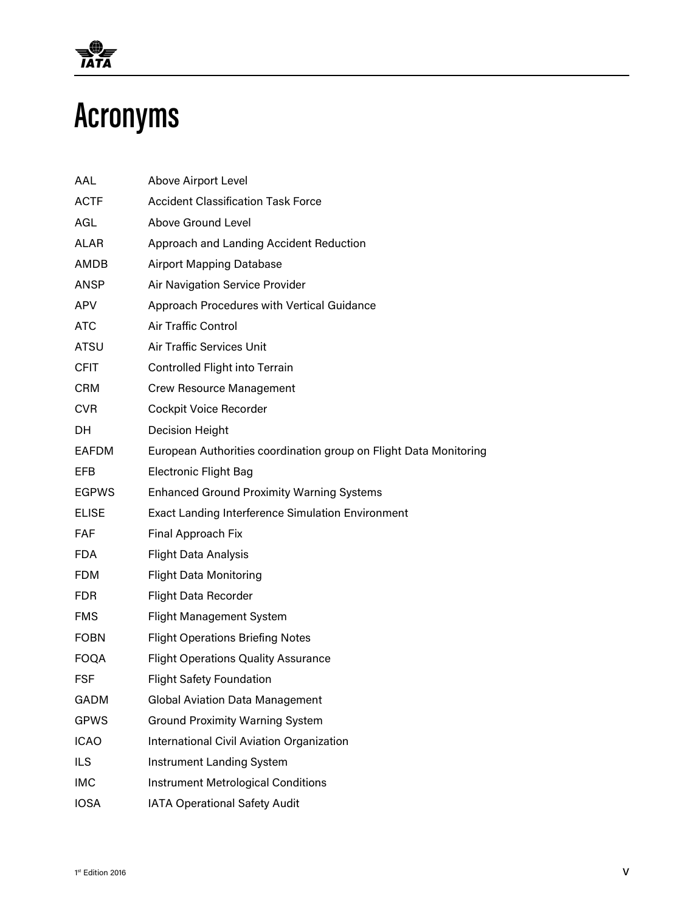# Acronyms

| | |
|---|---|
| AAL | Above Airport Level |
| ACTF | Accident Classification Task Force |
| AGL | Above Ground Level |
| ALAR | Approach and Landing Accident Reduction |
| AMDB | Airport Mapping Database |
| ANSP | Air Navigation Service Provider |
| APV | Approach Procedures with Vertical Guidance |
| ATC | Air Traffic Control |
| ATSU | Air Traffic Services Unit |
| CFIT | Controlled Flight into Terrain |
| CRM | Crew Resource Management |
| CVR | Cockpit Voice Recorder |
| DH | Decision Height |
| EAFDM | European Authorities coordination group on Flight Data Monitoring |
| EFB | Electronic Flight Bag |
| EGPWS | Enhanced Ground Proximity Warning Systems |
| ELISE | Exact Landing Interference Simulation Environment |
| FAF | Final Approach Fix |
| FDA | Flight Data Analysis |
| FDM | Flight Data Monitoring |
| FDR | Flight Data Recorder |
| FMS | Flight Management System |
| FOBN | Flight Operations Briefing Notes |
| FOQA | Flight Operations Quality Assurance |
| FSF | Flight Safety Foundation |
| GADM | Global Aviation Data Management |
| GPWS | Ground Proximity Warning System |
| ICAO | International Civil Aviation Organization |
| ILS | Instrument Landing System |
| IMC | Instrument Metrological Conditions |
| IOSA | IATA Operational Safety Audit |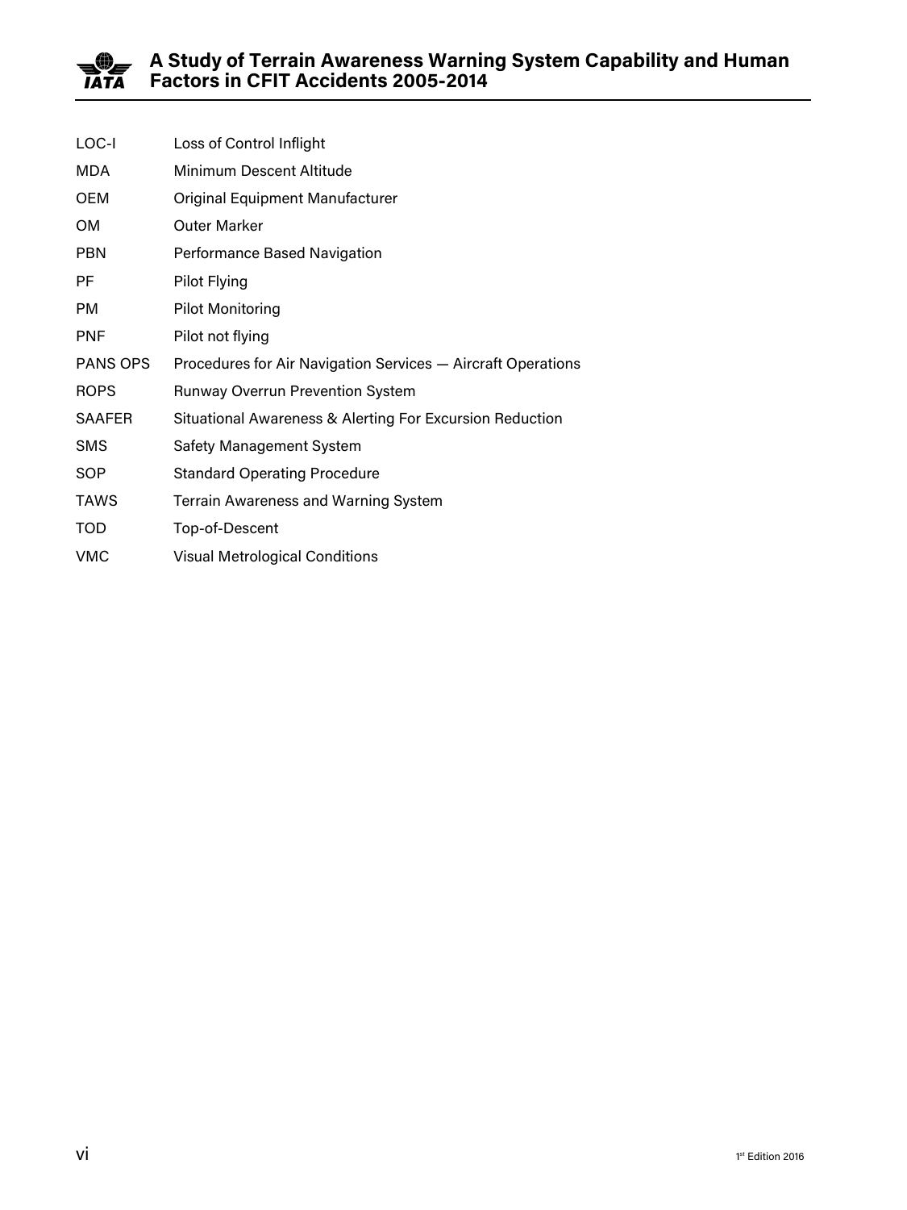| | |
|---|---|
| LOC-I | Loss of Control Inflight |
| MDA | Minimum Descent Altitude |
| OEM | Original Equipment Manufacturer |
| OM | Outer Marker |
| PBN | Performance Based Navigation |
| PF | Pilot Flying |
| PM | Pilot Monitoring |
| PNF | Pilot not flying |
| PANS OPS | Procedures for Air Navigation Services — Aircraft Operations |
| ROPS | Runway Overrun Prevention System |
| SAAFER | Situational Awareness & Alerting For Excursion Reduction |
| SMS | Safety Management System |
| SOP | Standard Operating Procedure |
| TAWS | Terrain Awareness and Warning System |
| TOD | Top-of-Descent |
| VMC | Visual Metrological Conditions |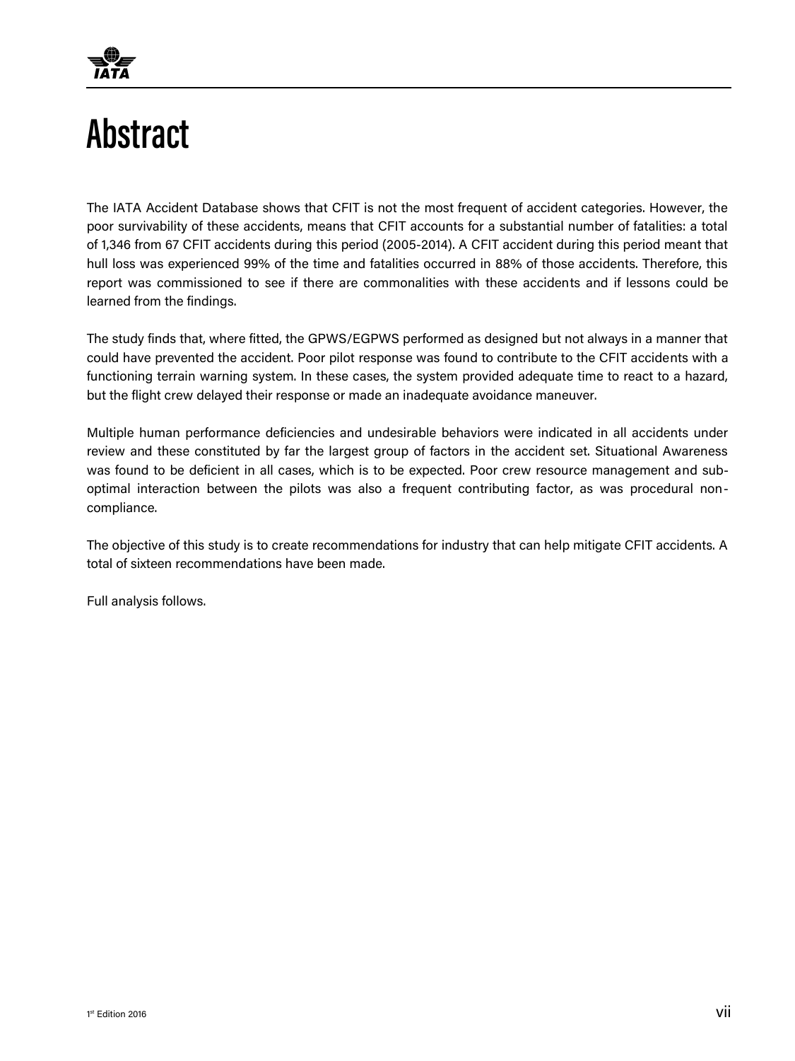# Abstract

The IATA Accident Database shows that CFIT is not the most frequent of accident categories. However, the poor survivability of these accidents, means that CFIT accounts for a substantial number of fatalities: a total of 1,346 from 67 CFIT accidents during this period (2005-2014). A CFIT accident during this period meant that hull loss was experienced 99% of the time and fatalities occurred in 88% of those accidents. Therefore, this report was commissioned to see if there are commonalities with these accidents and if lessons could be learned from the findings.

The study finds that, where fitted, the GPWS/EGPWS performed as designed but not always in a manner that could have prevented the accident. Poor pilot response was found to contribute to the CFIT accidents with a functioning terrain warning system. In these cases, the system provided adequate time to react to a hazard, but the flight crew delayed their response or made an inadequate avoidance maneuver.

Multiple human performance deficiencies and undesirable behaviors were indicated in all accidents under review and these constituted by far the largest group of factors in the accident set. Situational Awareness was found to be deficient in all cases, which is to be expected. Poor crew resource management and sub-optimal interaction between the pilots was also a frequent contributing factor, as was procedural non-compliance.

The objective of this study is to create recommendations for industry that can help mitigate CFIT accidents. A total of sixteen recommendations have been made.

Full analysis follows.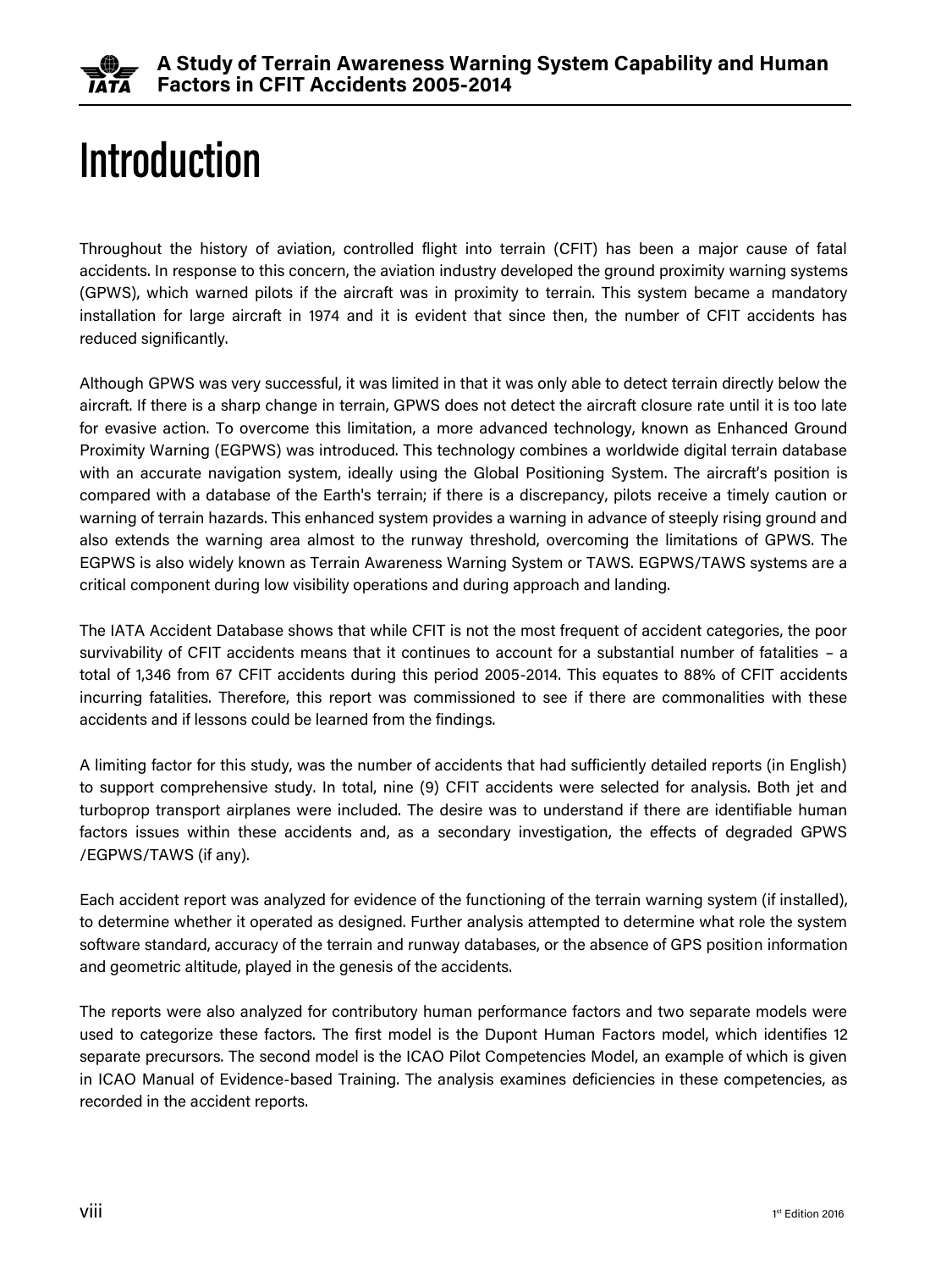# Introduction

Throughout the history of aviation, controlled flight into terrain (CFIT) has been a major cause of fatal accidents. In response to this concern, the aviation industry developed the ground proximity warning systems (GPWS), which warned pilots if the aircraft was in proximity to terrain. This system became a mandatory installation for large aircraft in 1974 and it is evident that since then, the number of CFIT accidents has reduced significantly.

Although GPWS was very successful, it was limited in that it was only able to detect terrain directly below the aircraft. If there is a sharp change in terrain, GPWS does not detect the aircraft closure rate until it is too late for evasive action. To overcome this limitation, a more advanced technology, known as Enhanced Ground Proximity Warning (EGPWS) was introduced. This technology combines a worldwide digital terrain database with an accurate navigation system, ideally using the Global Positioning System. The aircraft's position is compared with a database of the Earth's terrain; if there is a discrepancy, pilots receive a timely caution or warning of terrain hazards. This enhanced system provides a warning in advance of steeply rising ground and also extends the warning area almost to the runway threshold, overcoming the limitations of GPWS. The EGPWS is also widely known as Terrain Awareness Warning System or TAWS. EGPWS/TAWS systems are a critical component during low visibility operations and during approach and landing.

The IATA Accident Database shows that while CFIT is not the most frequent of accident categories, the poor survivability of CFIT accidents means that it continues to account for a substantial number of fatalities – a total of 1,346 from 67 CFIT accidents during this period 2005-2014. This equates to 88% of CFIT accidents incurring fatalities. Therefore, this report was commissioned to see if there are commonalities with these accidents and if lessons could be learned from the findings.

A limiting factor for this study, was the number of accidents that had sufficiently detailed reports (in English) to support comprehensive study. In total, nine (9) CFIT accidents were selected for analysis. Both jet and turboprop transport airplanes were included. The desire was to understand if there are identifiable human factors issues within these accidents and, as a secondary investigation, the effects of degraded GPWS /EGPWS/TAWS (if any).

Each accident report was analyzed for evidence of the functioning of the terrain warning system (if installed), to determine whether it operated as designed. Further analysis attempted to determine what role the system software standard, accuracy of the terrain and runway databases, or the absence of GPS position information and geometric altitude, played in the genesis of the accidents.

The reports were also analyzed for contributory human performance factors and two separate models were used to categorize these factors. The first model is the Dupont Human Factors model, which identifies 12 separate precursors. The second model is the ICAO Pilot Competencies Model, an example of which is given in ICAO Manual of Evidence-based Training. The analysis examines deficiencies in these competencies, as recorded in the accident reports.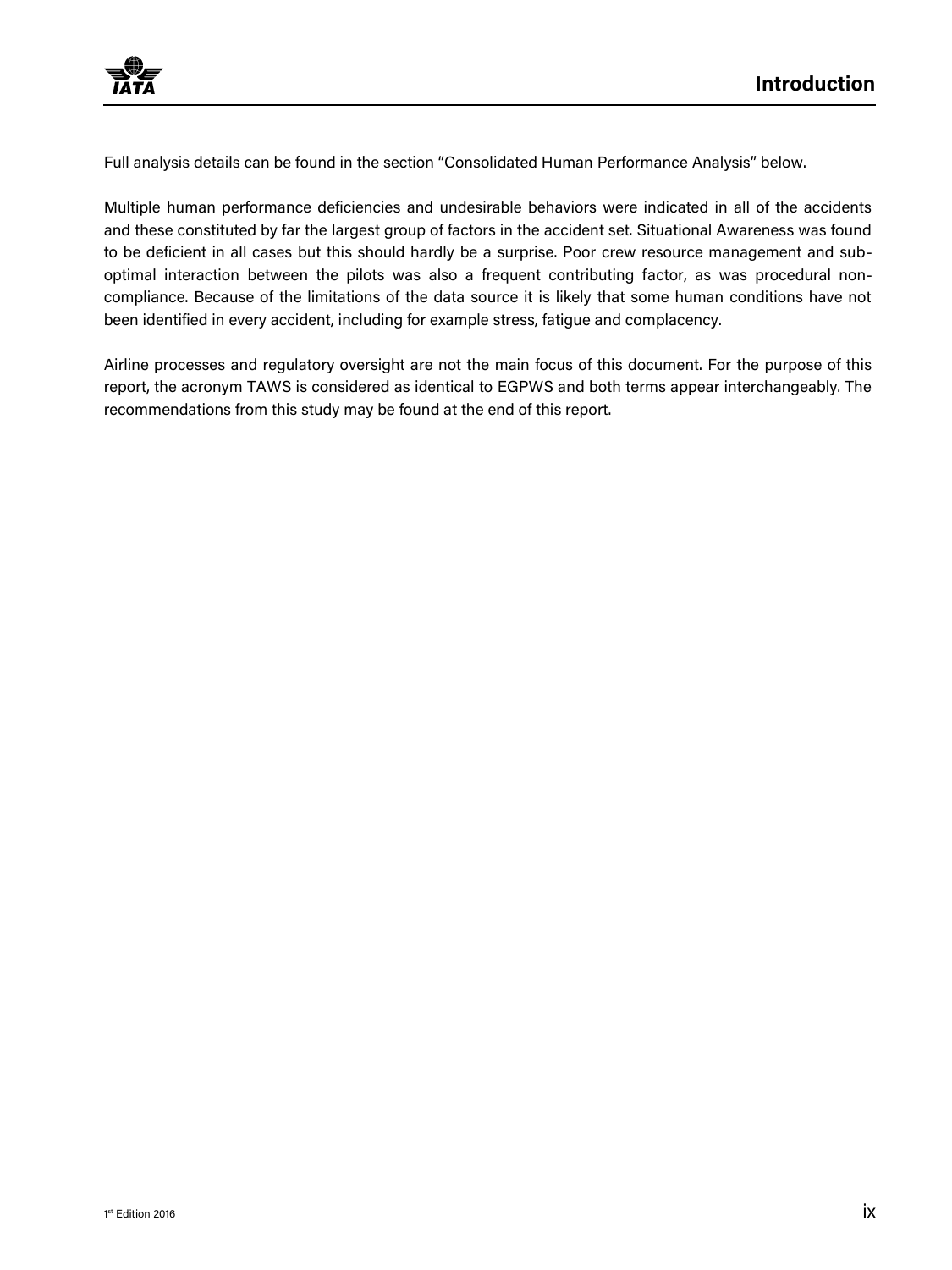Full analysis details can be found in the section "Consolidated Human Performance Analysis" below.

Multiple human performance deficiencies and undesirable behaviors were indicated in all of the accidents and these constituted by far the largest group of factors in the accident set. Situational Awareness was found to be deficient in all cases but this should hardly be a surprise. Poor crew resource management and sub-optimal interaction between the pilots was also a frequent contributing factor, as was procedural non-compliance. Because of the limitations of the data source it is likely that some human conditions have not been identified in every accident, including for example stress, fatigue and complacency.

Airline processes and regulatory oversight are not the main focus of this document. For the purpose of this report, the acronym TAWS is considered as identical to EGPWS and both terms appear interchangeably. The recommendations from this study may be found at the end of this report.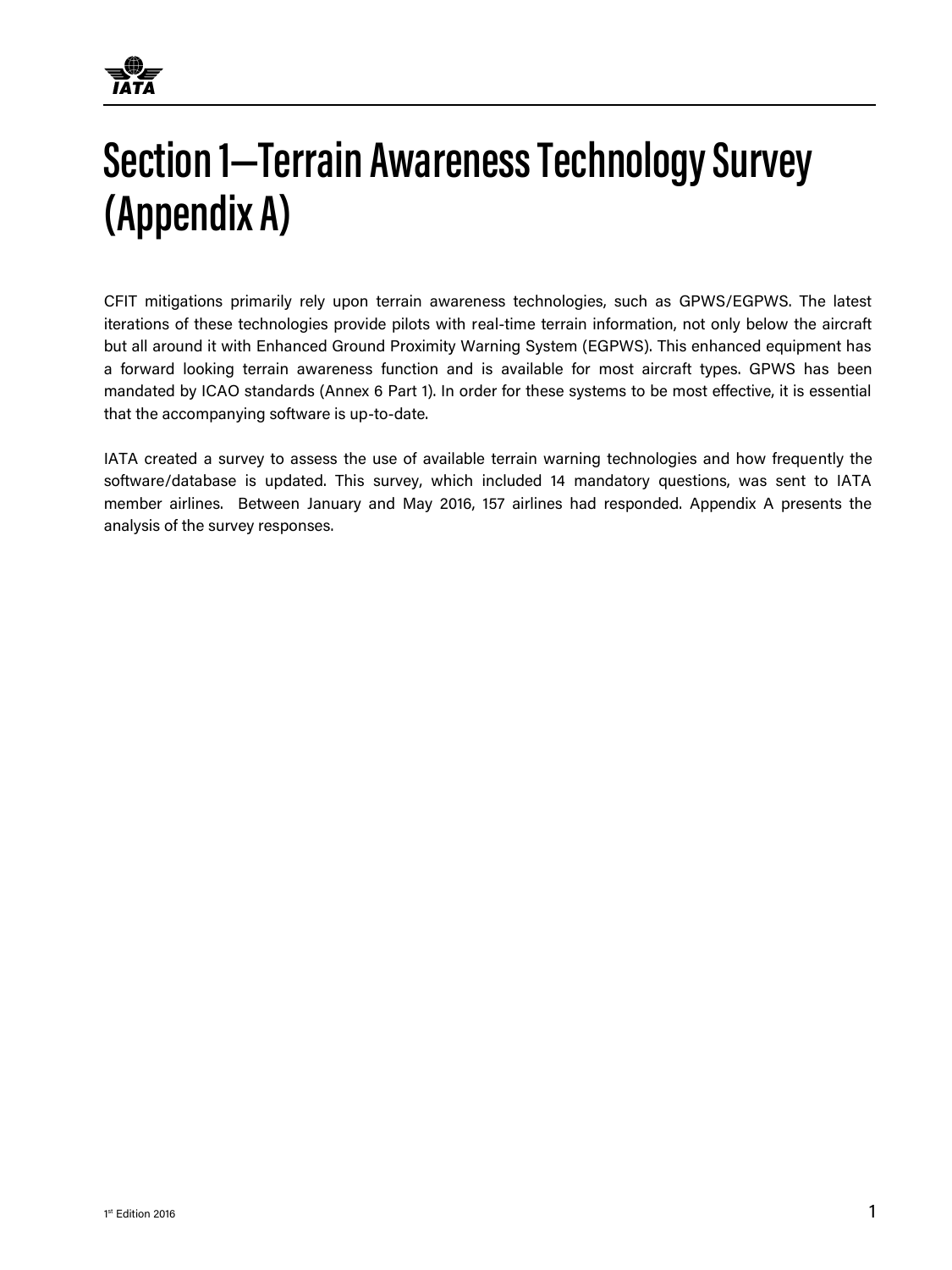# Section 1—Terrain Awareness Technology Survey (Appendix A)

CFIT mitigations primarily rely upon terrain awareness technologies, such as GPWS/EGPWS. The latest iterations of these technologies provide pilots with real-time terrain information, not only below the aircraft but all around it with Enhanced Ground Proximity Warning System (EGPWS). This enhanced equipment has a forward looking terrain awareness function and is available for most aircraft types. GPWS has been mandated by ICAO standards (Annex 6 Part 1). In order for these systems to be most effective, it is essential that the accompanying software is up-to-date.

IATA created a survey to assess the use of available terrain warning technologies and how frequently the software/database is updated. This survey, which included 14 mandatory questions, was sent to IATA member airlines. Between January and May 2016, 157 airlines had responded. Appendix A presents the analysis of the survey responses.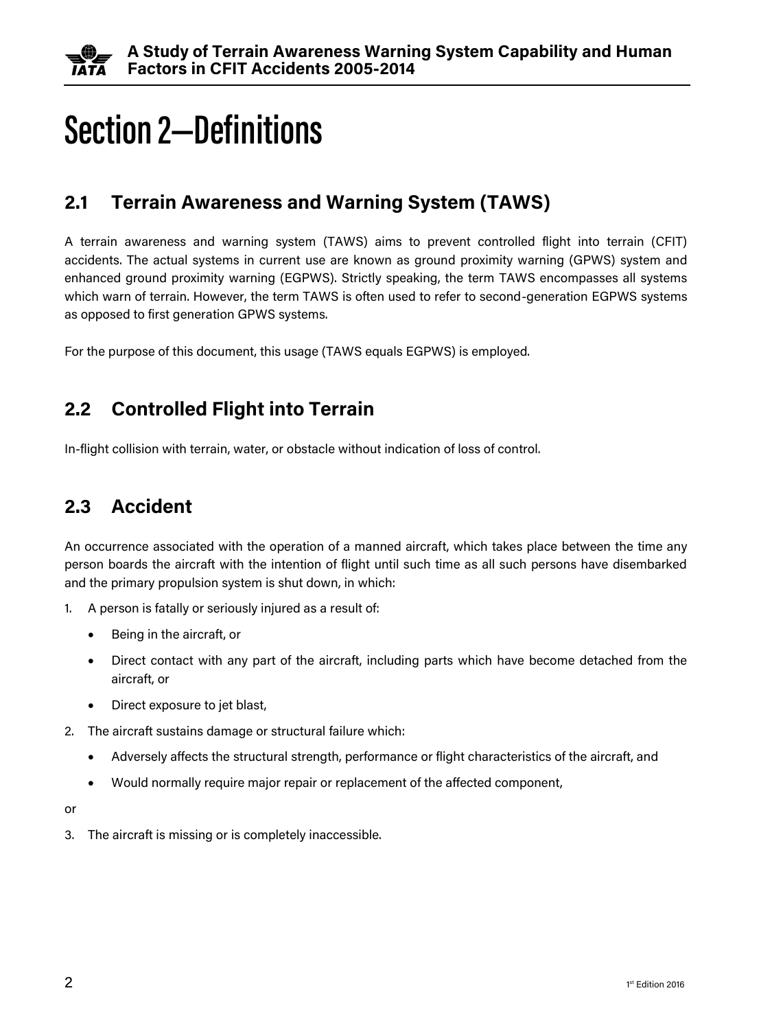# Section 2—Definitions

## 2.1 Terrain Awareness and Warning System (TAWS)

A terrain awareness and warning system (TAWS) aims to prevent controlled flight into terrain (CFIT) accidents. The actual systems in current use are known as ground proximity warning (GPWS) system and enhanced ground proximity warning (EGPWS). Strictly speaking, the term TAWS encompasses all systems which warn of terrain. However, the term TAWS is often used to refer to second-generation EGPWS systems as opposed to first generation GPWS systems.

For the purpose of this document, this usage (TAWS equals EGPWS) is employed.

## 2.2 Controlled Flight into Terrain

In-flight collision with terrain, water, or obstacle without indication of loss of control.

## 2.3 Accident

An occurrence associated with the operation of a manned aircraft, which takes place between the time any person boards the aircraft with the intention of flight until such time as all such persons have disembarked and the primary propulsion system is shut down, in which:

1. A person is fatally or seriously injured as a result of:
   - Being in the aircraft, or
   - Direct contact with any part of the aircraft, including parts which have become detached from the aircraft, or
   - Direct exposure to jet blast,
2. The aircraft sustains damage or structural failure which:
   - Adversely affects the structural strength, performance or flight characteristics of the aircraft, and
   - Would normally require major repair or replacement of the affected component,

or

3. The aircraft is missing or is completely inaccessible.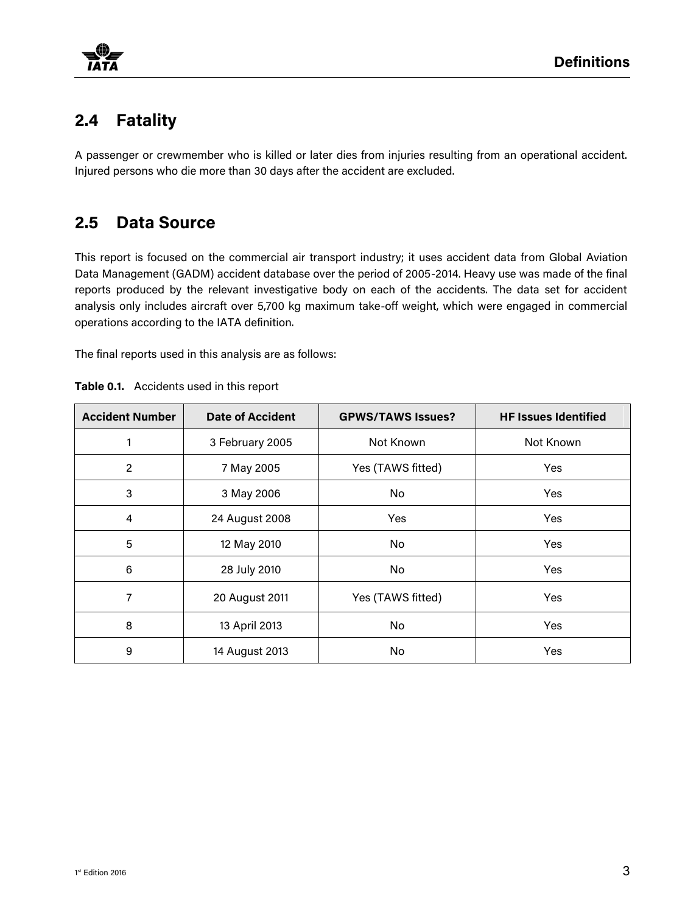## 2.4 Fatality

A passenger or crewmember who is killed or later dies from injuries resulting from an operational accident. Injured persons who die more than 30 days after the accident are excluded.

## 2.5 Data Source

This report is focused on the commercial air transport industry; it uses accident data from Global Aviation Data Management (GADM) accident database over the period of 2005-2014. Heavy use was made of the final reports produced by the relevant investigative body on each of the accidents. The data set for accident analysis only includes aircraft over 5,700 kg maximum take-off weight, which were engaged in commercial operations according to the IATA definition.

The final reports used in this analysis are as follows:

**Table 0.1.** Accidents used in this report

| Accident Number | Date of Accident | GPWS/TAWS Issues? | HF Issues Identified |
|---|---|---|---|
| 1 | 3 February 2005 | Not Known | Not Known |
| 2 | 7 May 2005 | Yes (TAWS fitted) | Yes |
| 3 | 3 May 2006 | No | Yes |
| 4 | 24 August 2008 | Yes | Yes |
| 5 | 12 May 2010 | No | Yes |
| 6 | 28 July 2010 | No | Yes |
| 7 | 20 August 2011 | Yes (TAWS fitted) | Yes |
| 8 | 13 April 2013 | No | Yes |
| 9 | 14 August 2013 | No | Yes |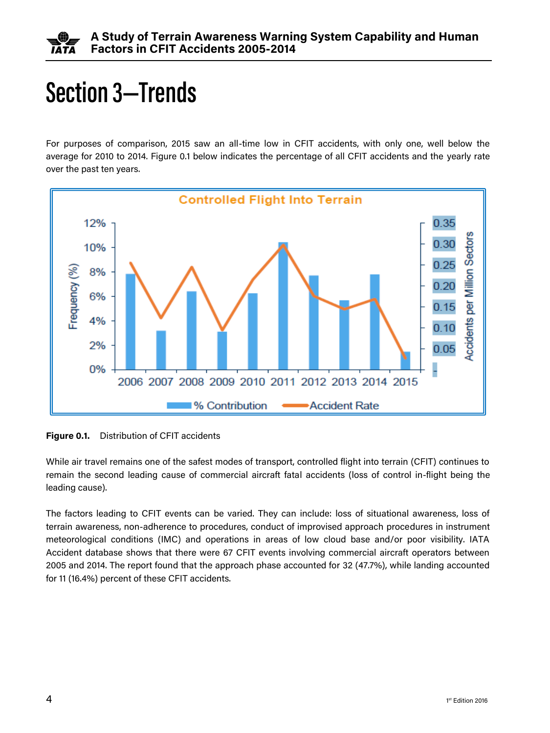# Section 3—Trends

For purposes of comparison, 2015 saw an all-time low in CFIT accidents, with only one, well below the average for 2010 to 2014. Figure 0.1 below indicates the percentage of all CFIT accidents and the yearly rate over the past ten years.

**Figure 0.1.** Distribution of CFIT accidents

While air travel remains one of the safest modes of transport, controlled flight into terrain (CFIT) continues to remain the second leading cause of commercial aircraft fatal accidents (loss of control in-flight being the leading cause).

The factors leading to CFIT events can be varied. They can include: loss of situational awareness, loss of terrain awareness, non-adherence to procedures, conduct of improvised approach procedures in instrument meteorological conditions (IMC) and operations in areas of low cloud base and/or poor visibility. IATA Accident database shows that there were 67 CFIT events involving commercial aircraft operators between 2005 and 2014. The report found that the approach phase accounted for 32 (47.7%), while landing accounted for 11 (16.4%) percent of these CFIT accidents.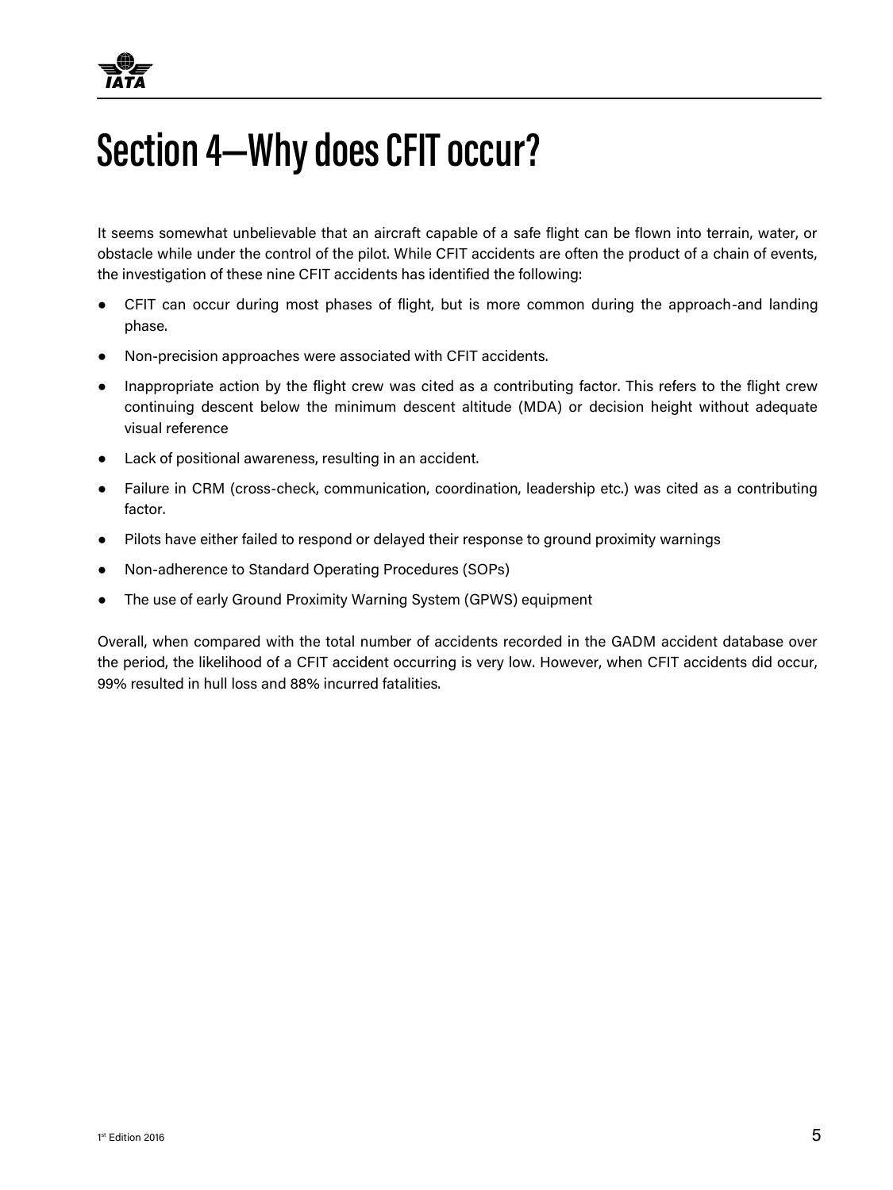# Section 4—Why does CFIT occur?

It seems somewhat unbelievable that an aircraft capable of a safe flight can be flown into terrain, water, or obstacle while under the control of the pilot. While CFIT accidents are often the product of a chain of events, the investigation of these nine CFIT accidents has identified the following:

- CFIT can occur during most phases of flight, but is more common during the approach-and landing phase.
- Non-precision approaches were associated with CFIT accidents.
- Inappropriate action by the flight crew was cited as a contributing factor. This refers to the flight crew continuing descent below the minimum descent altitude (MDA) or decision height without adequate visual reference
- Lack of positional awareness, resulting in an accident.
- Failure in CRM (cross-check, communication, coordination, leadership etc.) was cited as a contributing factor.
- Pilots have either failed to respond or delayed their response to ground proximity warnings
- Non-adherence to Standard Operating Procedures (SOPs)
- The use of early Ground Proximity Warning System (GPWS) equipment

Overall, when compared with the total number of accidents recorded in the GADM accident database over the period, the likelihood of a CFIT accident occurring is very low. However, when CFIT accidents did occur, 99% resulted in hull loss and 88% incurred fatalities.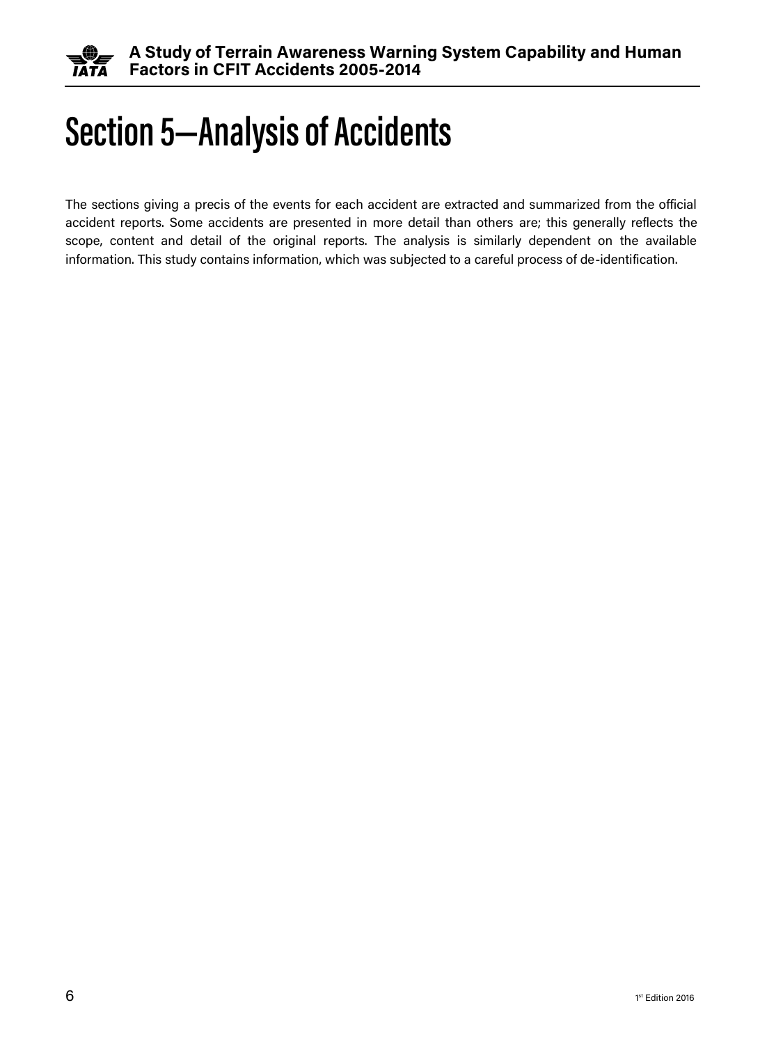# Section 5—Analysis of Accidents

The sections giving a precis of the events for each accident are extracted and summarized from the official accident reports. Some accidents are presented in more detail than others are; this generally reflects the scope, content and detail of the original reports. The analysis is similarly dependent on the available information. This study contains information, which was subjected to a careful process of de-identification.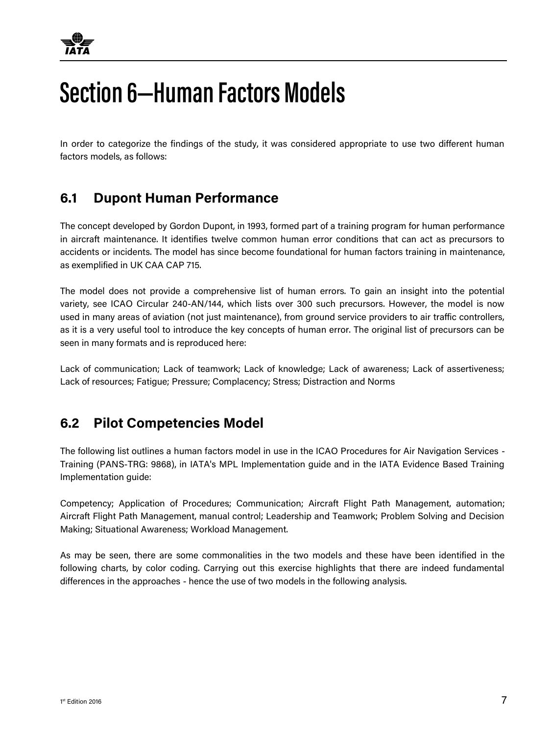# Section 6—Human Factors Models

In order to categorize the findings of the study, it was considered appropriate to use two different human factors models, as follows:

## 6.1 Dupont Human Performance

The concept developed by Gordon Dupont, in 1993, formed part of a training program for human performance in aircraft maintenance. It identifies twelve common human error conditions that can act as precursors to accidents or incidents. The model has since become foundational for human factors training in maintenance, as exemplified in UK CAA CAP 715.

The model does not provide a comprehensive list of human errors. To gain an insight into the potential variety, see ICAO Circular 240-AN/144, which lists over 300 such precursors. However, the model is now used in many areas of aviation (not just maintenance), from ground service providers to air traffic controllers, as it is a very useful tool to introduce the key concepts of human error. The original list of precursors can be seen in many formats and is reproduced here:

Lack of communication; Lack of teamwork; Lack of knowledge; Lack of awareness; Lack of assertiveness; Lack of resources; Fatigue; Pressure; Complacency; Stress; Distraction and Norms

## 6.2 Pilot Competencies Model

The following list outlines a human factors model in use in the ICAO Procedures for Air Navigation Services - Training (PANS-TRG: 9868), in IATA's MPL Implementation guide and in the IATA Evidence Based Training Implementation guide:

Competency; Application of Procedures; Communication; Aircraft Flight Path Management, automation; Aircraft Flight Path Management, manual control; Leadership and Teamwork; Problem Solving and Decision Making; Situational Awareness; Workload Management.

As may be seen, there are some commonalities in the two models and these have been identified in the following charts, by color coding. Carrying out this exercise highlights that there are indeed fundamental differences in the approaches - hence the use of two models in the following analysis.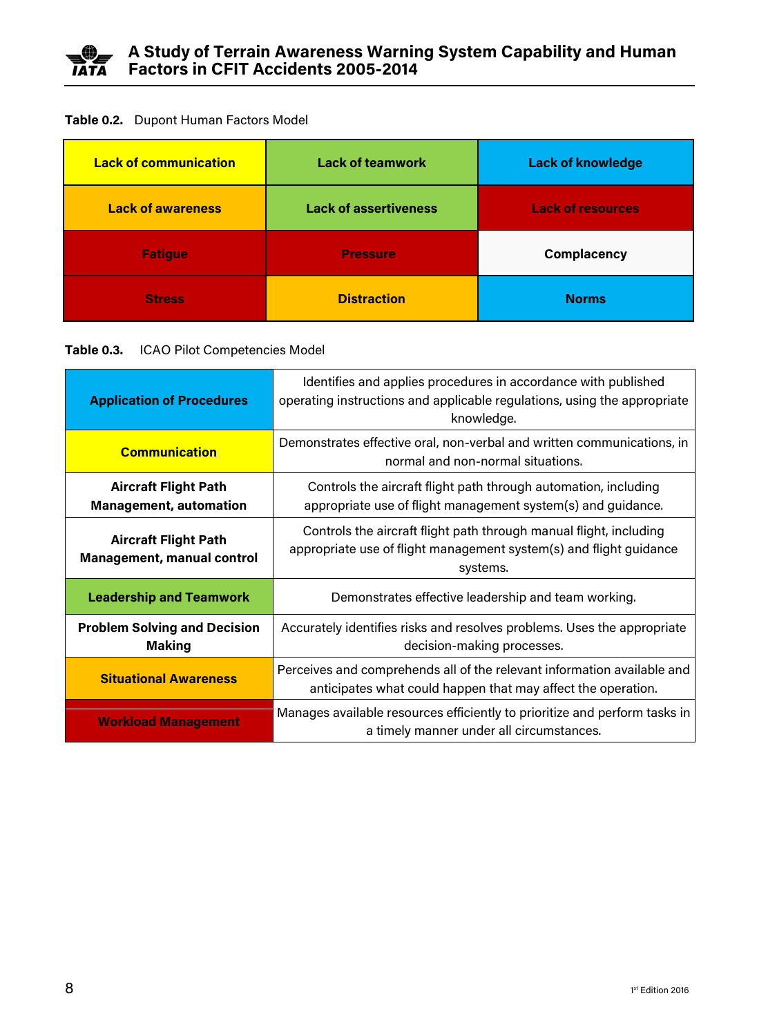**Table 0.2.** Dupont Human Factors Model

| Lack of communication | Lack of teamwork | Lack of knowledge |
|---|---|---|
| Lack of awareness | Lack of assertiveness | Lack of resources |
| Fatigue | Pressure | Complacency |
| Stress | Distraction | Norms |

**Table 0.3.** ICAO Pilot Competencies Model

| Competency | Description |
|---|---|
| **Application of Procedures** | Identifies and applies procedures in accordance with published operating instructions and applicable regulations, using the appropriate knowledge. |
| **Communication** | Demonstrates effective oral, non-verbal and written communications, in normal and non-normal situations. |
| **Aircraft Flight Path Management, automation** | Controls the aircraft flight path through automation, including appropriate use of flight management system(s) and guidance. |
| **Aircraft Flight Path Management, manual control** | Controls the aircraft flight path through manual flight, including appropriate use of flight management system(s) and flight guidance systems. |
| **Leadership and Teamwork** | Demonstrates effective leadership and team working. |
| **Problem Solving and Decision Making** | Accurately identifies risks and resolves problems. Uses the appropriate decision-making processes. |
| **Situational Awareness** | Perceives and comprehends all of the relevant information available and anticipates what could happen that may affect the operation. |
| **Workload Management** | Manages available resources efficiently to prioritize and perform tasks in a timely manner under all circumstances. |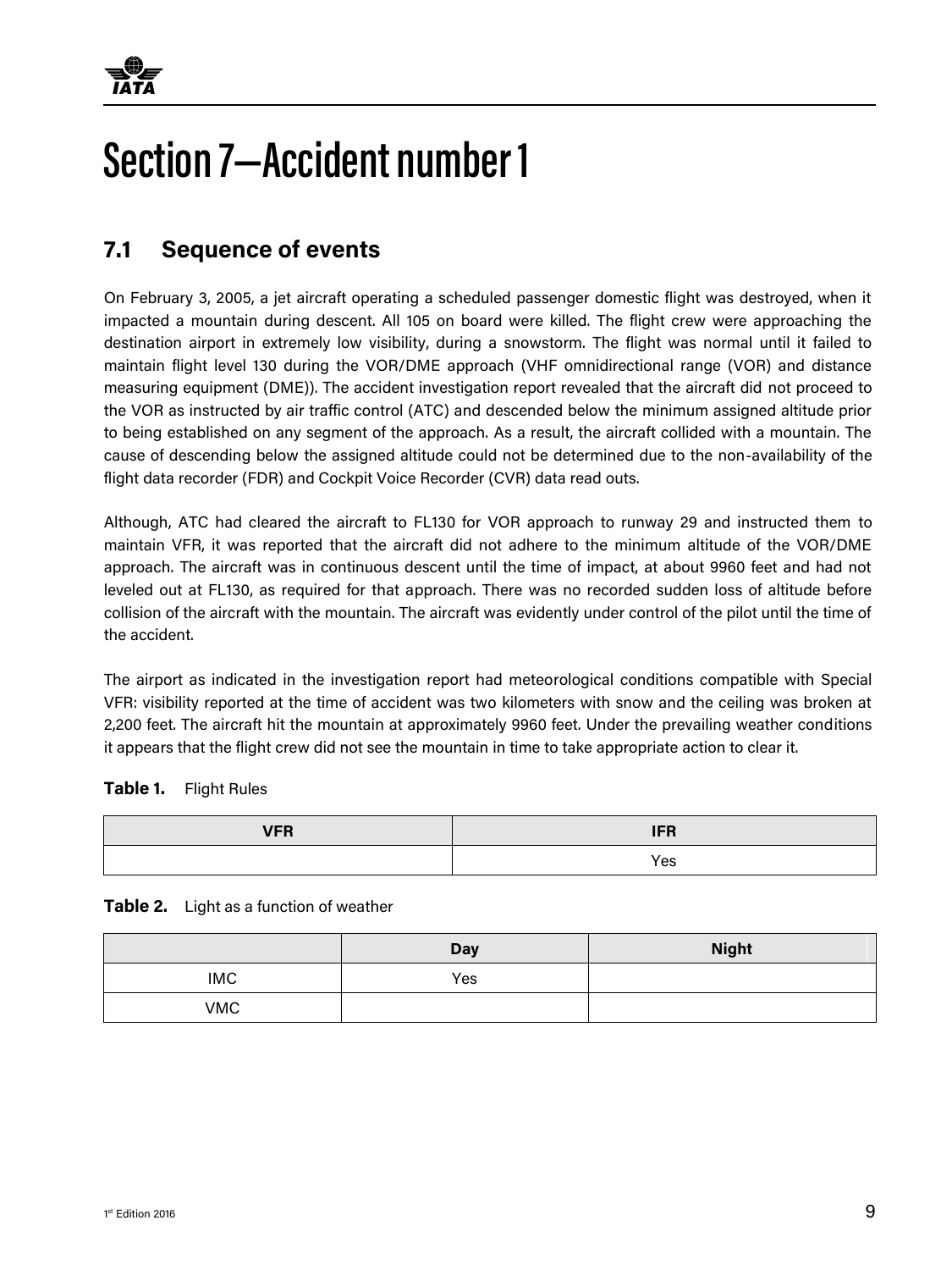# Section 7—Accident number 1

## 7.1 Sequence of events

On February 3, 2005, a jet aircraft operating a scheduled passenger domestic flight was destroyed, when it impacted a mountain during descent. All 105 on board were killed. The flight crew were approaching the destination airport in extremely low visibility, during a snowstorm. The flight was normal until it failed to maintain flight level 130 during the VOR/DME approach (VHF omnidirectional range (VOR) and distance measuring equipment (DME)). The accident investigation report revealed that the aircraft did not proceed to the VOR as instructed by air traffic control (ATC) and descended below the minimum assigned altitude prior to being established on any segment of the approach. As a result, the aircraft collided with a mountain. The cause of descending below the assigned altitude could not be determined due to the non-availability of the flight data recorder (FDR) and Cockpit Voice Recorder (CVR) data read outs.

Although, ATC had cleared the aircraft to FL130 for VOR approach to runway 29 and instructed them to maintain VFR, it was reported that the aircraft did not adhere to the minimum altitude of the VOR/DME approach. The aircraft was in continuous descent until the time of impact, at about 9960 feet and had not leveled out at FL130, as required for that approach. There was no recorded sudden loss of altitude before collision of the aircraft with the mountain. The aircraft was evidently under control of the pilot until the time of the accident.

The airport as indicated in the investigation report had meteorological conditions compatible with Special VFR: visibility reported at the time of accident was two kilometers with snow and the ceiling was broken at 2,200 feet. The aircraft hit the mountain at approximately 9960 feet. Under the prevailing weather conditions it appears that the flight crew did not see the mountain in time to take appropriate action to clear it.

**Table 1.** Flight Rules

| VFR | IFR |
|---|---|
| | Yes |

**Table 2.** Light as a function of weather

| | Day | Night |
|---|---|---|
| IMC | Yes | |
| VMC | | |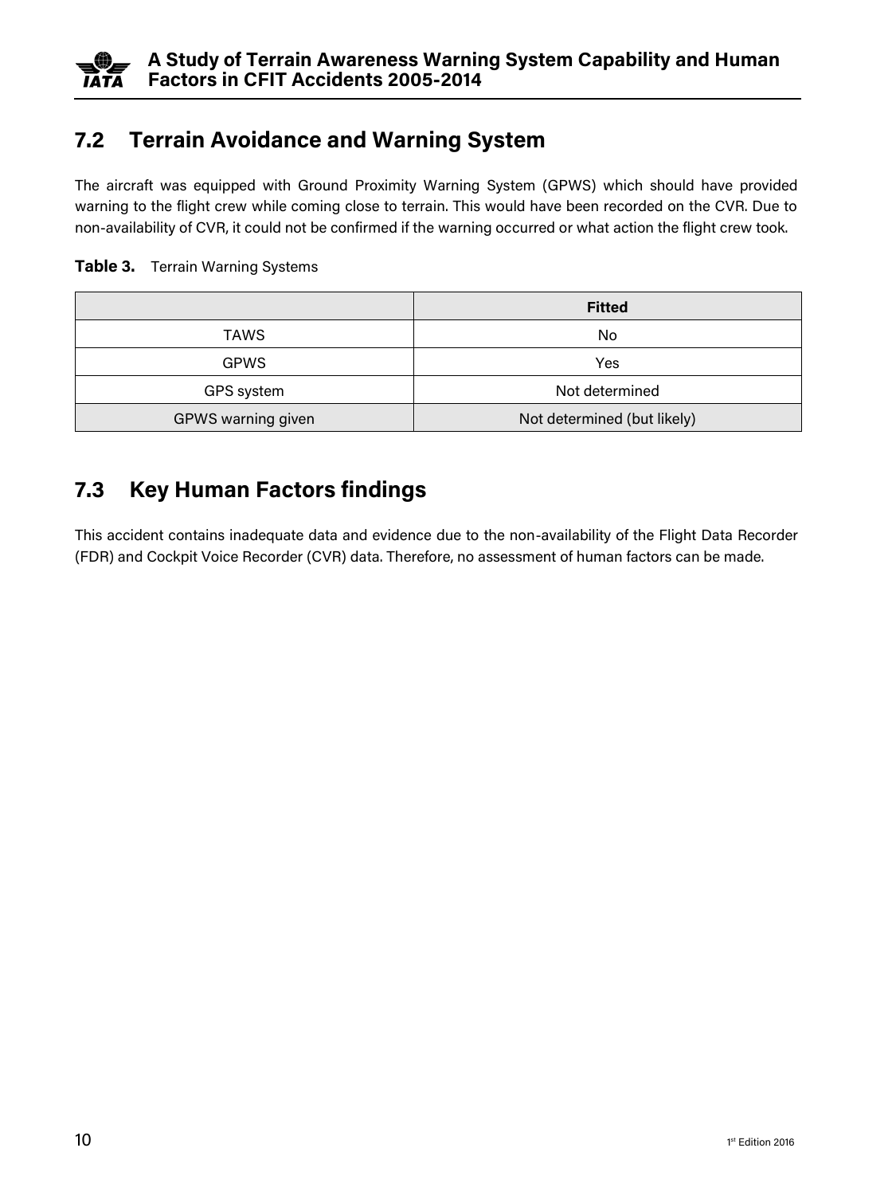## 7.2 Terrain Avoidance and Warning System

The aircraft was equipped with Ground Proximity Warning System (GPWS) which should have provided warning to the flight crew while coming close to terrain. This would have been recorded on the CVR. Due to non-availability of CVR, it could not be confirmed if the warning occurred or what action the flight crew took.

**Table 3.** Terrain Warning Systems

| | Fitted |
|---|---|
| TAWS | No |
| GPWS | Yes |
| GPS system | Not determined |
| GPWS warning given | Not determined (but likely) |

## 7.3 Key Human Factors findings

This accident contains inadequate data and evidence due to the non-availability of the Flight Data Recorder (FDR) and Cockpit Voice Recorder (CVR) data. Therefore, no assessment of human factors can be made.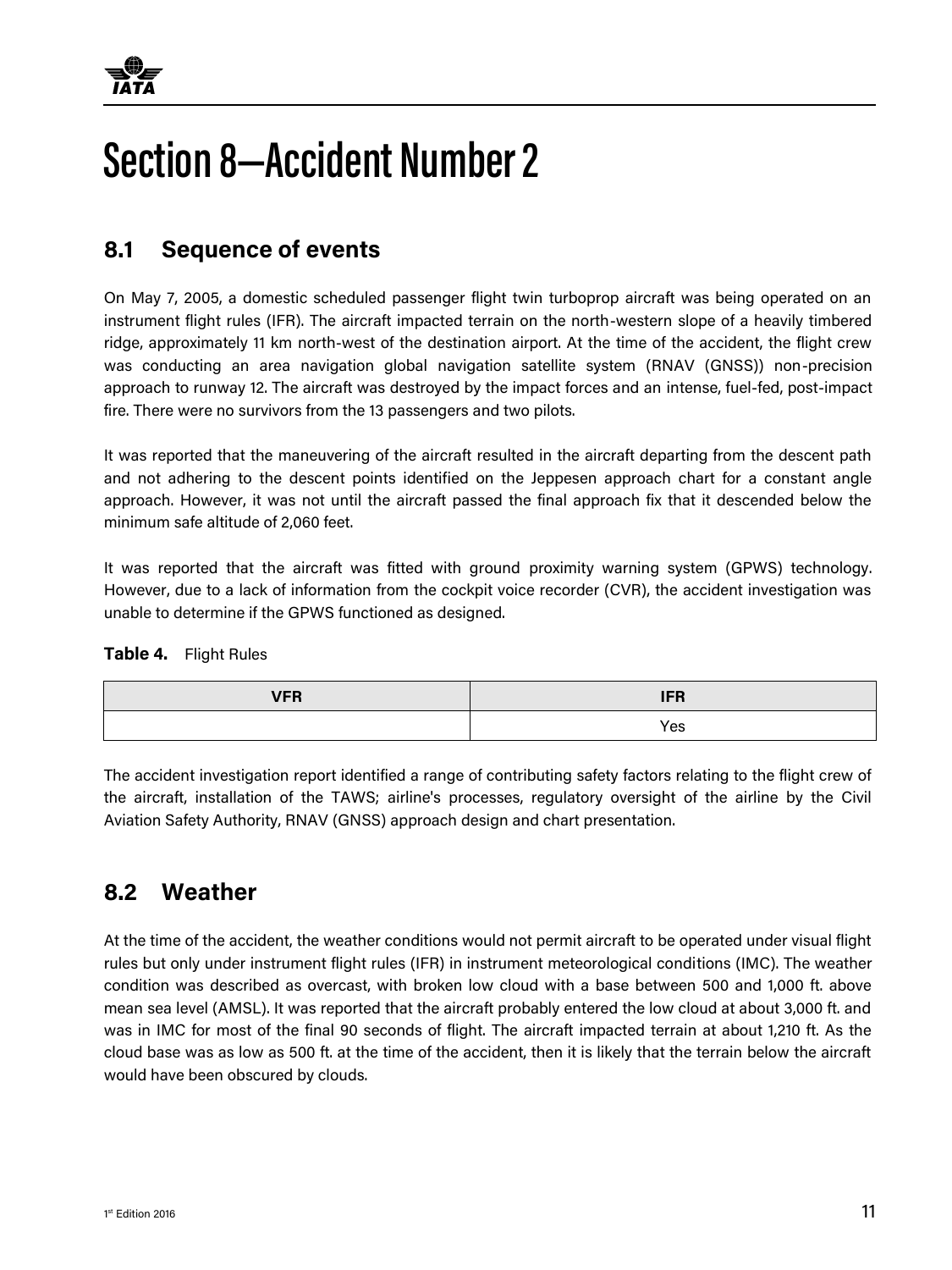# Section 8—Accident Number 2

## 8.1 Sequence of events

On May 7, 2005, a domestic scheduled passenger flight twin turboprop aircraft was being operated on an instrument flight rules (IFR). The aircraft impacted terrain on the north-western slope of a heavily timbered ridge, approximately 11 km north-west of the destination airport. At the time of the accident, the flight crew was conducting an area navigation global navigation satellite system (RNAV (GNSS)) non-precision approach to runway 12. The aircraft was destroyed by the impact forces and an intense, fuel-fed, post-impact fire. There were no survivors from the 13 passengers and two pilots.

It was reported that the maneuvering of the aircraft resulted in the aircraft departing from the descent path and not adhering to the descent points identified on the Jeppesen approach chart for a constant angle approach. However, it was not until the aircraft passed the final approach fix that it descended below the minimum safe altitude of 2,060 feet.

It was reported that the aircraft was fitted with ground proximity warning system (GPWS) technology. However, due to a lack of information from the cockpit voice recorder (CVR), the accident investigation was unable to determine if the GPWS functioned as designed.

**Table 4.** Flight Rules

| VFR | IFR |
| --- | --- |
| | Yes |

The accident investigation report identified a range of contributing safety factors relating to the flight crew of the aircraft, installation of the TAWS; airline's processes, regulatory oversight of the airline by the Civil Aviation Safety Authority, RNAV (GNSS) approach design and chart presentation.

## 8.2 Weather

At the time of the accident, the weather conditions would not permit aircraft to be operated under visual flight rules but only under instrument flight rules (IFR) in instrument meteorological conditions (IMC). The weather condition was described as overcast, with broken low cloud with a base between 500 and 1,000 ft. above mean sea level (AMSL). It was reported that the aircraft probably entered the low cloud at about 3,000 ft. and was in IMC for most of the final 90 seconds of flight. The aircraft impacted terrain at about 1,210 ft. As the cloud base was as low as 500 ft. at the time of the accident, then it is likely that the terrain below the aircraft would have been obscured by clouds.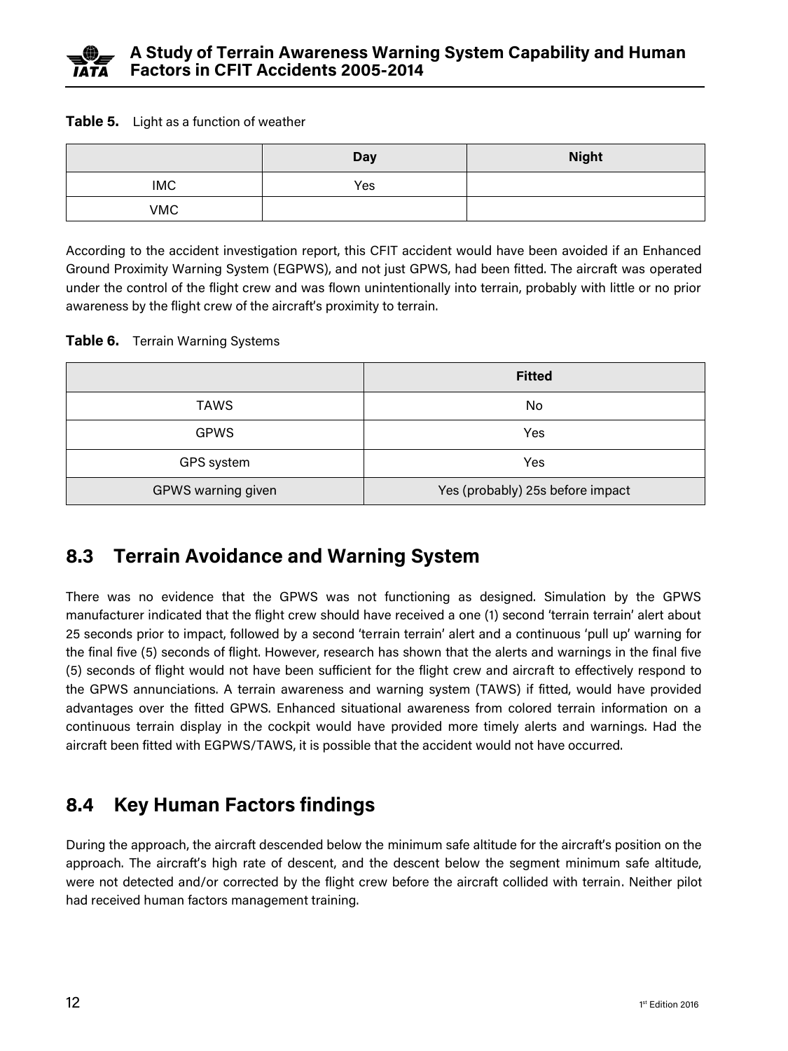**Table 5.** Light as a function of weather

| | Day | Night |
|---|---|---|
| IMC | Yes | |
| VMC | | |

According to the accident investigation report, this CFIT accident would have been avoided if an Enhanced Ground Proximity Warning System (EGPWS), and not just GPWS, had been fitted. The aircraft was operated under the control of the flight crew and was flown unintentionally into terrain, probably with little or no prior awareness by the flight crew of the aircraft's proximity to terrain.

**Table 6.** Terrain Warning Systems

| | Fitted |
|---|---|
| TAWS | No |
| GPWS | Yes |
| GPS system | Yes |
| GPWS warning given | Yes (probably) 25s before impact |

## 8.3 Terrain Avoidance and Warning System

There was no evidence that the GPWS was not functioning as designed. Simulation by the GPWS manufacturer indicated that the flight crew should have received a one (1) second 'terrain terrain' alert about 25 seconds prior to impact, followed by a second 'terrain terrain' alert and a continuous 'pull up' warning for the final five (5) seconds of flight. However, research has shown that the alerts and warnings in the final five (5) seconds of flight would not have been sufficient for the flight crew and aircraft to effectively respond to the GPWS annunciations. A terrain awareness and warning system (TAWS) if fitted, would have provided advantages over the fitted GPWS. Enhanced situational awareness from colored terrain information on a continuous terrain display in the cockpit would have provided more timely alerts and warnings. Had the aircraft been fitted with EGPWS/TAWS, it is possible that the accident would not have occurred.

## 8.4 Key Human Factors findings

During the approach, the aircraft descended below the minimum safe altitude for the aircraft's position on the approach. The aircraft's high rate of descent, and the descent below the segment minimum safe altitude, were not detected and/or corrected by the flight crew before the aircraft collided with terrain. Neither pilot had received human factors management training.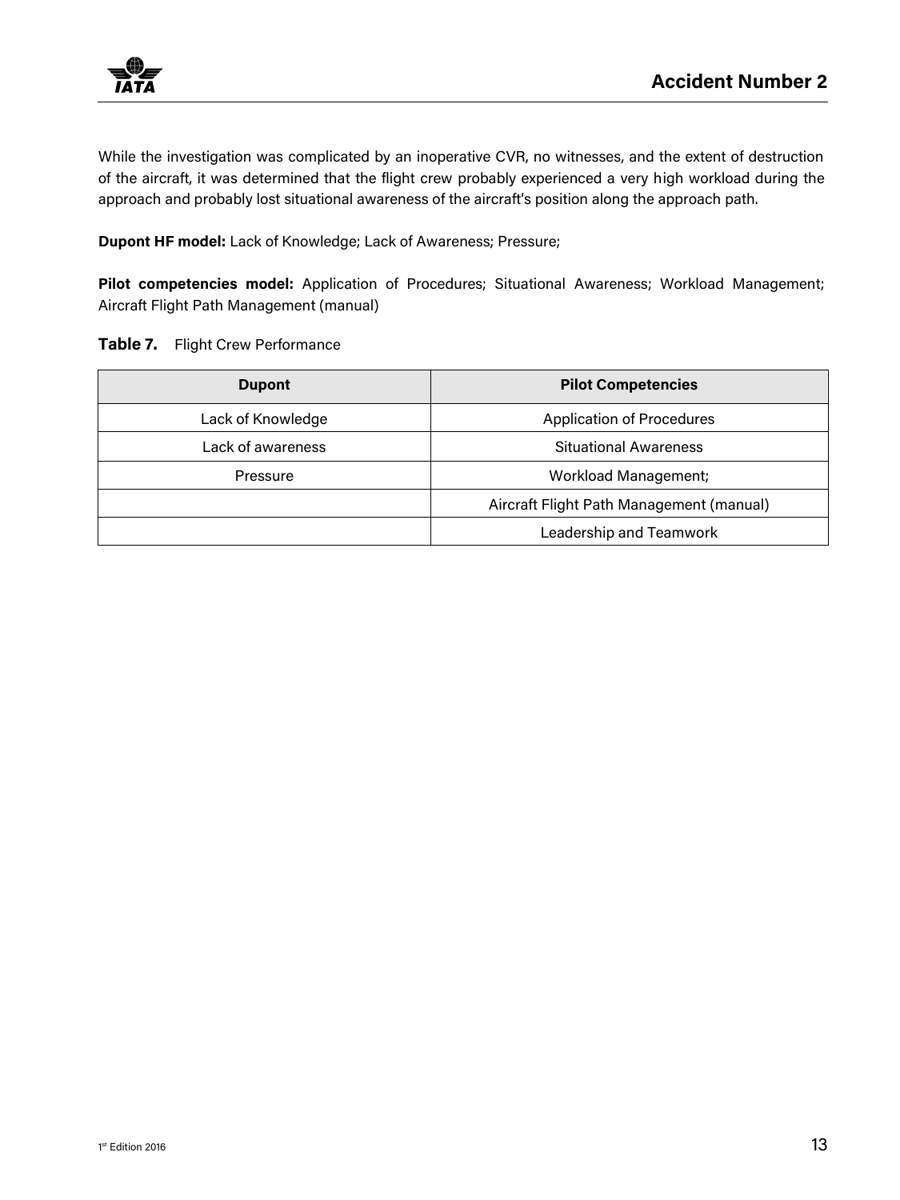While the investigation was complicated by an inoperative CVR, no witnesses, and the extent of destruction of the aircraft, it was determined that the flight crew probably experienced a very high workload during the approach and probably lost situational awareness of the aircraft's position along the approach path.

**Dupont HF model:** Lack of Knowledge; Lack of Awareness; Pressure;

**Pilot competencies model:** Application of Procedures; Situational Awareness; Workload Management; Aircraft Flight Path Management (manual)

**Table 7.** Flight Crew Performance

| Dupont | Pilot Competencies |
|---|---|
| Lack of Knowledge | Application of Procedures |
| Lack of awareness | Situational Awareness |
| Pressure | Workload Management; |
| | Aircraft Flight Path Management (manual) |
| | Leadership and Teamwork |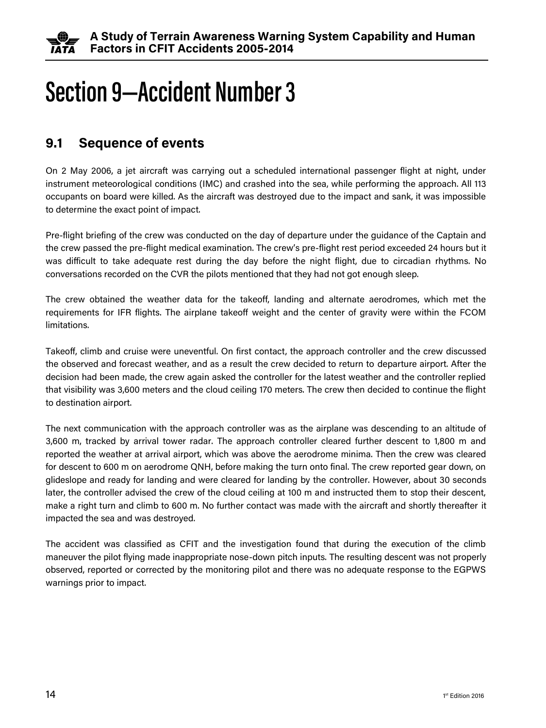# Section 9—Accident Number 3

## 9.1 Sequence of events

On 2 May 2006, a jet aircraft was carrying out a scheduled international passenger flight at night, under instrument meteorological conditions (IMC) and crashed into the sea, while performing the approach. All 113 occupants on board were killed. As the aircraft was destroyed due to the impact and sank, it was impossible to determine the exact point of impact.

Pre-flight briefing of the crew was conducted on the day of departure under the guidance of the Captain and the crew passed the pre-flight medical examination. The crew's pre-flight rest period exceeded 24 hours but it was difficult to take adequate rest during the day before the night flight, due to circadian rhythms. No conversations recorded on the CVR the pilots mentioned that they had not got enough sleep.

The crew obtained the weather data for the takeoff, landing and alternate aerodromes, which met the requirements for IFR flights. The airplane takeoff weight and the center of gravity were within the FCOM limitations.

Takeoff, climb and cruise were uneventful. On first contact, the approach controller and the crew discussed the observed and forecast weather, and as a result the crew decided to return to departure airport. After the decision had been made, the crew again asked the controller for the latest weather and the controller replied that visibility was 3,600 meters and the cloud ceiling 170 meters. The crew then decided to continue the flight to destination airport.

The next communication with the approach controller was as the airplane was descending to an altitude of 3,600 m, tracked by arrival tower radar. The approach controller cleared further descent to 1,800 m and reported the weather at arrival airport, which was above the aerodrome minima. Then the crew was cleared for descent to 600 m on aerodrome QNH, before making the turn onto final. The crew reported gear down, on glideslope and ready for landing and were cleared for landing by the controller. However, about 30 seconds later, the controller advised the crew of the cloud ceiling at 100 m and instructed them to stop their descent, make a right turn and climb to 600 m. No further contact was made with the aircraft and shortly thereafter it impacted the sea and was destroyed.

The accident was classified as CFIT and the investigation found that during the execution of the climb maneuver the pilot flying made inappropriate nose-down pitch inputs. The resulting descent was not properly observed, reported or corrected by the monitoring pilot and there was no adequate response to the EGPWS warnings prior to impact.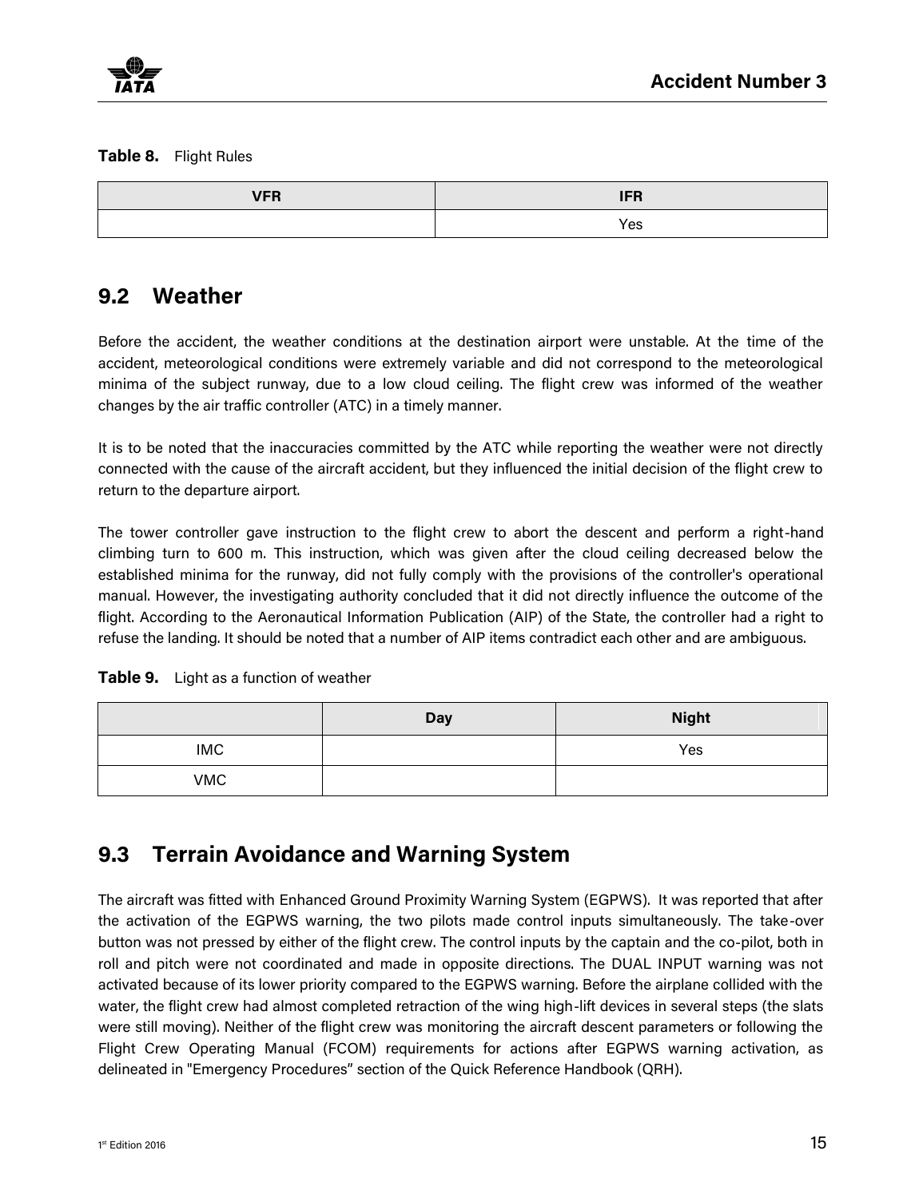**Table 8.** Flight Rules

| VFR | IFR |
|---|---|
| | Yes |

## 9.2 Weather

Before the accident, the weather conditions at the destination airport were unstable. At the time of the accident, meteorological conditions were extremely variable and did not correspond to the meteorological minima of the subject runway, due to a low cloud ceiling. The flight crew was informed of the weather changes by the air traffic controller (ATC) in a timely manner.

It is to be noted that the inaccuracies committed by the ATC while reporting the weather were not directly connected with the cause of the aircraft accident, but they influenced the initial decision of the flight crew to return to the departure airport.

The tower controller gave instruction to the flight crew to abort the descent and perform a right-hand climbing turn to 600 m. This instruction, which was given after the cloud ceiling decreased below the established minima for the runway, did not fully comply with the provisions of the controller's operational manual. However, the investigating authority concluded that it did not directly influence the outcome of the flight. According to the Aeronautical Information Publication (AIP) of the State, the controller had a right to refuse the landing. It should be noted that a number of AIP items contradict each other and are ambiguous.

**Table 9.** Light as a function of weather

| | Day | Night |
|---|---|---|
| IMC | | Yes |
| VMC | | |

## 9.3 Terrain Avoidance and Warning System

The aircraft was fitted with Enhanced Ground Proximity Warning System (EGPWS). It was reported that after the activation of the EGPWS warning, the two pilots made control inputs simultaneously. The take-over button was not pressed by either of the flight crew. The control inputs by the captain and the co-pilot, both in roll and pitch were not coordinated and made in opposite directions. The DUAL INPUT warning was not activated because of its lower priority compared to the EGPWS warning. Before the airplane collided with the water, the flight crew had almost completed retraction of the wing high-lift devices in several steps (the slats were still moving). Neither of the flight crew was monitoring the aircraft descent parameters or following the Flight Crew Operating Manual (FCOM) requirements for actions after EGPWS warning activation, as delineated in "Emergency Procedures" section of the Quick Reference Handbook (QRH).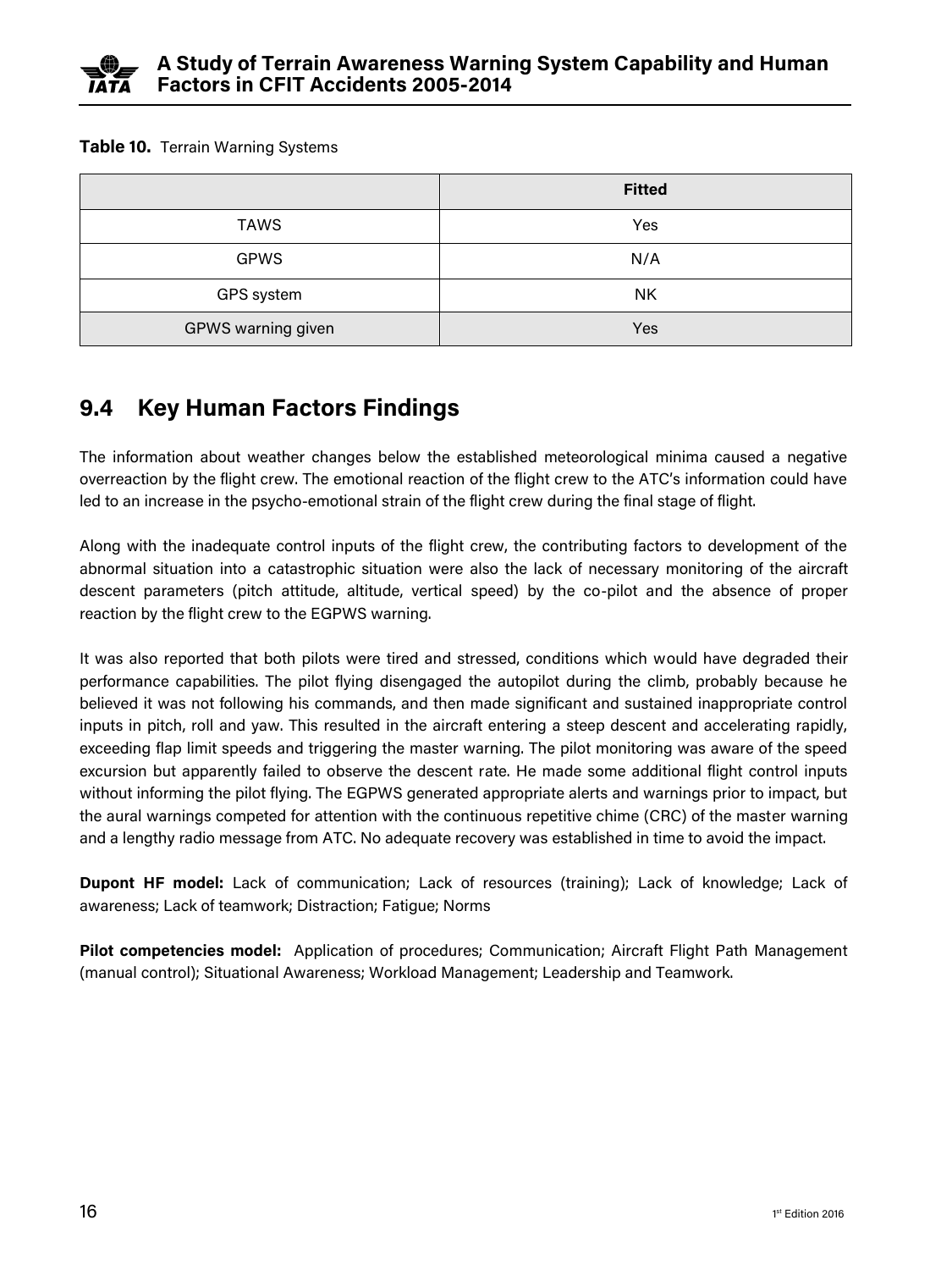**Table 10.** Terrain Warning Systems

| | Fitted |
|---|---|
| TAWS | Yes |
| GPWS | N/A |
| GPS system | NK |
| GPWS warning given | Yes |

## 9.4 Key Human Factors Findings

The information about weather changes below the established meteorological minima caused a negative overreaction by the flight crew. The emotional reaction of the flight crew to the ATC's information could have led to an increase in the psycho-emotional strain of the flight crew during the final stage of flight.

Along with the inadequate control inputs of the flight crew, the contributing factors to development of the abnormal situation into a catastrophic situation were also the lack of necessary monitoring of the aircraft descent parameters (pitch attitude, altitude, vertical speed) by the co-pilot and the absence of proper reaction by the flight crew to the EGPWS warning.

It was also reported that both pilots were tired and stressed, conditions which would have degraded their performance capabilities. The pilot flying disengaged the autopilot during the climb, probably because he believed it was not following his commands, and then made significant and sustained inappropriate control inputs in pitch, roll and yaw. This resulted in the aircraft entering a steep descent and accelerating rapidly, exceeding flap limit speeds and triggering the master warning. The pilot monitoring was aware of the speed excursion but apparently failed to observe the descent rate. He made some additional flight control inputs without informing the pilot flying. The EGPWS generated appropriate alerts and warnings prior to impact, but the aural warnings competed for attention with the continuous repetitive chime (CRC) of the master warning and a lengthy radio message from ATC. No adequate recovery was established in time to avoid the impact.

**Dupont HF model:** Lack of communication; Lack of resources (training); Lack of knowledge; Lack of awareness; Lack of teamwork; Distraction; Fatigue; Norms

**Pilot competencies model:** Application of procedures; Communication; Aircraft Flight Path Management (manual control); Situational Awareness; Workload Management; Leadership and Teamwork.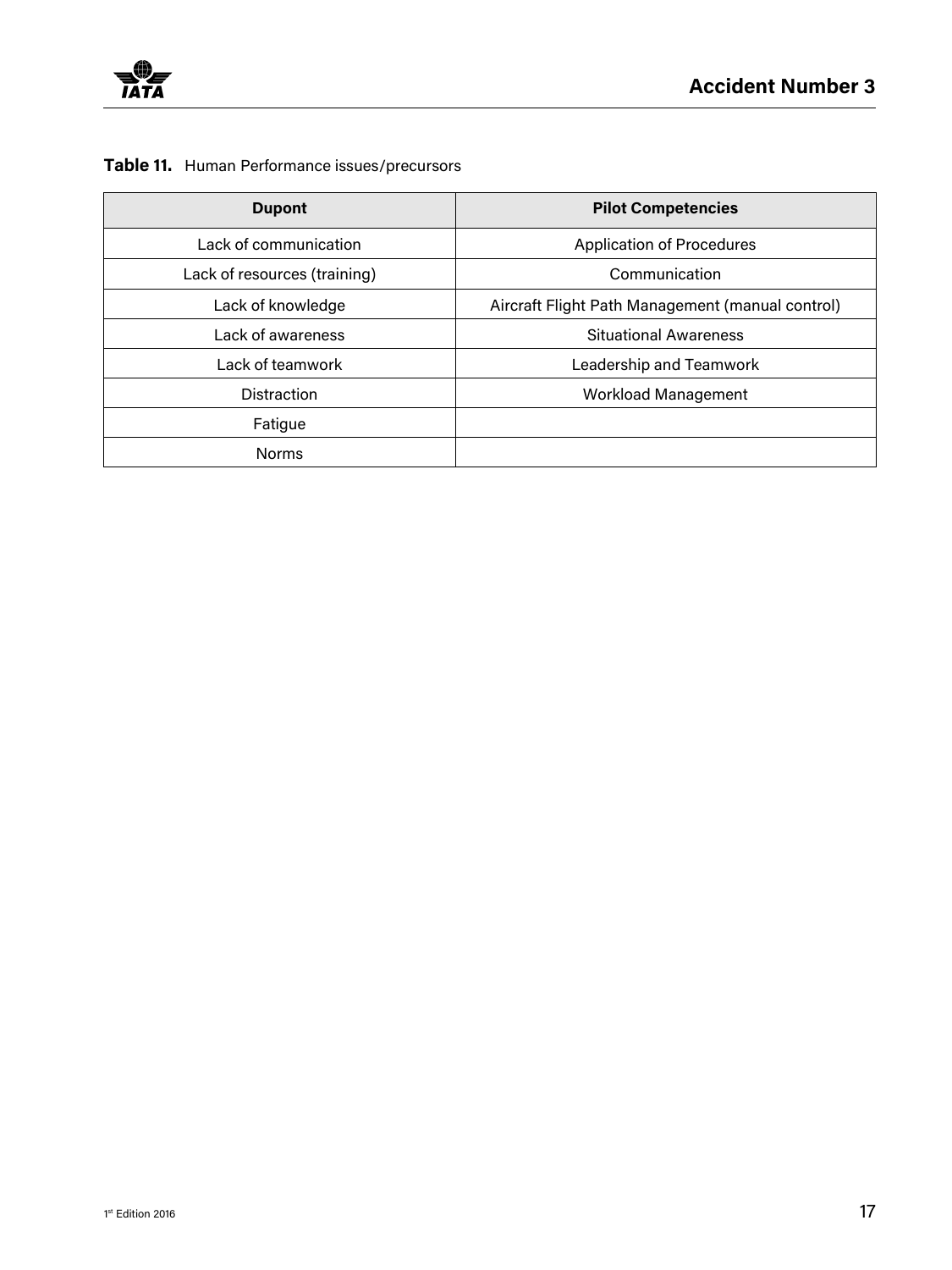**Table 11.** Human Performance issues/precursors

| Dupont | Pilot Competencies |
|---|---|
| Lack of communication | Application of Procedures |
| Lack of resources (training) | Communication |
| Lack of knowledge | Aircraft Flight Path Management (manual control) |
| Lack of awareness | Situational Awareness |
| Lack of teamwork | Leadership and Teamwork |
| Distraction | Workload Management |
| Fatigue | |
| Norms | |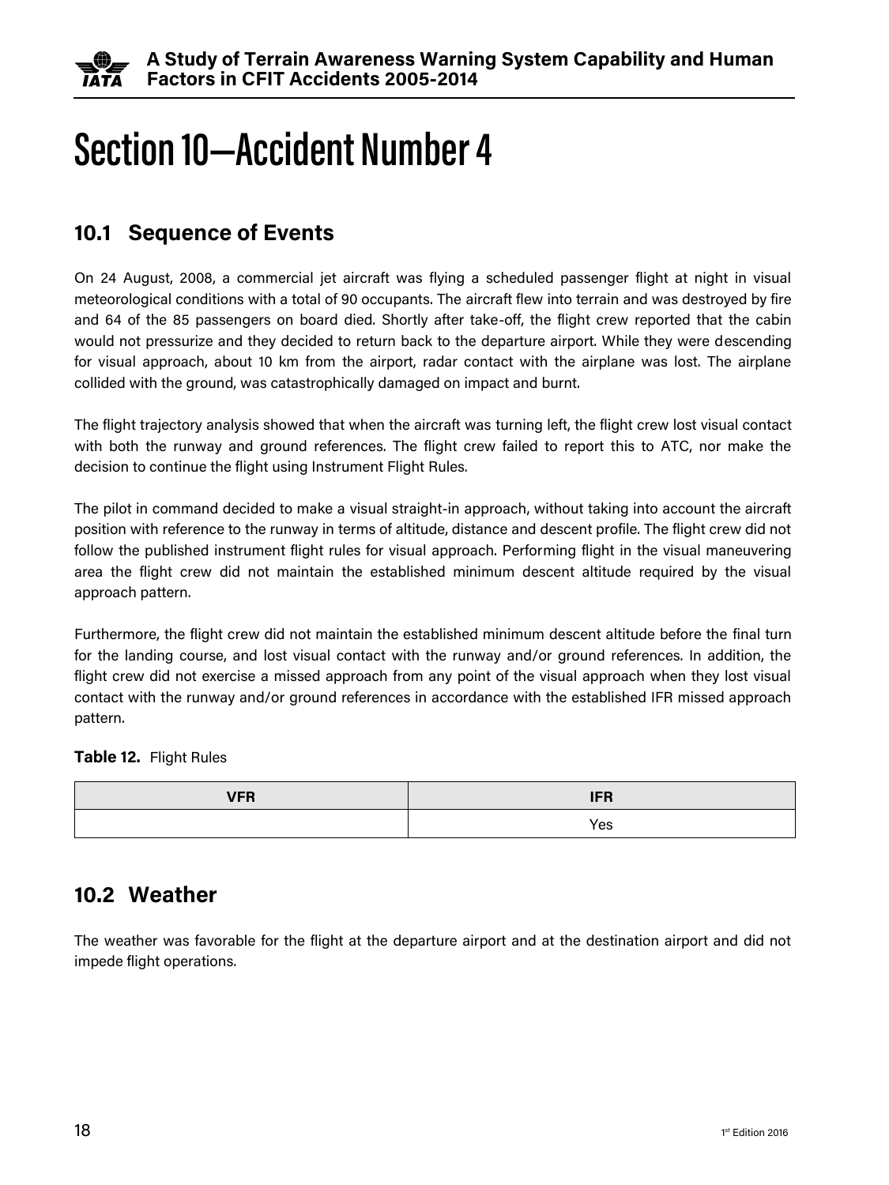# Section 10—Accident Number 4

## 10.1 Sequence of Events

On 24 August, 2008, a commercial jet aircraft was flying a scheduled passenger flight at night in visual meteorological conditions with a total of 90 occupants. The aircraft flew into terrain and was destroyed by fire and 64 of the 85 passengers on board died. Shortly after take-off, the flight crew reported that the cabin would not pressurize and they decided to return back to the departure airport. While they were descending for visual approach, about 10 km from the airport, radar contact with the airplane was lost. The airplane collided with the ground, was catastrophically damaged on impact and burnt.

The flight trajectory analysis showed that when the aircraft was turning left, the flight crew lost visual contact with both the runway and ground references. The flight crew failed to report this to ATC, nor make the decision to continue the flight using Instrument Flight Rules.

The pilot in command decided to make a visual straight-in approach, without taking into account the aircraft position with reference to the runway in terms of altitude, distance and descent profile. The flight crew did not follow the published instrument flight rules for visual approach. Performing flight in the visual maneuvering area the flight crew did not maintain the established minimum descent altitude required by the visual approach pattern.

Furthermore, the flight crew did not maintain the established minimum descent altitude before the final turn for the landing course, and lost visual contact with the runway and/or ground references. In addition, the flight crew did not exercise a missed approach from any point of the visual approach when they lost visual contact with the runway and/or ground references in accordance with the established IFR missed approach pattern.

**Table 12.** Flight Rules

| VFR | IFR |
|---|---|
| | Yes |

## 10.2 Weather

The weather was favorable for the flight at the departure airport and at the destination airport and did not impede flight operations.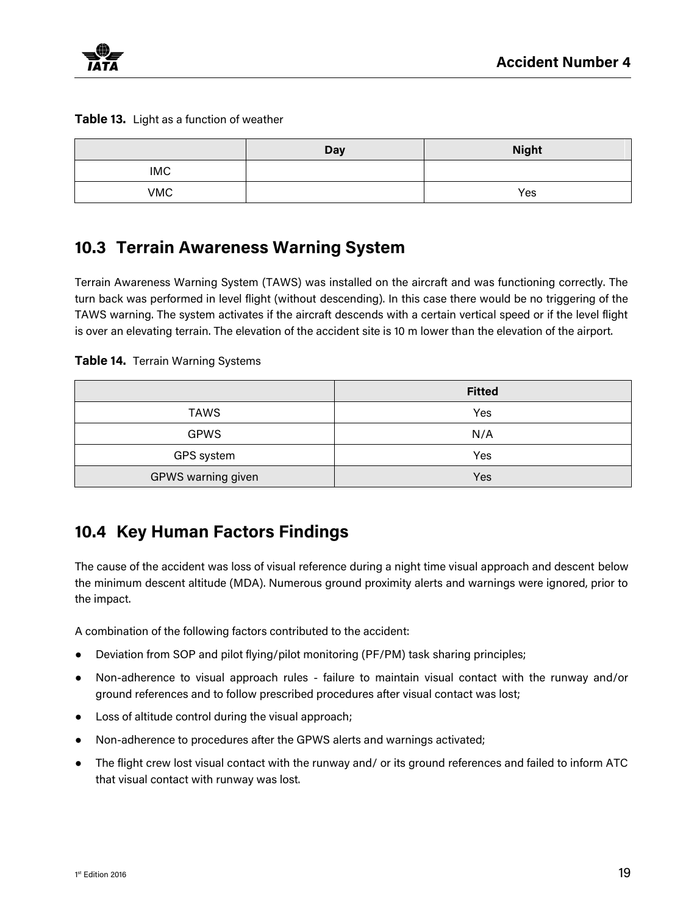**Table 13.** Light as a function of weather

| | Day | Night |
|---|---|---|
| IMC | | |
| VMC | | Yes |

## 10.3 Terrain Awareness Warning System

Terrain Awareness Warning System (TAWS) was installed on the aircraft and was functioning correctly. The turn back was performed in level flight (without descending). In this case there would be no triggering of the TAWS warning. The system activates if the aircraft descends with a certain vertical speed or if the level flight is over an elevating terrain. The elevation of the accident site is 10 m lower than the elevation of the airport.

**Table 14.** Terrain Warning Systems

| | Fitted |
|---|---|
| TAWS | Yes |
| GPWS | N/A |
| GPS system | Yes |
| GPWS warning given | Yes |

## 10.4 Key Human Factors Findings

The cause of the accident was loss of visual reference during a night time visual approach and descent below the minimum descent altitude (MDA). Numerous ground proximity alerts and warnings were ignored, prior to the impact.

A combination of the following factors contributed to the accident:

- Deviation from SOP and pilot flying/pilot monitoring (PF/PM) task sharing principles;
- Non-adherence to visual approach rules - failure to maintain visual contact with the runway and/or ground references and to follow prescribed procedures after visual contact was lost;
- Loss of altitude control during the visual approach;
- Non-adherence to procedures after the GPWS alerts and warnings activated;
- The flight crew lost visual contact with the runway and/ or its ground references and failed to inform ATC that visual contact with runway was lost.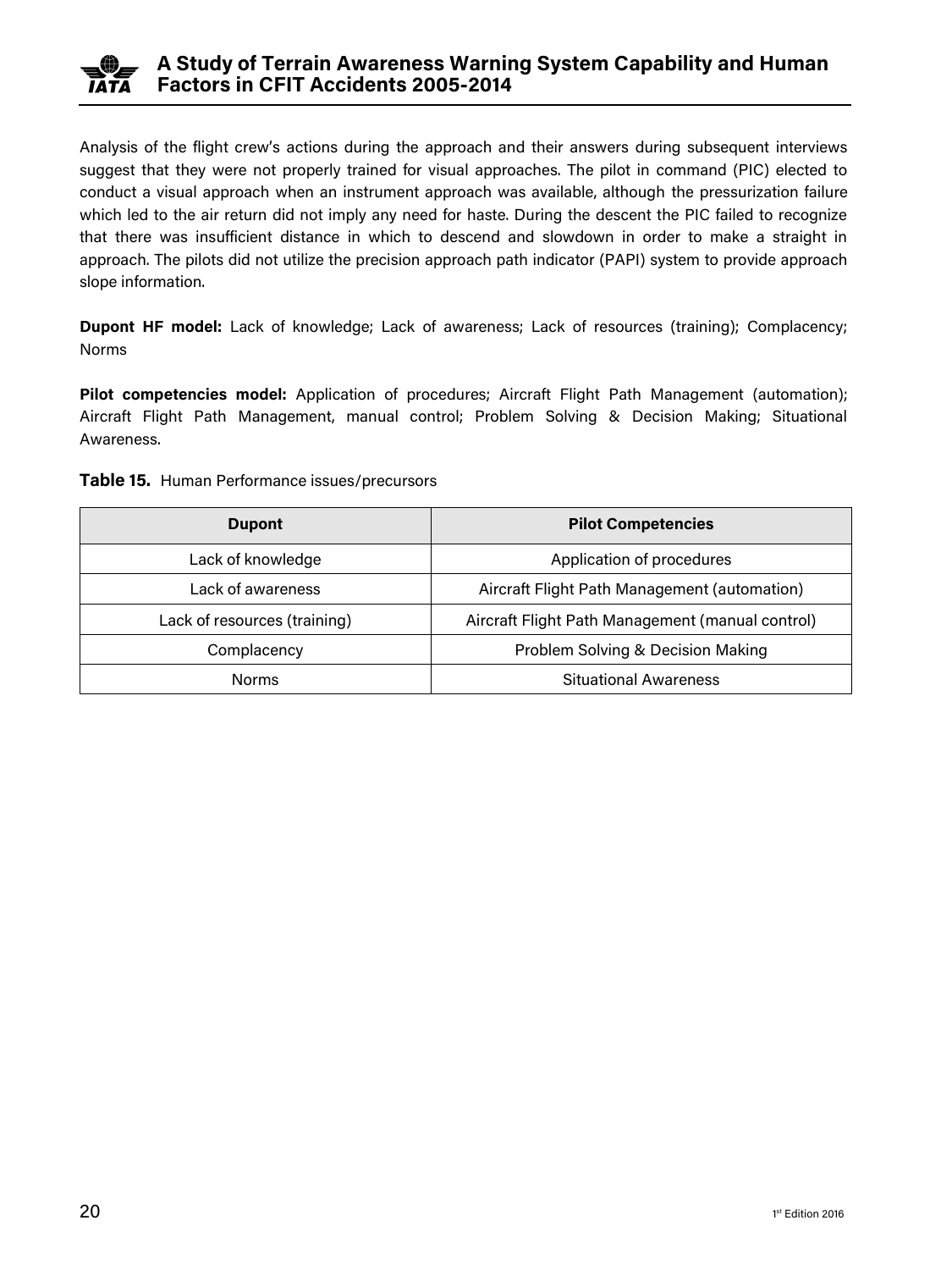Analysis of the flight crew's actions during the approach and their answers during subsequent interviews suggest that they were not properly trained for visual approaches. The pilot in command (PIC) elected to conduct a visual approach when an instrument approach was available, although the pressurization failure which led to the air return did not imply any need for haste. During the descent the PIC failed to recognize that there was insufficient distance in which to descend and slowdown in order to make a straight in approach. The pilots did not utilize the precision approach path indicator (PAPI) system to provide approach slope information.

**Dupont HF model:** Lack of knowledge; Lack of awareness; Lack of resources (training); Complacency; Norms

**Pilot competencies model:** Application of procedures; Aircraft Flight Path Management (automation); Aircraft Flight Path Management, manual control; Problem Solving & Decision Making; Situational Awareness.

**Table 15.** Human Performance issues/precursors

| Dupont | Pilot Competencies |
|---|---|
| Lack of knowledge | Application of procedures |
| Lack of awareness | Aircraft Flight Path Management (automation) |
| Lack of resources (training) | Aircraft Flight Path Management (manual control) |
| Complacency | Problem Solving & Decision Making |
| Norms | Situational Awareness |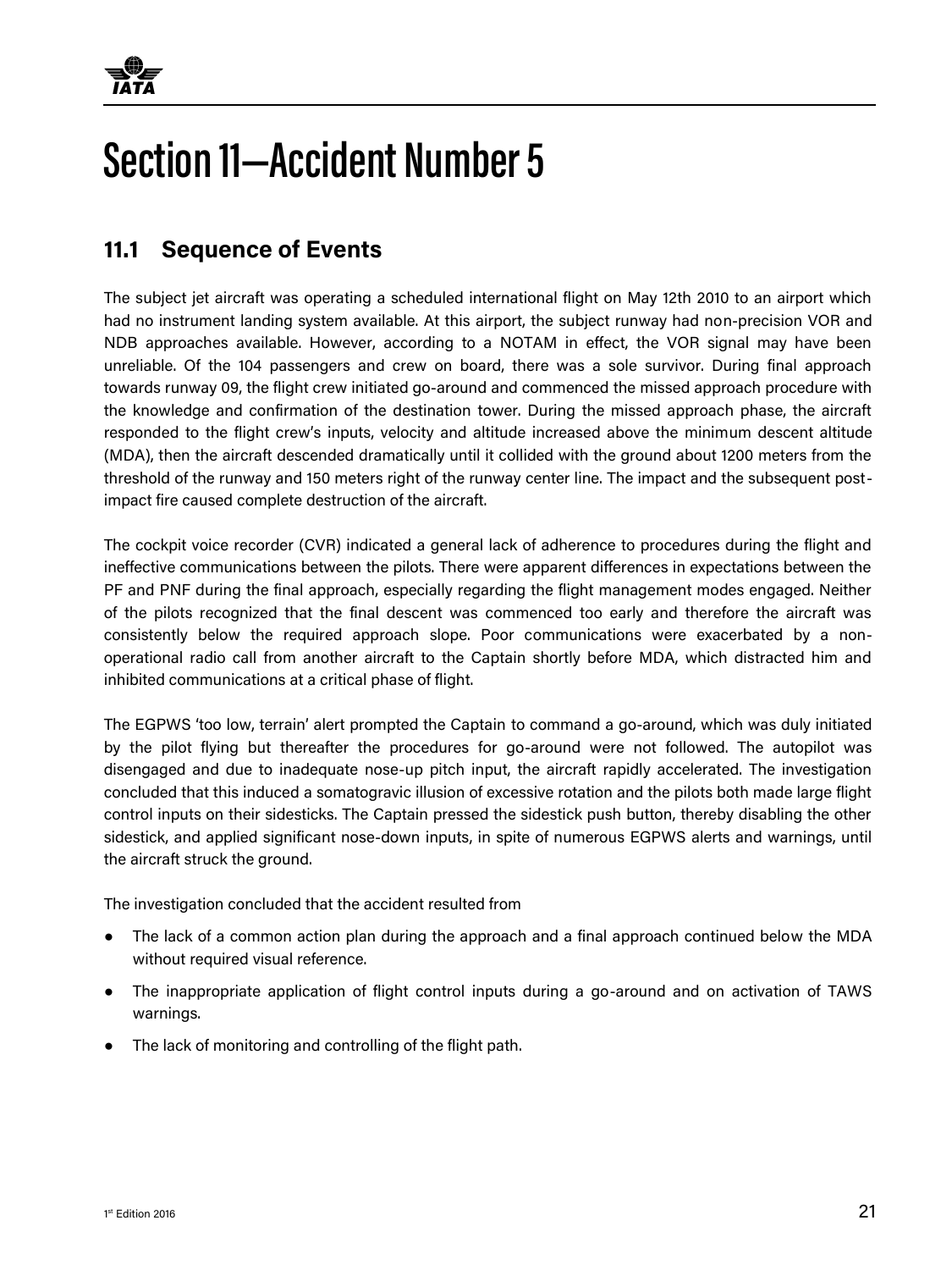# Section 11—Accident Number 5

## 11.1 Sequence of Events

The subject jet aircraft was operating a scheduled international flight on May 12th 2010 to an airport which had no instrument landing system available. At this airport, the subject runway had non-precision VOR and NDB approaches available. However, according to a NOTAM in effect, the VOR signal may have been unreliable. Of the 104 passengers and crew on board, there was a sole survivor. During final approach towards runway 09, the flight crew initiated go-around and commenced the missed approach procedure with the knowledge and confirmation of the destination tower. During the missed approach phase, the aircraft responded to the flight crew's inputs, velocity and altitude increased above the minimum descent altitude (MDA), then the aircraft descended dramatically until it collided with the ground about 1200 meters from the threshold of the runway and 150 meters right of the runway center line. The impact and the subsequent post-impact fire caused complete destruction of the aircraft.

The cockpit voice recorder (CVR) indicated a general lack of adherence to procedures during the flight and ineffective communications between the pilots. There were apparent differences in expectations between the PF and PNF during the final approach, especially regarding the flight management modes engaged. Neither of the pilots recognized that the final descent was commenced too early and therefore the aircraft was consistently below the required approach slope. Poor communications were exacerbated by a non-operational radio call from another aircraft to the Captain shortly before MDA, which distracted him and inhibited communications at a critical phase of flight.

The EGPWS 'too low, terrain' alert prompted the Captain to command a go-around, which was duly initiated by the pilot flying but thereafter the procedures for go-around were not followed. The autopilot was disengaged and due to inadequate nose-up pitch input, the aircraft rapidly accelerated. The investigation concluded that this induced a somatogravic illusion of excessive rotation and the pilots both made large flight control inputs on their sidesticks. The Captain pressed the sidestick push button, thereby disabling the other sidestick, and applied significant nose-down inputs, in spite of numerous EGPWS alerts and warnings, until the aircraft struck the ground.

The investigation concluded that the accident resulted from

- The lack of a common action plan during the approach and a final approach continued below the MDA without required visual reference.
- The inappropriate application of flight control inputs during a go-around and on activation of TAWS warnings.
- The lack of monitoring and controlling of the flight path.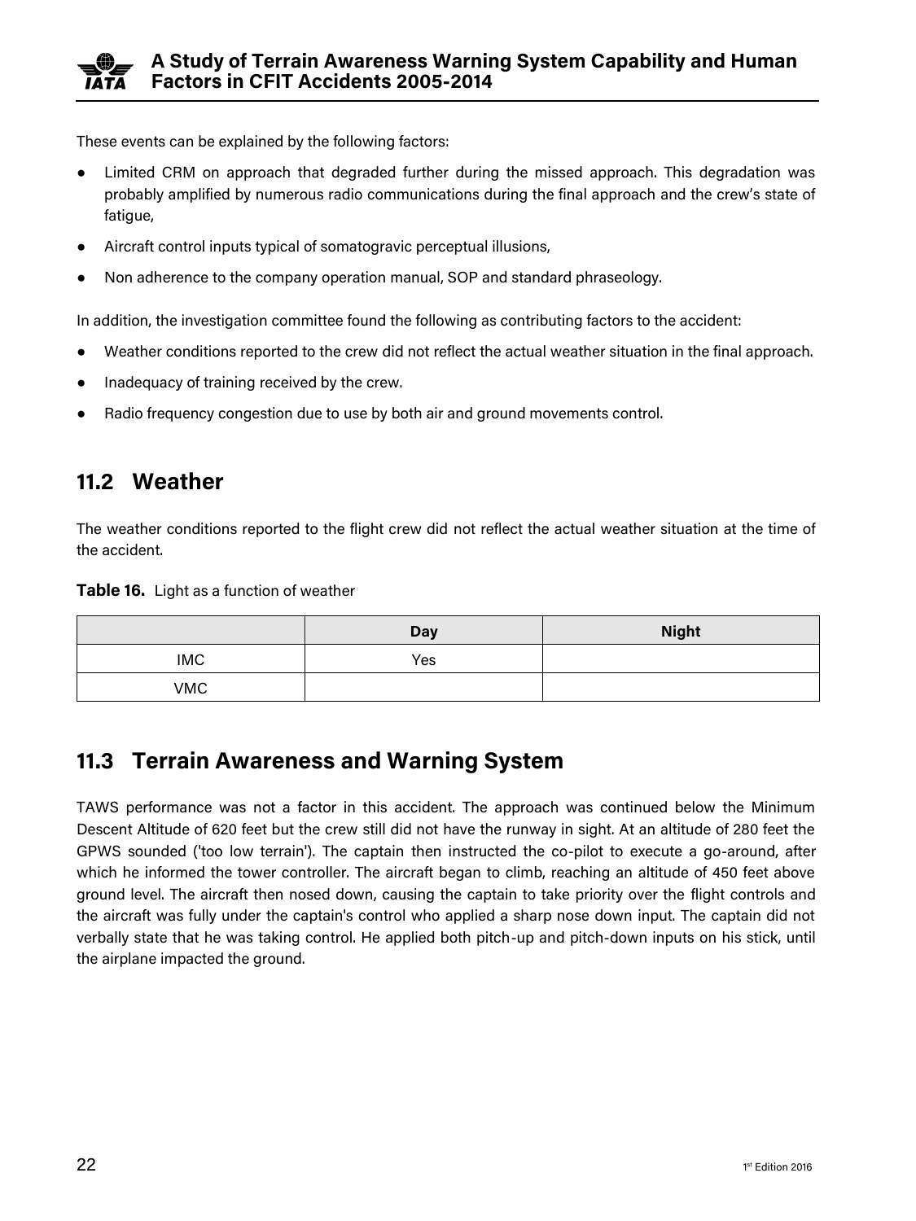These events can be explained by the following factors:

- Limited CRM on approach that degraded further during the missed approach. This degradation was probably amplified by numerous radio communications during the final approach and the crew's state of fatigue,
- Aircraft control inputs typical of somatogravic perceptual illusions,
- Non adherence to the company operation manual, SOP and standard phraseology.

In addition, the investigation committee found the following as contributing factors to the accident:

- Weather conditions reported to the crew did not reflect the actual weather situation in the final approach.
- Inadequacy of training received by the crew.
- Radio frequency congestion due to use by both air and ground movements control.

## 11.2 Weather

The weather conditions reported to the flight crew did not reflect the actual weather situation at the time of the accident.

**Table 16.** Light as a function of weather

| | Day | Night |
|---|---|---|
| IMC | Yes | |
| VMC | | |

## 11.3 Terrain Awareness and Warning System

TAWS performance was not a factor in this accident. The approach was continued below the Minimum Descent Altitude of 620 feet but the crew still did not have the runway in sight. At an altitude of 280 feet the GPWS sounded ('too low terrain'). The captain then instructed the co-pilot to execute a go-around, after which he informed the tower controller. The aircraft began to climb, reaching an altitude of 450 feet above ground level. The aircraft then nosed down, causing the captain to take priority over the flight controls and the aircraft was fully under the captain's control who applied a sharp nose down input. The captain did not verbally state that he was taking control. He applied both pitch-up and pitch-down inputs on his stick, until the airplane impacted the ground.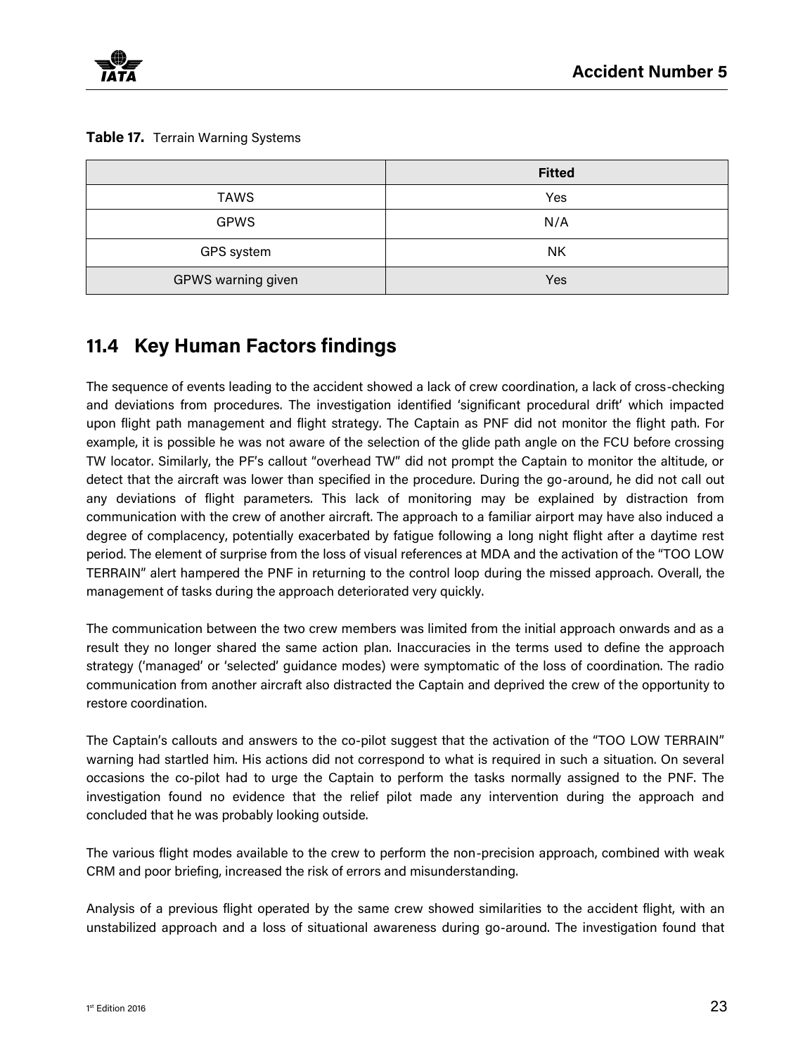**Table 17.** Terrain Warning Systems

| | Fitted |
|---|---|
| TAWS | Yes |
| GPWS | N/A |
| GPS system | NK |
| GPWS warning given | Yes |

## 11.4 Key Human Factors findings

The sequence of events leading to the accident showed a lack of crew coordination, a lack of cross-checking and deviations from procedures. The investigation identified 'significant procedural drift' which impacted upon flight path management and flight strategy. The Captain as PNF did not monitor the flight path. For example, it is possible he was not aware of the selection of the glide path angle on the FCU before crossing TW locator. Similarly, the PF's callout "overhead TW" did not prompt the Captain to monitor the altitude, or detect that the aircraft was lower than specified in the procedure. During the go-around, he did not call out any deviations of flight parameters. This lack of monitoring may be explained by distraction from communication with the crew of another aircraft. The approach to a familiar airport may have also induced a degree of complacency, potentially exacerbated by fatigue following a long night flight after a daytime rest period. The element of surprise from the loss of visual references at MDA and the activation of the "TOO LOW TERRAIN" alert hampered the PNF in returning to the control loop during the missed approach. Overall, the management of tasks during the approach deteriorated very quickly.

The communication between the two crew members was limited from the initial approach onwards and as a result they no longer shared the same action plan. Inaccuracies in the terms used to define the approach strategy ('managed' or 'selected' guidance modes) were symptomatic of the loss of coordination. The radio communication from another aircraft also distracted the Captain and deprived the crew of the opportunity to restore coordination.

The Captain's callouts and answers to the co-pilot suggest that the activation of the "TOO LOW TERRAIN" warning had startled him. His actions did not correspond to what is required in such a situation. On several occasions the co-pilot had to urge the Captain to perform the tasks normally assigned to the PNF. The investigation found no evidence that the relief pilot made any intervention during the approach and concluded that he was probably looking outside.

The various flight modes available to the crew to perform the non-precision approach, combined with weak CRM and poor briefing, increased the risk of errors and misunderstanding.

Analysis of a previous flight operated by the same crew showed similarities to the accident flight, with an unstabilized approach and a loss of situational awareness during go-around. The investigation found that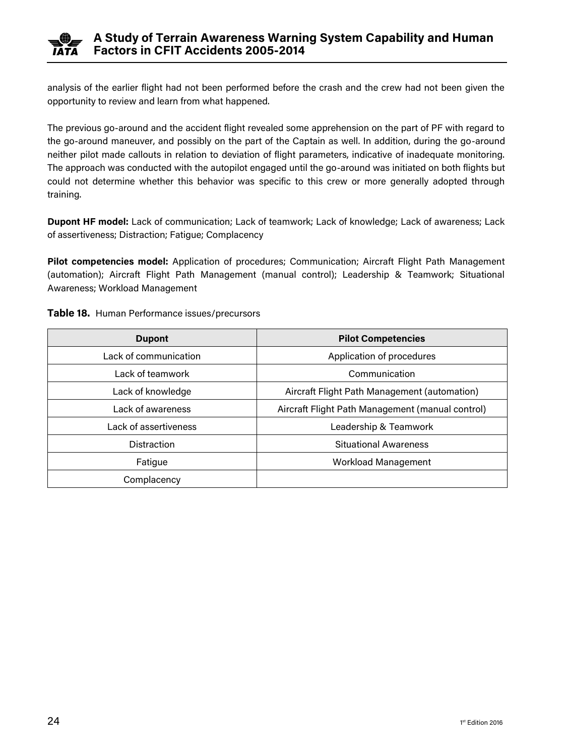analysis of the earlier flight had not been performed before the crash and the crew had not been given the opportunity to review and learn from what happened.

The previous go-around and the accident flight revealed some apprehension on the part of PF with regard to the go-around maneuver, and possibly on the part of the Captain as well. In addition, during the go-around neither pilot made callouts in relation to deviation of flight parameters, indicative of inadequate monitoring. The approach was conducted with the autopilot engaged until the go-around was initiated on both flights but could not determine whether this behavior was specific to this crew or more generally adopted through training.

**Dupont HF model:** Lack of communication; Lack of teamwork; Lack of knowledge; Lack of awareness; Lack of assertiveness; Distraction; Fatigue; Complacency

**Pilot competencies model:** Application of procedures; Communication; Aircraft Flight Path Management (automation); Aircraft Flight Path Management (manual control); Leadership & Teamwork; Situational Awareness; Workload Management

**Table 18.** Human Performance issues/precursors

| Dupont | Pilot Competencies |
|---|---|
| Lack of communication | Application of procedures |
| Lack of teamwork | Communication |
| Lack of knowledge | Aircraft Flight Path Management (automation) |
| Lack of awareness | Aircraft Flight Path Management (manual control) |
| Lack of assertiveness | Leadership & Teamwork |
| Distraction | Situational Awareness |
| Fatigue | Workload Management |
| Complacency | |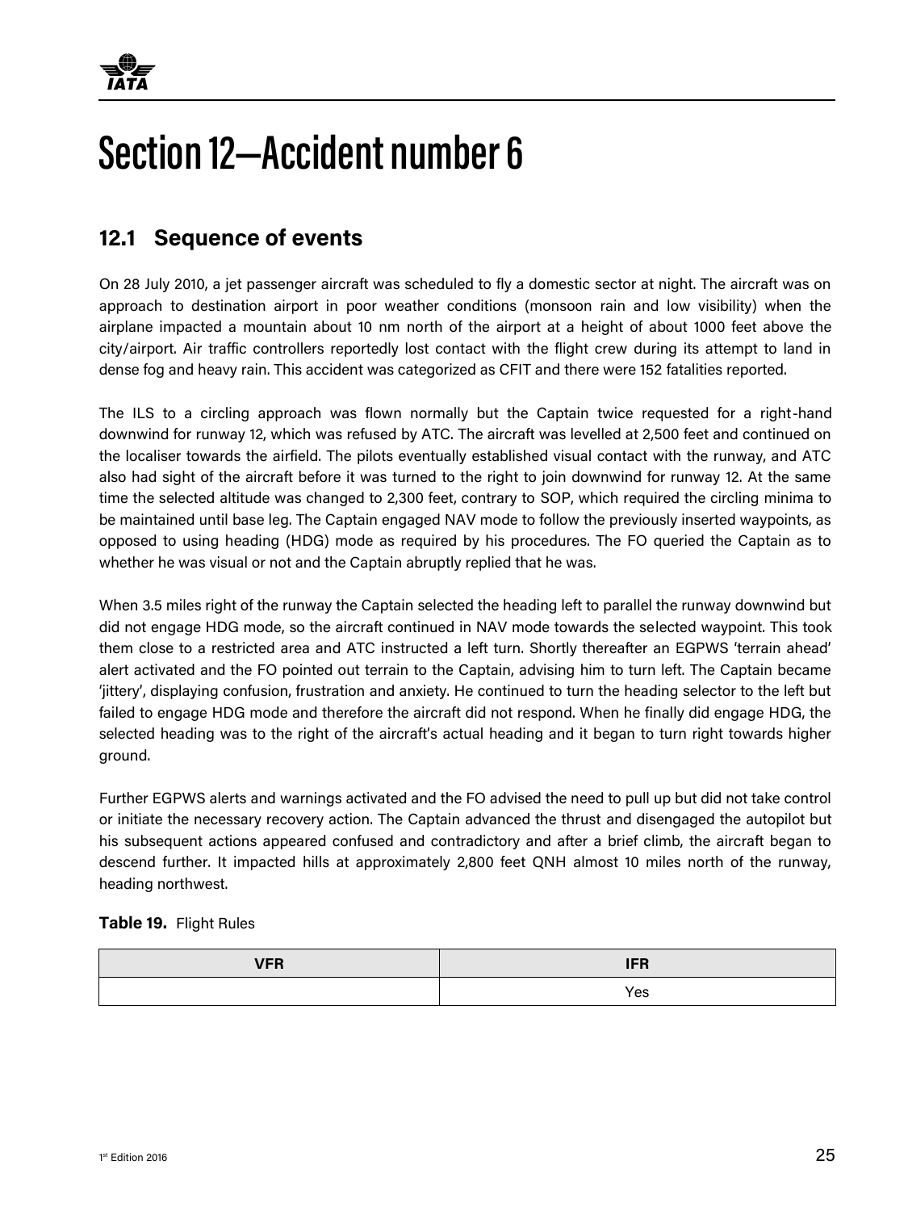# Section 12—Accident number 6

## 12.1 Sequence of events

On 28 July 2010, a jet passenger aircraft was scheduled to fly a domestic sector at night. The aircraft was on approach to destination airport in poor weather conditions (monsoon rain and low visibility) when the airplane impacted a mountain about 10 nm north of the airport at a height of about 1000 feet above the city/airport. Air traffic controllers reportedly lost contact with the flight crew during its attempt to land in dense fog and heavy rain. This accident was categorized as CFIT and there were 152 fatalities reported.

The ILS to a circling approach was flown normally but the Captain twice requested for a right-hand downwind for runway 12, which was refused by ATC. The aircraft was levelled at 2,500 feet and continued on the localiser towards the airfield. The pilots eventually established visual contact with the runway, and ATC also had sight of the aircraft before it was turned to the right to join downwind for runway 12. At the same time the selected altitude was changed to 2,300 feet, contrary to SOP, which required the circling minima to be maintained until base leg. The Captain engaged NAV mode to follow the previously inserted waypoints, as opposed to using heading (HDG) mode as required by his procedures. The FO queried the Captain as to whether he was visual or not and the Captain abruptly replied that he was.

When 3.5 miles right of the runway the Captain selected the heading left to parallel the runway downwind but did not engage HDG mode, so the aircraft continued in NAV mode towards the selected waypoint. This took them close to a restricted area and ATC instructed a left turn. Shortly thereafter an EGPWS 'terrain ahead' alert activated and the FO pointed out terrain to the Captain, advising him to turn left. The Captain became 'jittery', displaying confusion, frustration and anxiety. He continued to turn the heading selector to the left but failed to engage HDG mode and therefore the aircraft did not respond. When he finally did engage HDG, the selected heading was to the right of the aircraft's actual heading and it began to turn right towards higher ground.

Further EGPWS alerts and warnings activated and the FO advised the need to pull up but did not take control or initiate the necessary recovery action. The Captain advanced the thrust and disengaged the autopilot but his subsequent actions appeared confused and contradictory and after a brief climb, the aircraft began to descend further. It impacted hills at approximately 2,800 feet QNH almost 10 miles north of the runway, heading northwest.

**Table 19.** Flight Rules

| VFR | IFR |
|---|---|
| | Yes |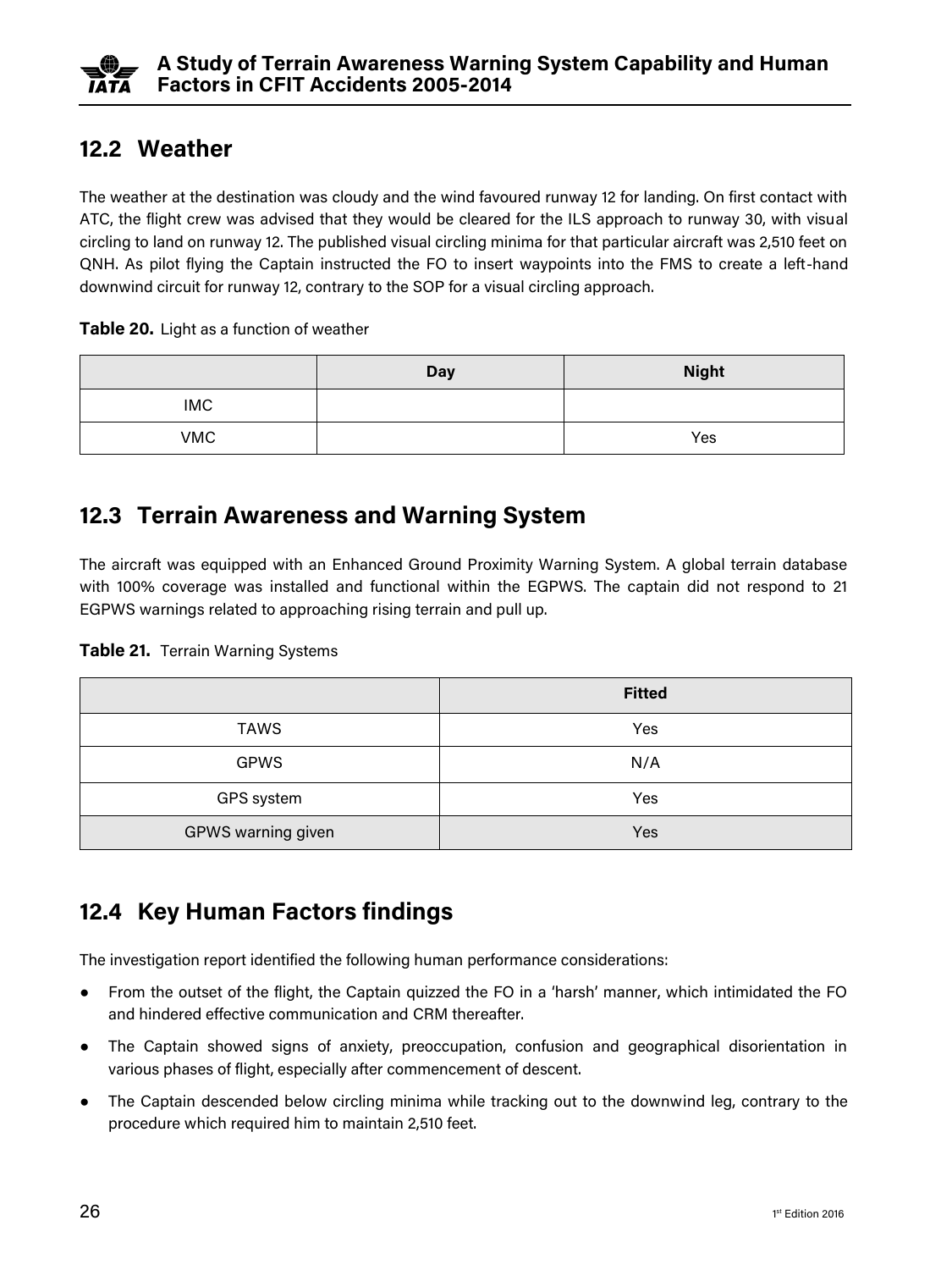## 12.2 Weather

The weather at the destination was cloudy and the wind favoured runway 12 for landing. On first contact with ATC, the flight crew was advised that they would be cleared for the ILS approach to runway 30, with visual circling to land on runway 12. The published visual circling minima for that particular aircraft was 2,510 feet on QNH. As pilot flying the Captain instructed the FO to insert waypoints into the FMS to create a left-hand downwind circuit for runway 12, contrary to the SOP for a visual circling approach.

**Table 20.** Light as a function of weather

| | Day | Night |
|---|---|---|
| IMC | | |
| VMC | | Yes |

## 12.3 Terrain Awareness and Warning System

The aircraft was equipped with an Enhanced Ground Proximity Warning System. A global terrain database with 100% coverage was installed and functional within the EGPWS. The captain did not respond to 21 EGPWS warnings related to approaching rising terrain and pull up.

**Table 21.** Terrain Warning Systems

| | Fitted |
|---|---|
| TAWS | Yes |
| GPWS | N/A |
| GPS system | Yes |
| GPWS warning given | Yes |

## 12.4 Key Human Factors findings

The investigation report identified the following human performance considerations:

- From the outset of the flight, the Captain quizzed the FO in a 'harsh' manner, which intimidated the FO and hindered effective communication and CRM thereafter.
- The Captain showed signs of anxiety, preoccupation, confusion and geographical disorientation in various phases of flight, especially after commencement of descent.
- The Captain descended below circling minima while tracking out to the downwind leg, contrary to the procedure which required him to maintain 2,510 feet.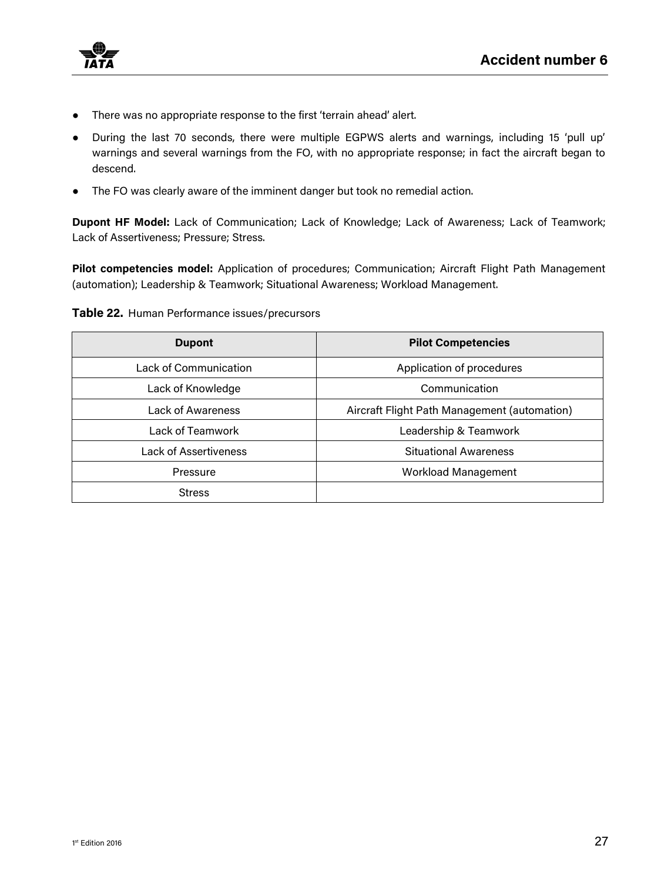- There was no appropriate response to the first 'terrain ahead' alert.
- During the last 70 seconds, there were multiple EGPWS alerts and warnings, including 15 'pull up' warnings and several warnings from the FO, with no appropriate response; in fact the aircraft began to descend.
- The FO was clearly aware of the imminent danger but took no remedial action.

**Dupont HF Model:** Lack of Communication; Lack of Knowledge; Lack of Awareness; Lack of Teamwork; Lack of Assertiveness; Pressure; Stress.

**Pilot competencies model:** Application of procedures; Communication; Aircraft Flight Path Management (automation); Leadership & Teamwork; Situational Awareness; Workload Management.

**Table 22.** Human Performance issues/precursors

| Dupont | Pilot Competencies |
|---|---|
| Lack of Communication | Application of procedures |
| Lack of Knowledge | Communication |
| Lack of Awareness | Aircraft Flight Path Management (automation) |
| Lack of Teamwork | Leadership & Teamwork |
| Lack of Assertiveness | Situational Awareness |
| Pressure | Workload Management |
| Stress | |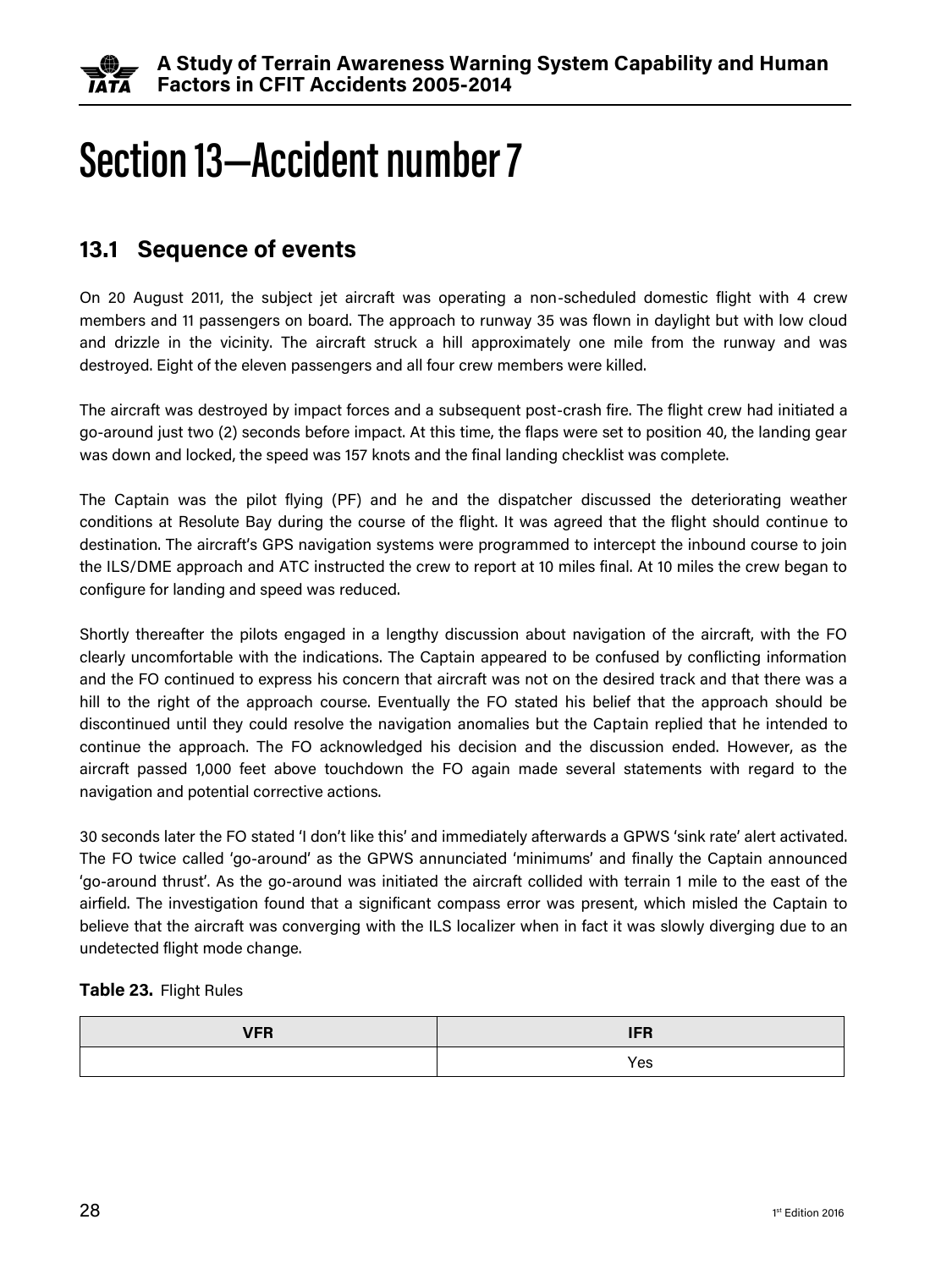# Section 13—Accident number 7

## 13.1 Sequence of events

On 20 August 2011, the subject jet aircraft was operating a non-scheduled domestic flight with 4 crew members and 11 passengers on board. The approach to runway 35 was flown in daylight but with low cloud and drizzle in the vicinity. The aircraft struck a hill approximately one mile from the runway and was destroyed. Eight of the eleven passengers and all four crew members were killed.

The aircraft was destroyed by impact forces and a subsequent post-crash fire. The flight crew had initiated a go-around just two (2) seconds before impact. At this time, the flaps were set to position 40, the landing gear was down and locked, the speed was 157 knots and the final landing checklist was complete.

The Captain was the pilot flying (PF) and he and the dispatcher discussed the deteriorating weather conditions at Resolute Bay during the course of the flight. It was agreed that the flight should continue to destination. The aircraft's GPS navigation systems were programmed to intercept the inbound course to join the ILS/DME approach and ATC instructed the crew to report at 10 miles final. At 10 miles the crew began to configure for landing and speed was reduced.

Shortly thereafter the pilots engaged in a lengthy discussion about navigation of the aircraft, with the FO clearly uncomfortable with the indications. The Captain appeared to be confused by conflicting information and the FO continued to express his concern that aircraft was not on the desired track and that there was a hill to the right of the approach course. Eventually the FO stated his belief that the approach should be discontinued until they could resolve the navigation anomalies but the Captain replied that he intended to continue the approach. The FO acknowledged his decision and the discussion ended. However, as the aircraft passed 1,000 feet above touchdown the FO again made several statements with regard to the navigation and potential corrective actions.

30 seconds later the FO stated 'I don't like this' and immediately afterwards a GPWS 'sink rate' alert activated. The FO twice called 'go-around' as the GPWS annunciated 'minimums' and finally the Captain announced 'go-around thrust'. As the go-around was initiated the aircraft collided with terrain 1 mile to the east of the airfield. The investigation found that a significant compass error was present, which misled the Captain to believe that the aircraft was converging with the ILS localizer when in fact it was slowly diverging due to an undetected flight mode change.

**Table 23.** Flight Rules

| VFR | IFR |
| --- | --- |
| | Yes |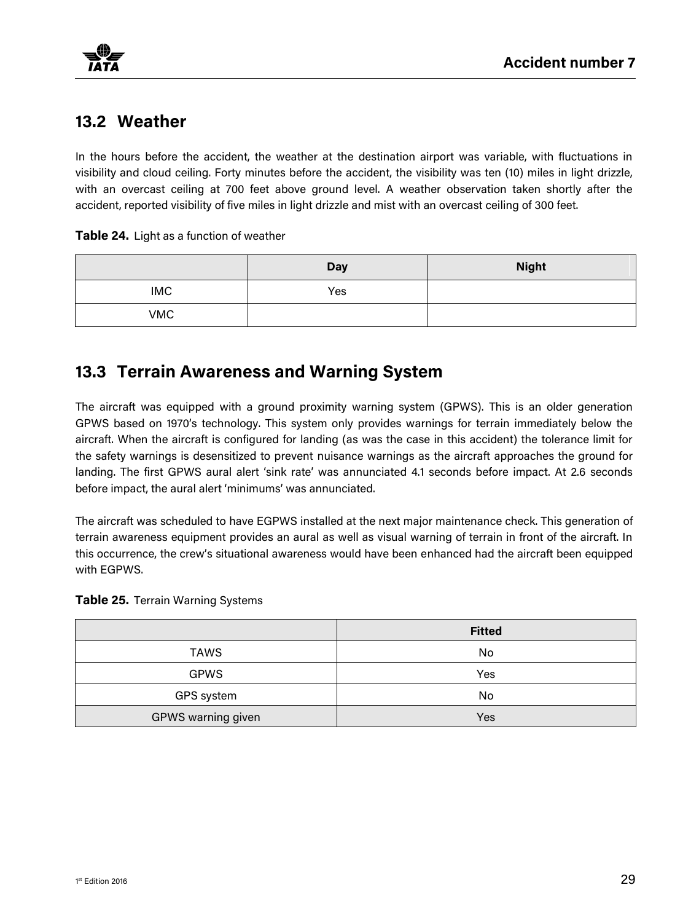## 13.2 Weather

In the hours before the accident, the weather at the destination airport was variable, with fluctuations in visibility and cloud ceiling. Forty minutes before the accident, the visibility was ten (10) miles in light drizzle, with an overcast ceiling at 700 feet above ground level. A weather observation taken shortly after the accident, reported visibility of five miles in light drizzle and mist with an overcast ceiling of 300 feet.

**Table 24.** Light as a function of weather

| | Day | Night |
|---|---|---|
| IMC | Yes | |
| VMC | | |

## 13.3 Terrain Awareness and Warning System

The aircraft was equipped with a ground proximity warning system (GPWS). This is an older generation GPWS based on 1970's technology. This system only provides warnings for terrain immediately below the aircraft. When the aircraft is configured for landing (as was the case in this accident) the tolerance limit for the safety warnings is desensitized to prevent nuisance warnings as the aircraft approaches the ground for landing. The first GPWS aural alert 'sink rate' was annunciated 4.1 seconds before impact. At 2.6 seconds before impact, the aural alert 'minimums' was annunciated.

The aircraft was scheduled to have EGPWS installed at the next major maintenance check. This generation of terrain awareness equipment provides an aural as well as visual warning of terrain in front of the aircraft. In this occurrence, the crew's situational awareness would have been enhanced had the aircraft been equipped with EGPWS.

**Table 25.** Terrain Warning Systems

| | Fitted |
|---|---|
| TAWS | No |
| GPWS | Yes |
| GPS system | No |
| GPWS warning given | Yes |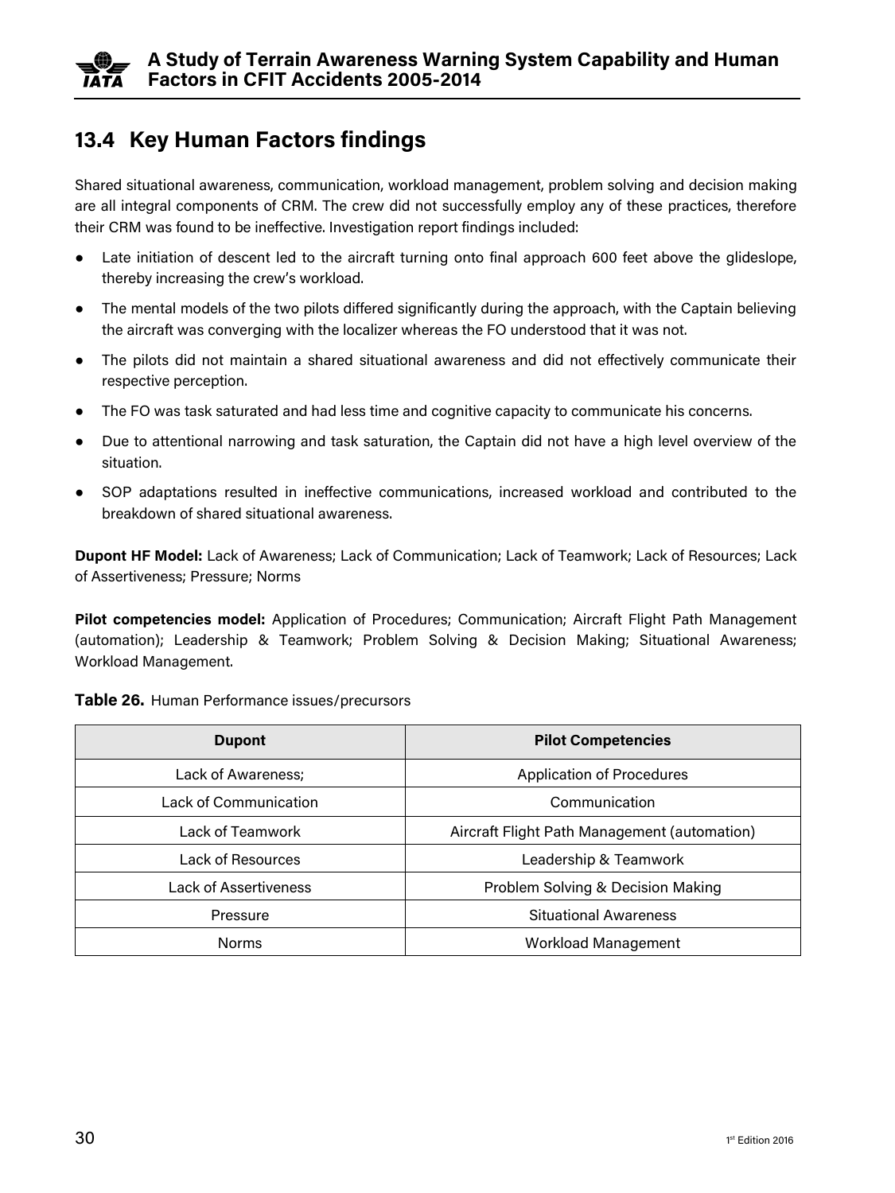## 13.4 Key Human Factors findings

Shared situational awareness, communication, workload management, problem solving and decision making are all integral components of CRM. The crew did not successfully employ any of these practices, therefore their CRM was found to be ineffective. Investigation report findings included:

- Late initiation of descent led to the aircraft turning onto final approach 600 feet above the glideslope, thereby increasing the crew's workload.
- The mental models of the two pilots differed significantly during the approach, with the Captain believing the aircraft was converging with the localizer whereas the FO understood that it was not.
- The pilots did not maintain a shared situational awareness and did not effectively communicate their respective perception.
- The FO was task saturated and had less time and cognitive capacity to communicate his concerns.
- Due to attentional narrowing and task saturation, the Captain did not have a high level overview of the situation.
- SOP adaptations resulted in ineffective communications, increased workload and contributed to the breakdown of shared situational awareness.

**Dupont HF Model:** Lack of Awareness; Lack of Communication; Lack of Teamwork; Lack of Resources; Lack of Assertiveness; Pressure; Norms

**Pilot competencies model:** Application of Procedures; Communication; Aircraft Flight Path Management (automation); Leadership & Teamwork; Problem Solving & Decision Making; Situational Awareness; Workload Management.

**Table 26.** Human Performance issues/precursors

| Dupont | Pilot Competencies |
|---|---|
| Lack of Awareness; | Application of Procedures |
| Lack of Communication | Communication |
| Lack of Teamwork | Aircraft Flight Path Management (automation) |
| Lack of Resources | Leadership & Teamwork |
| Lack of Assertiveness | Problem Solving & Decision Making |
| Pressure | Situational Awareness |
| Norms | Workload Management |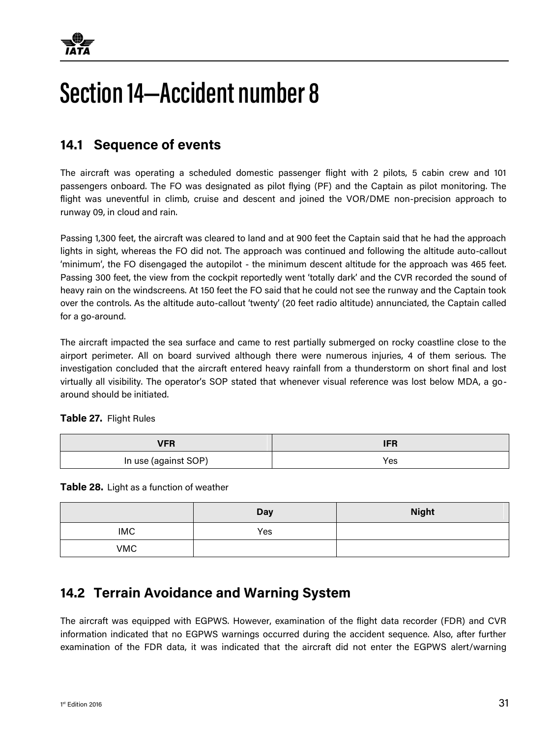// Section 14—Accident number 8

## 14.1 Sequence of events

The aircraft was operating a scheduled domestic passenger flight with 2 pilots, 5 cabin crew and 101 passengers onboard. The FO was designated as pilot flying (PF) and the Captain as pilot monitoring. The flight was uneventful in climb, cruise and descent and joined the VOR/DME non-precision approach to runway 09, in cloud and rain.

Passing 1,300 feet, the aircraft was cleared to land and at 900 feet the Captain said that he had the approach lights in sight, whereas the FO did not. The approach was continued and following the altitude auto-callout 'minimum', the FO disengaged the autopilot - the minimum descent altitude for the approach was 465 feet. Passing 300 feet, the view from the cockpit reportedly went 'totally dark' and the CVR recorded the sound of heavy rain on the windscreens. At 150 feet the FO said that he could not see the runway and the Captain took over the controls. As the altitude auto-callout 'twenty' (20 feet radio altitude) annunciated, the Captain called for a go-around.

The aircraft impacted the sea surface and came to rest partially submerged on rocky coastline close to the airport perimeter. All on board survived although there were numerous injuries, 4 of them serious. The investigation concluded that the aircraft entered heavy rainfall from a thunderstorm on short final and lost virtually all visibility. The operator's SOP stated that whenever visual reference was lost below MDA, a go-around should be initiated.

**Table 27.** Flight Rules

| VFR | IFR |
|---|---|
| In use (against SOP) | Yes |

**Table 28.** Light as a function of weather

| | Day | Night |
|---|---|---|
| IMC | Yes | |
| VMC | | |

## 14.2 Terrain Avoidance and Warning System

The aircraft was equipped with EGPWS. However, examination of the flight data recorder (FDR) and CVR information indicated that no EGPWS warnings occurred during the accident sequence. Also, after further examination of the FDR data, it was indicated that the aircraft did not enter the EGPWS alert/warning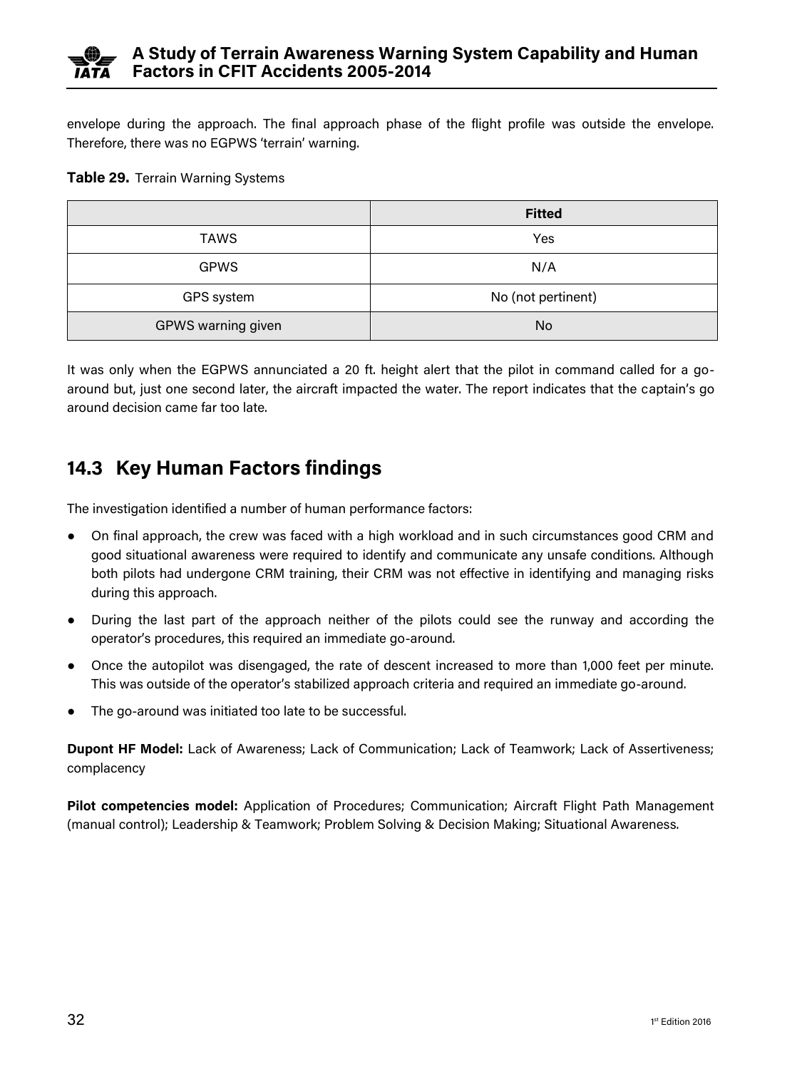envelope during the approach. The final approach phase of the flight profile was outside the envelope. Therefore, there was no EGPWS 'terrain' warning.

**Table 29.** Terrain Warning Systems

| | Fitted |
|---|---|
| TAWS | Yes |
| GPWS | N/A |
| GPS system | No (not pertinent) |
| GPWS warning given | No |

It was only when the EGPWS annunciated a 20 ft. height alert that the pilot in command called for a go-around but, just one second later, the aircraft impacted the water. The report indicates that the captain's go around decision came far too late.

## 14.3 Key Human Factors findings

The investigation identified a number of human performance factors:

- On final approach, the crew was faced with a high workload and in such circumstances good CRM and good situational awareness were required to identify and communicate any unsafe conditions. Although both pilots had undergone CRM training, their CRM was not effective in identifying and managing risks during this approach.
- During the last part of the approach neither of the pilots could see the runway and according the operator's procedures, this required an immediate go-around.
- Once the autopilot was disengaged, the rate of descent increased to more than 1,000 feet per minute. This was outside of the operator's stabilized approach criteria and required an immediate go-around.
- The go-around was initiated too late to be successful.

**Dupont HF Model:** Lack of Awareness; Lack of Communication; Lack of Teamwork; Lack of Assertiveness; complacency

**Pilot competencies model:** Application of Procedures; Communication; Aircraft Flight Path Management (manual control); Leadership & Teamwork; Problem Solving & Decision Making; Situational Awareness.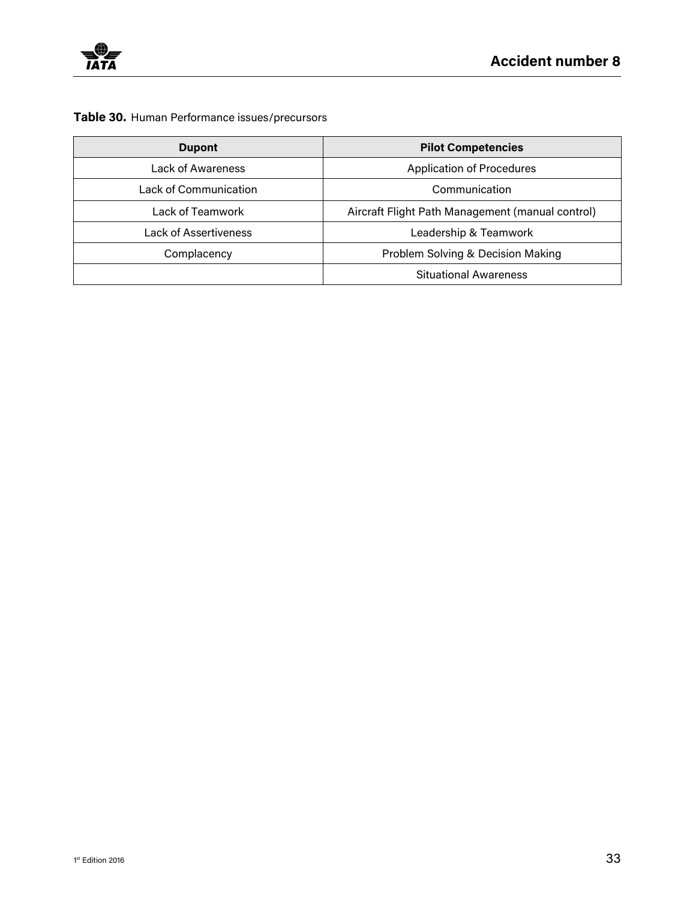**Table 30.** Human Performance issues/precursors

| Dupont | Pilot Competencies |
|---|---|
| Lack of Awareness | Application of Procedures |
| Lack of Communication | Communication |
| Lack of Teamwork | Aircraft Flight Path Management (manual control) |
| Lack of Assertiveness | Leadership & Teamwork |
| Complacency | Problem Solving & Decision Making |
| | Situational Awareness |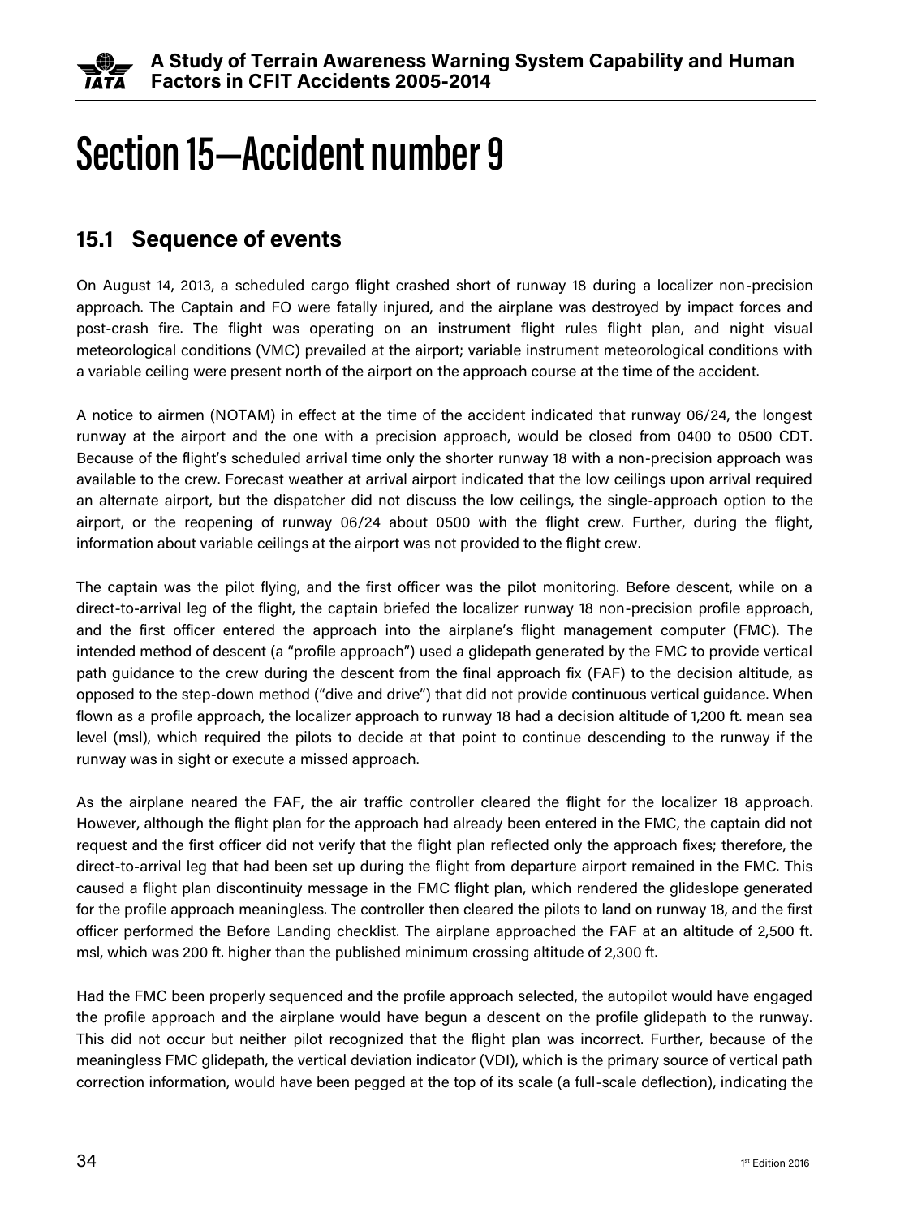# Section 15—Accident number 9

## 15.1 Sequence of events

On August 14, 2013, a scheduled cargo flight crashed short of runway 18 during a localizer non-precision approach. The Captain and FO were fatally injured, and the airplane was destroyed by impact forces and post-crash fire. The flight was operating on an instrument flight rules flight plan, and night visual meteorological conditions (VMC) prevailed at the airport; variable instrument meteorological conditions with a variable ceiling were present north of the airport on the approach course at the time of the accident.

A notice to airmen (NOTAM) in effect at the time of the accident indicated that runway 06/24, the longest runway at the airport and the one with a precision approach, would be closed from 0400 to 0500 CDT. Because of the flight's scheduled arrival time only the shorter runway 18 with a non-precision approach was available to the crew. Forecast weather at arrival airport indicated that the low ceilings upon arrival required an alternate airport, but the dispatcher did not discuss the low ceilings, the single-approach option to the airport, or the reopening of runway 06/24 about 0500 with the flight crew. Further, during the flight, information about variable ceilings at the airport was not provided to the flight crew.

The captain was the pilot flying, and the first officer was the pilot monitoring. Before descent, while on a direct-to-arrival leg of the flight, the captain briefed the localizer runway 18 non-precision profile approach, and the first officer entered the approach into the airplane's flight management computer (FMC). The intended method of descent (a "profile approach") used a glidepath generated by the FMC to provide vertical path guidance to the crew during the descent from the final approach fix (FAF) to the decision altitude, as opposed to the step-down method ("dive and drive") that did not provide continuous vertical guidance. When flown as a profile approach, the localizer approach to runway 18 had a decision altitude of 1,200 ft. mean sea level (msl), which required the pilots to decide at that point to continue descending to the runway if the runway was in sight or execute a missed approach.

As the airplane neared the FAF, the air traffic controller cleared the flight for the localizer 18 approach. However, although the flight plan for the approach had already been entered in the FMC, the captain did not request and the first officer did not verify that the flight plan reflected only the approach fixes; therefore, the direct-to-arrival leg that had been set up during the flight from departure airport remained in the FMC. This caused a flight plan discontinuity message in the FMC flight plan, which rendered the glideslope generated for the profile approach meaningless. The controller then cleared the pilots to land on runway 18, and the first officer performed the Before Landing checklist. The airplane approached the FAF at an altitude of 2,500 ft. msl, which was 200 ft. higher than the published minimum crossing altitude of 2,300 ft.

Had the FMC been properly sequenced and the profile approach selected, the autopilot would have engaged the profile approach and the airplane would have begun a descent on the profile glidepath to the runway. This did not occur but neither pilot recognized that the flight plan was incorrect. Further, because of the meaningless FMC glidepath, the vertical deviation indicator (VDI), which is the primary source of vertical path correction information, would have been pegged at the top of its scale (a full-scale deflection), indicating the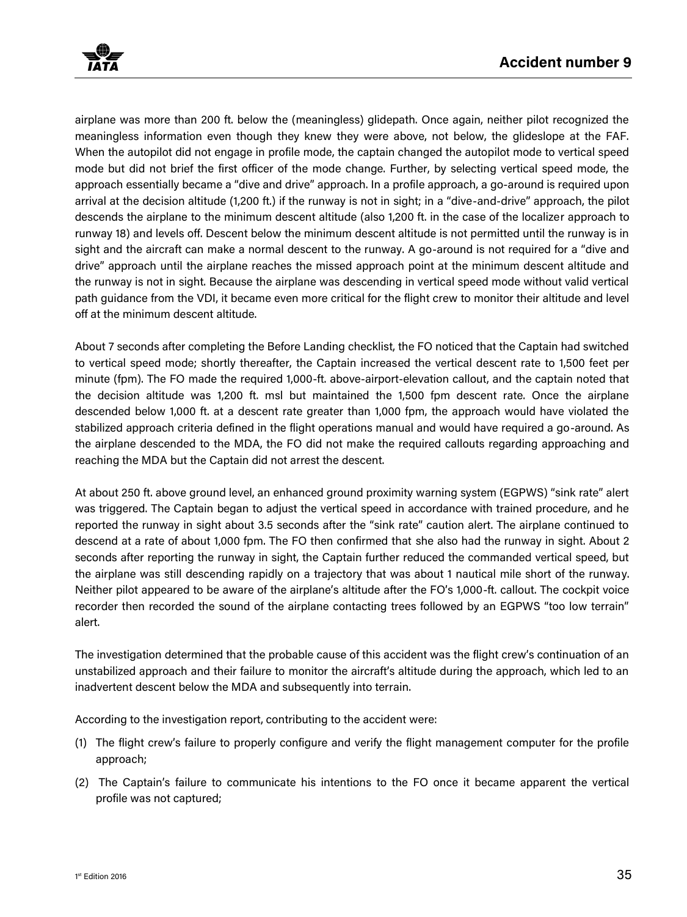airplane was more than 200 ft. below the (meaningless) glidepath. Once again, neither pilot recognized the meaningless information even though they knew they were above, not below, the glideslope at the FAF. When the autopilot did not engage in profile mode, the captain changed the autopilot mode to vertical speed mode but did not brief the first officer of the mode change. Further, by selecting vertical speed mode, the approach essentially became a "dive and drive" approach. In a profile approach, a go-around is required upon arrival at the decision altitude (1,200 ft.) if the runway is not in sight; in a "dive-and-drive" approach, the pilot descends the airplane to the minimum descent altitude (also 1,200 ft. in the case of the localizer approach to runway 18) and levels off. Descent below the minimum descent altitude is not permitted until the runway is in sight and the aircraft can make a normal descent to the runway. A go-around is not required for a "dive and drive" approach until the airplane reaches the missed approach point at the minimum descent altitude and the runway is not in sight. Because the airplane was descending in vertical speed mode without valid vertical path guidance from the VDI, it became even more critical for the flight crew to monitor their altitude and level off at the minimum descent altitude.

About 7 seconds after completing the Before Landing checklist, the FO noticed that the Captain had switched to vertical speed mode; shortly thereafter, the Captain increased the vertical descent rate to 1,500 feet per minute (fpm). The FO made the required 1,000-ft. above-airport-elevation callout, and the captain noted that the decision altitude was 1,200 ft. msl but maintained the 1,500 fpm descent rate. Once the airplane descended below 1,000 ft. at a descent rate greater than 1,000 fpm, the approach would have violated the stabilized approach criteria defined in the flight operations manual and would have required a go-around. As the airplane descended to the MDA, the FO did not make the required callouts regarding approaching and reaching the MDA but the Captain did not arrest the descent.

At about 250 ft. above ground level, an enhanced ground proximity warning system (EGPWS) "sink rate" alert was triggered. The Captain began to adjust the vertical speed in accordance with trained procedure, and he reported the runway in sight about 3.5 seconds after the "sink rate" caution alert. The airplane continued to descend at a rate of about 1,000 fpm. The FO then confirmed that she also had the runway in sight. About 2 seconds after reporting the runway in sight, the Captain further reduced the commanded vertical speed, but the airplane was still descending rapidly on a trajectory that was about 1 nautical mile short of the runway. Neither pilot appeared to be aware of the airplane's altitude after the FO's 1,000-ft. callout. The cockpit voice recorder then recorded the sound of the airplane contacting trees followed by an EGPWS "too low terrain" alert.

The investigation determined that the probable cause of this accident was the flight crew's continuation of an unstabilized approach and their failure to monitor the aircraft's altitude during the approach, which led to an inadvertent descent below the MDA and subsequently into terrain.

According to the investigation report, contributing to the accident were:

(1) The flight crew's failure to properly configure and verify the flight management computer for the profile approach;

(2) The Captain's failure to communicate his intentions to the FO once it became apparent the vertical profile was not captured;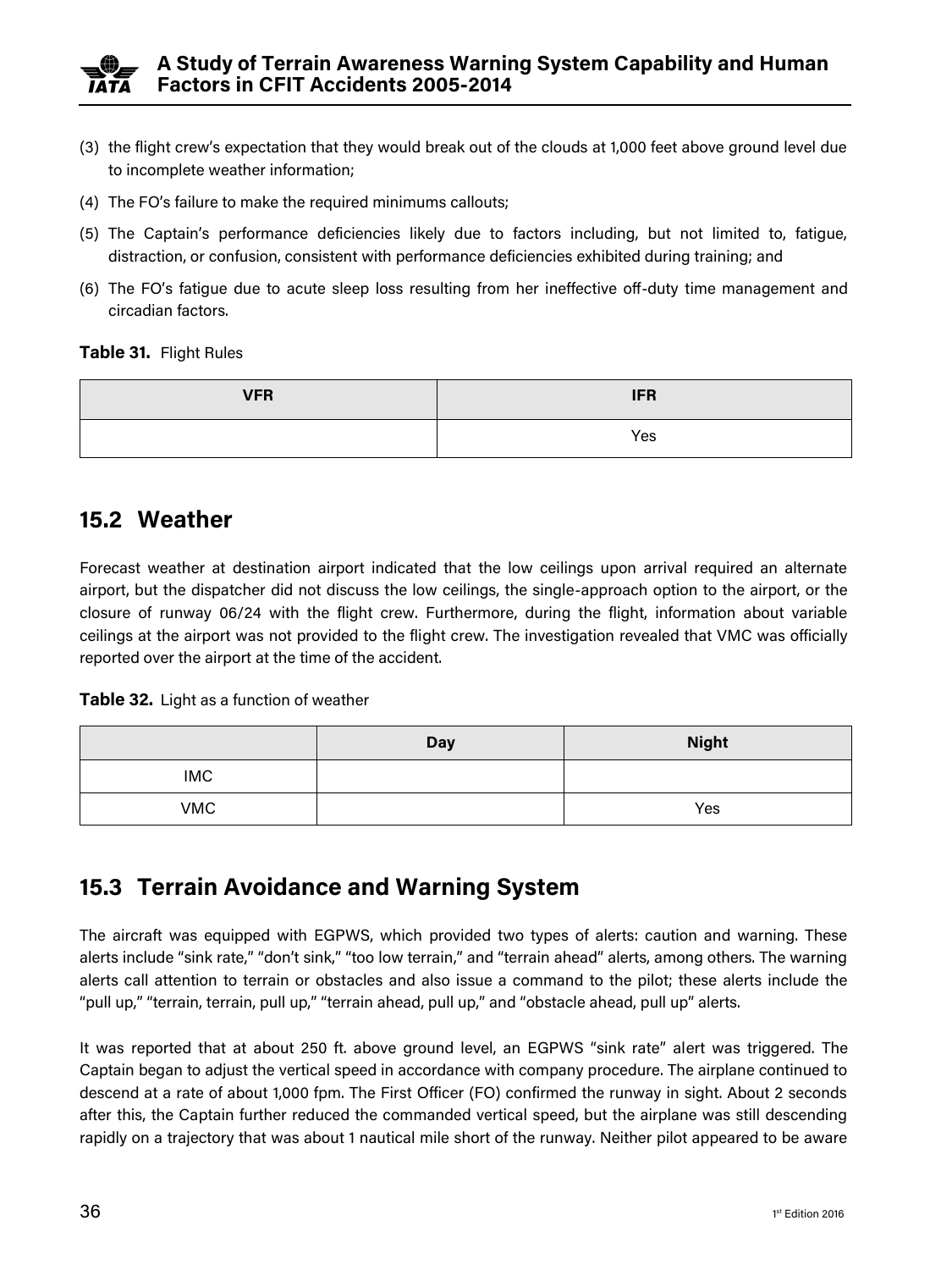(3) the flight crew's expectation that they would break out of the clouds at 1,000 feet above ground level due to incomplete weather information;

(4) The FO's failure to make the required minimums callouts;

(5) The Captain's performance deficiencies likely due to factors including, but not limited to, fatigue, distraction, or confusion, consistent with performance deficiencies exhibited during training; and

(6) The FO's fatigue due to acute sleep loss resulting from her ineffective off-duty time management and circadian factors.

**Table 31.** Flight Rules

| VFR | IFR |
|---|---|
| | Yes |

## 15.2 Weather

Forecast weather at destination airport indicated that the low ceilings upon arrival required an alternate airport, but the dispatcher did not discuss the low ceilings, the single-approach option to the airport, or the closure of runway 06/24 with the flight crew. Furthermore, during the flight, information about variable ceilings at the airport was not provided to the flight crew. The investigation revealed that VMC was officially reported over the airport at the time of the accident.

**Table 32.** Light as a function of weather

| | Day | Night |
|---|---|---|
| IMC | | |
| VMC | | Yes |

## 15.3 Terrain Avoidance and Warning System

The aircraft was equipped with EGPWS, which provided two types of alerts: caution and warning. These alerts include "sink rate," "don't sink," "too low terrain," and "terrain ahead" alerts, among others. The warning alerts call attention to terrain or obstacles and also issue a command to the pilot; these alerts include the "pull up," "terrain, terrain, pull up," "terrain ahead, pull up," and "obstacle ahead, pull up" alerts.

It was reported that at about 250 ft. above ground level, an EGPWS "sink rate" alert was triggered. The Captain began to adjust the vertical speed in accordance with company procedure. The airplane continued to descend at a rate of about 1,000 fpm. The First Officer (FO) confirmed the runway in sight. About 2 seconds after this, the Captain further reduced the commanded vertical speed, but the airplane was still descending rapidly on a trajectory that was about 1 nautical mile short of the runway. Neither pilot appeared to be aware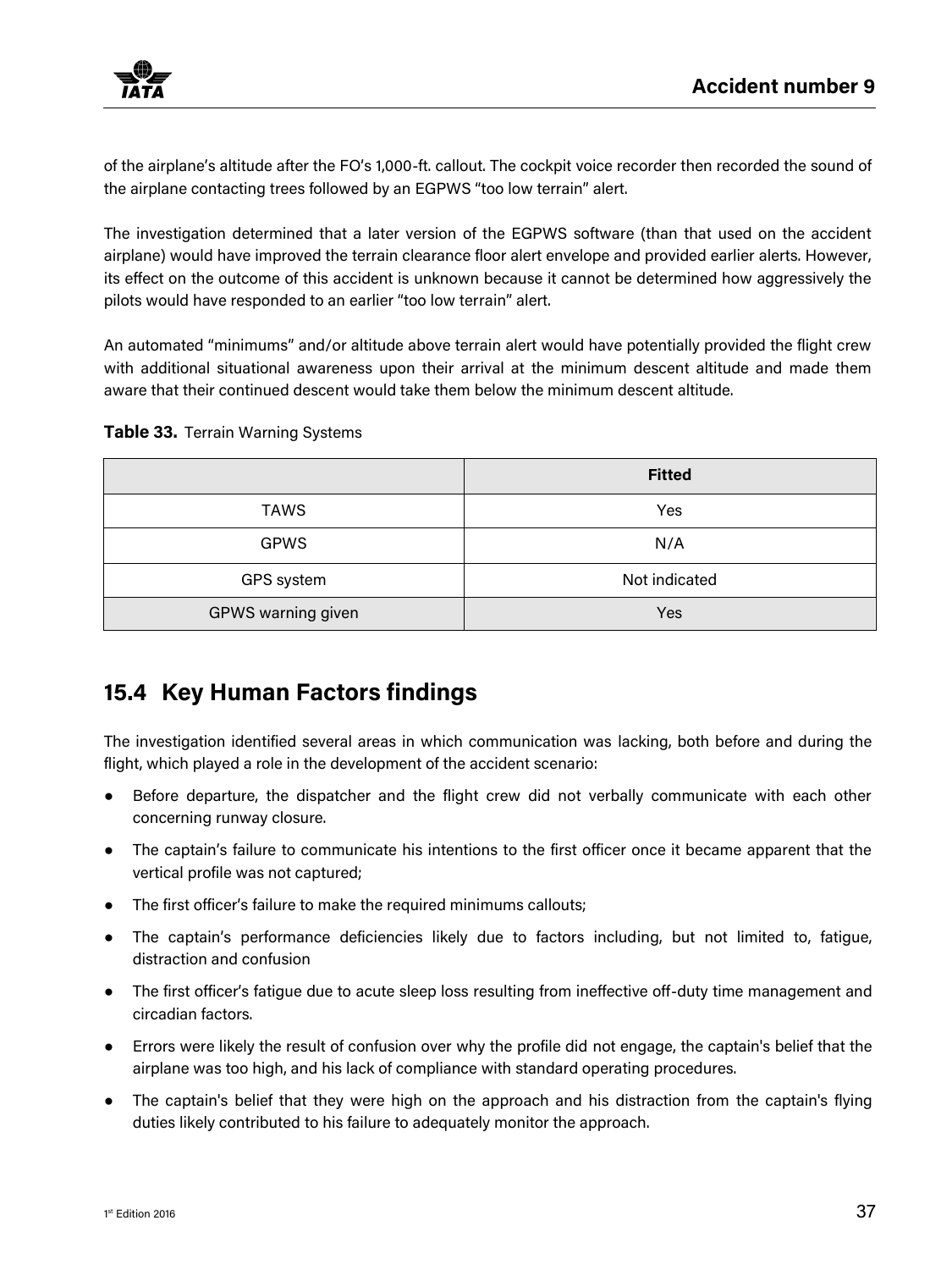of the airplane's altitude after the FO's 1,000-ft. callout. The cockpit voice recorder then recorded the sound of the airplane contacting trees followed by an EGPWS "too low terrain" alert.

The investigation determined that a later version of the EGPWS software (than that used on the accident airplane) would have improved the terrain clearance floor alert envelope and provided earlier alerts. However, its effect on the outcome of this accident is unknown because it cannot be determined how aggressively the pilots would have responded to an earlier "too low terrain" alert.

An automated "minimums" and/or altitude above terrain alert would have potentially provided the flight crew with additional situational awareness upon their arrival at the minimum descent altitude and made them aware that their continued descent would take them below the minimum descent altitude.

**Table 33.** Terrain Warning Systems

| | Fitted |
|---|---|
| TAWS | Yes |
| GPWS | N/A |
| GPS system | Not indicated |
| GPWS warning given | Yes |

## 15.4 Key Human Factors findings

The investigation identified several areas in which communication was lacking, both before and during the flight, which played a role in the development of the accident scenario:

- Before departure, the dispatcher and the flight crew did not verbally communicate with each other concerning runway closure.
- The captain's failure to communicate his intentions to the first officer once it became apparent that the vertical profile was not captured;
- The first officer's failure to make the required minimums callouts;
- The captain's performance deficiencies likely due to factors including, but not limited to, fatigue, distraction and confusion
- The first officer's fatigue due to acute sleep loss resulting from ineffective off-duty time management and circadian factors.
- Errors were likely the result of confusion over why the profile did not engage, the captain's belief that the airplane was too high, and his lack of compliance with standard operating procedures.
- The captain's belief that they were high on the approach and his distraction from the captain's flying duties likely contributed to his failure to adequately monitor the approach.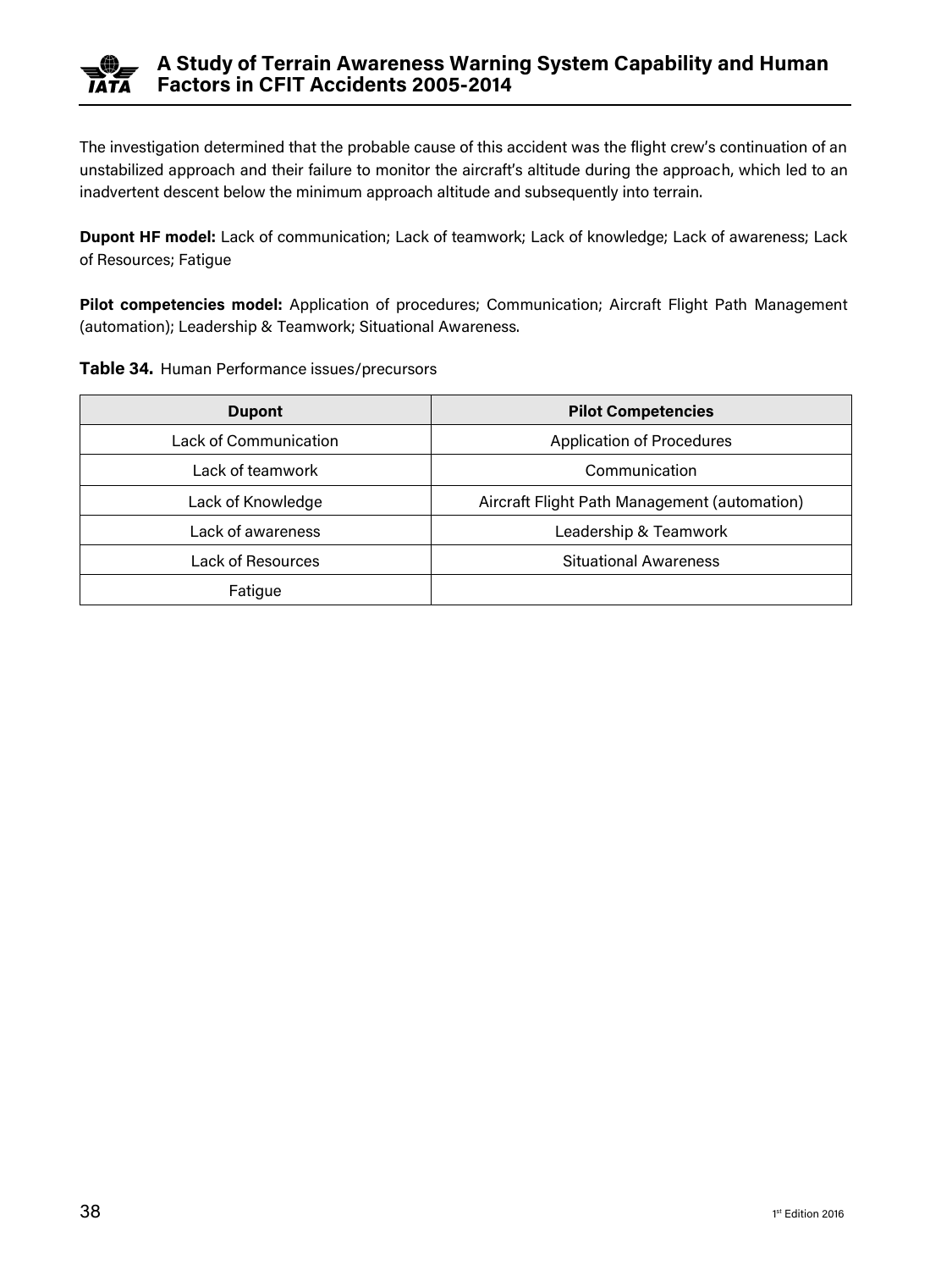The investigation determined that the probable cause of this accident was the flight crew's continuation of an unstabilized approach and their failure to monitor the aircraft's altitude during the approach, which led to an inadvertent descent below the minimum approach altitude and subsequently into terrain.

**Dupont HF model:** Lack of communication; Lack of teamwork; Lack of knowledge; Lack of awareness; Lack of Resources; Fatigue

**Pilot competencies model:** Application of procedures; Communication; Aircraft Flight Path Management (automation); Leadership & Teamwork; Situational Awareness.

**Table 34.** Human Performance issues/precursors

| Dupont | Pilot Competencies |
|---|---|
| Lack of Communication | Application of Procedures |
| Lack of teamwork | Communication |
| Lack of Knowledge | Aircraft Flight Path Management (automation) |
| Lack of awareness | Leadership & Teamwork |
| Lack of Resources | Situational Awareness |
| Fatigue | |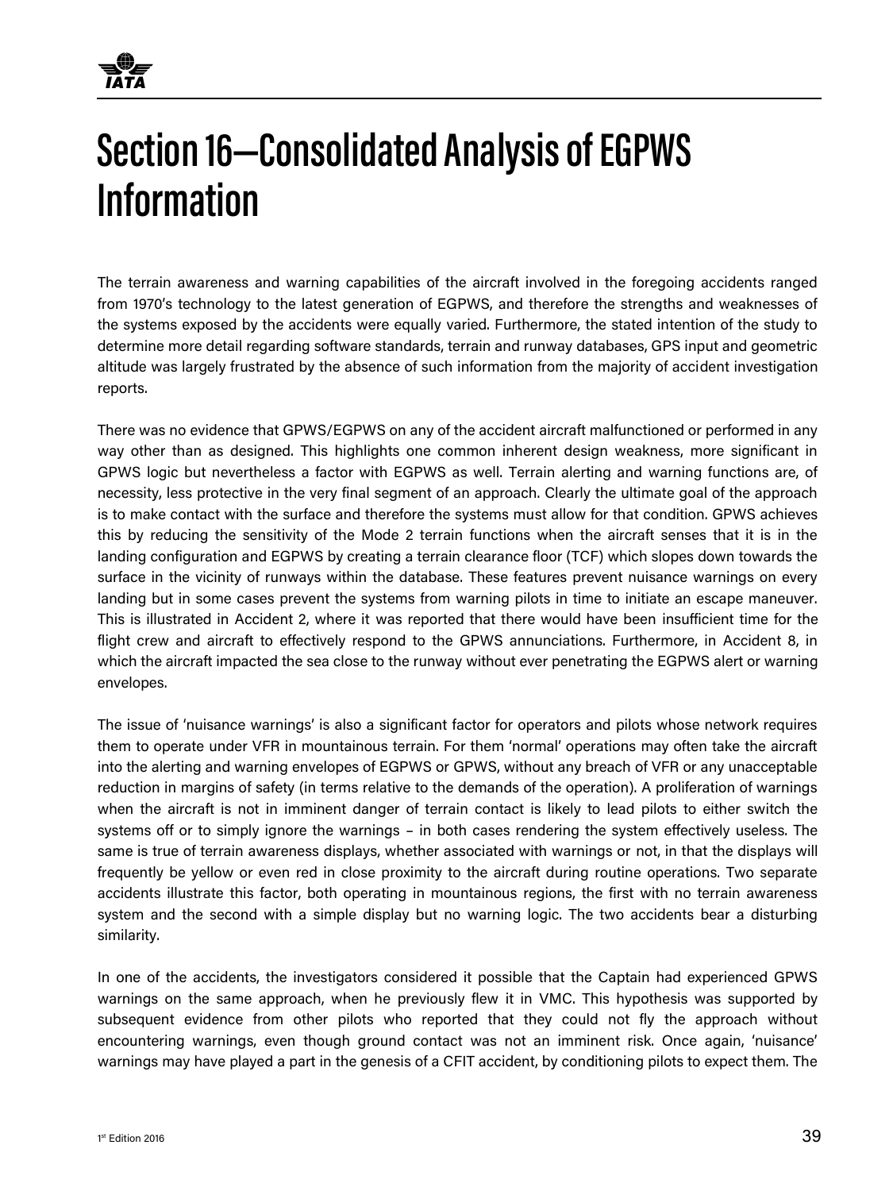# Section 16—Consolidated Analysis of EGPWS Information

The terrain awareness and warning capabilities of the aircraft involved in the foregoing accidents ranged from 1970's technology to the latest generation of EGPWS, and therefore the strengths and weaknesses of the systems exposed by the accidents were equally varied. Furthermore, the stated intention of the study to determine more detail regarding software standards, terrain and runway databases, GPS input and geometric altitude was largely frustrated by the absence of such information from the majority of accident investigation reports.

There was no evidence that GPWS/EGPWS on any of the accident aircraft malfunctioned or performed in any way other than as designed. This highlights one common inherent design weakness, more significant in GPWS logic but nevertheless a factor with EGPWS as well. Terrain alerting and warning functions are, of necessity, less protective in the very final segment of an approach. Clearly the ultimate goal of the approach is to make contact with the surface and therefore the systems must allow for that condition. GPWS achieves this by reducing the sensitivity of the Mode 2 terrain functions when the aircraft senses that it is in the landing configuration and EGPWS by creating a terrain clearance floor (TCF) which slopes down towards the surface in the vicinity of runways within the database. These features prevent nuisance warnings on every landing but in some cases prevent the systems from warning pilots in time to initiate an escape maneuver. This is illustrated in Accident 2, where it was reported that there would have been insufficient time for the flight crew and aircraft to effectively respond to the GPWS annunciations. Furthermore, in Accident 8, in which the aircraft impacted the sea close to the runway without ever penetrating the EGPWS alert or warning envelopes.

The issue of 'nuisance warnings' is also a significant factor for operators and pilots whose network requires them to operate under VFR in mountainous terrain. For them 'normal' operations may often take the aircraft into the alerting and warning envelopes of EGPWS or GPWS, without any breach of VFR or any unacceptable reduction in margins of safety (in terms relative to the demands of the operation). A proliferation of warnings when the aircraft is not in imminent danger of terrain contact is likely to lead pilots to either switch the systems off or to simply ignore the warnings – in both cases rendering the system effectively useless. The same is true of terrain awareness displays, whether associated with warnings or not, in that the displays will frequently be yellow or even red in close proximity to the aircraft during routine operations. Two separate accidents illustrate this factor, both operating in mountainous regions, the first with no terrain awareness system and the second with a simple display but no warning logic. The two accidents bear a disturbing similarity.

In one of the accidents, the investigators considered it possible that the Captain had experienced GPWS warnings on the same approach, when he previously flew it in VMC. This hypothesis was supported by subsequent evidence from other pilots who reported that they could not fly the approach without encountering warnings, even though ground contact was not an imminent risk. Once again, 'nuisance' warnings may have played a part in the genesis of a CFIT accident, by conditioning pilots to expect them. The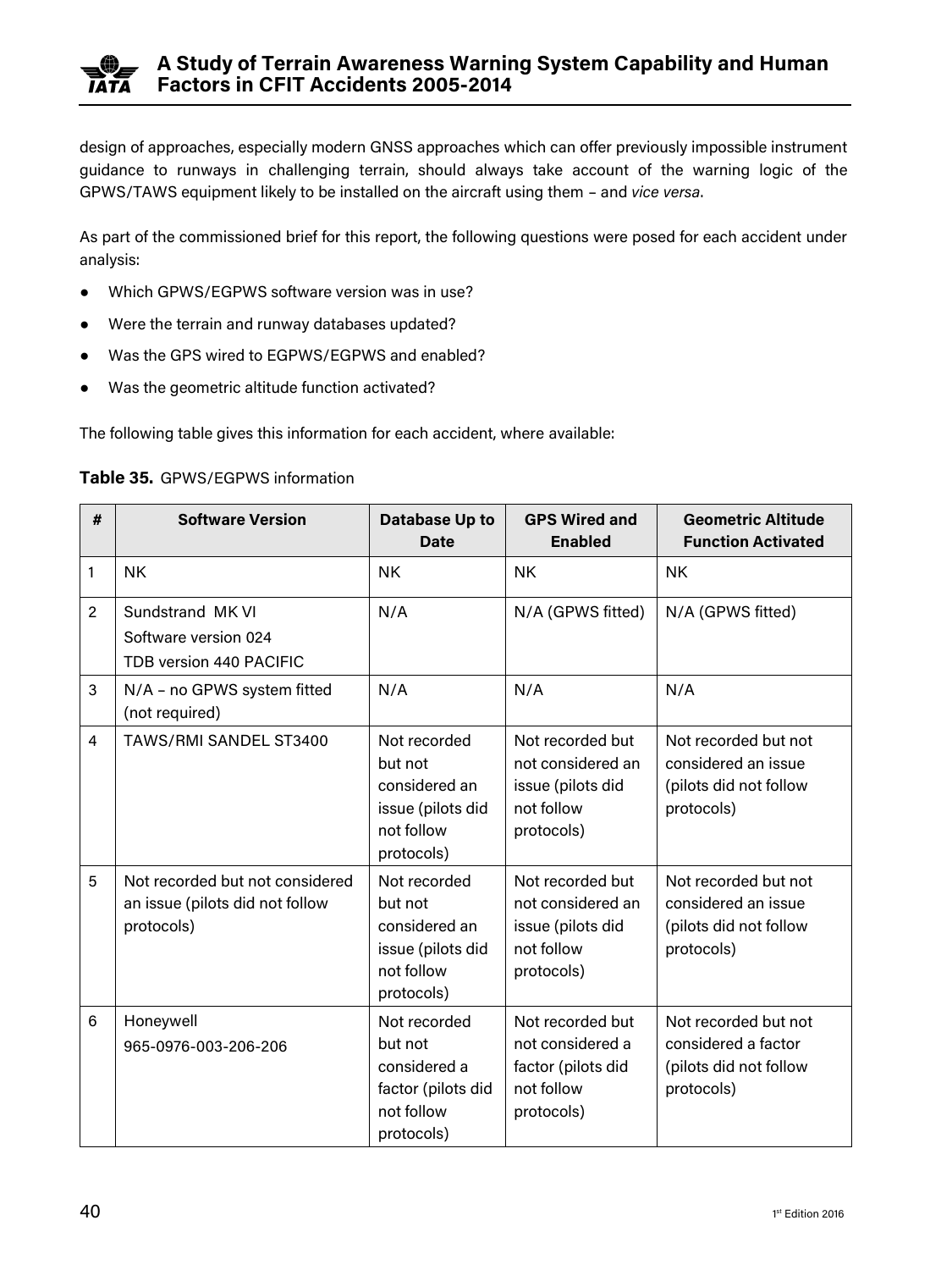design of approaches, especially modern GNSS approaches which can offer previously impossible instrument guidance to runways in challenging terrain, should always take account of the warning logic of the GPWS/TAWS equipment likely to be installed on the aircraft using them – and *vice versa*.

As part of the commissioned brief for this report, the following questions were posed for each accident under analysis:

- Which GPWS/EGPWS software version was in use?
- Were the terrain and runway databases updated?
- Was the GPS wired to EGPWS/EGPWS and enabled?
- Was the geometric altitude function activated?

The following table gives this information for each accident, where available:

**Table 35.** GPWS/EGPWS information

| # | Software Version | Database Up to Date | GPS Wired and Enabled | Geometric Altitude Function Activated |
|---|---|---|---|---|
| 1 | NK | NK | NK | NK |
| 2 | Sundstrand MK VI<br>Software version 024<br>TDB version 440 PACIFIC | N/A | N/A (GPWS fitted) | N/A (GPWS fitted) |
| 3 | N/A – no GPWS system fitted (not required) | N/A | N/A | N/A |
| 4 | TAWS/RMI SANDEL ST3400 | Not recorded but not considered an issue (pilots did not follow protocols) | Not recorded but not considered an issue (pilots did not follow protocols) | Not recorded but not considered an issue (pilots did not follow protocols) |
| 5 | Not recorded but not considered an issue (pilots did not follow protocols) | Not recorded but not considered an issue (pilots did not follow protocols) | Not recorded but not considered an issue (pilots did not follow protocols) | Not recorded but not considered an issue (pilots did not follow protocols) |
| 6 | Honeywell<br>965-0976-003-206-206 | Not recorded but not considered a factor (pilots did not follow protocols) | Not recorded but not considered a factor (pilots did not follow protocols) | Not recorded but not considered a factor (pilots did not follow protocols) |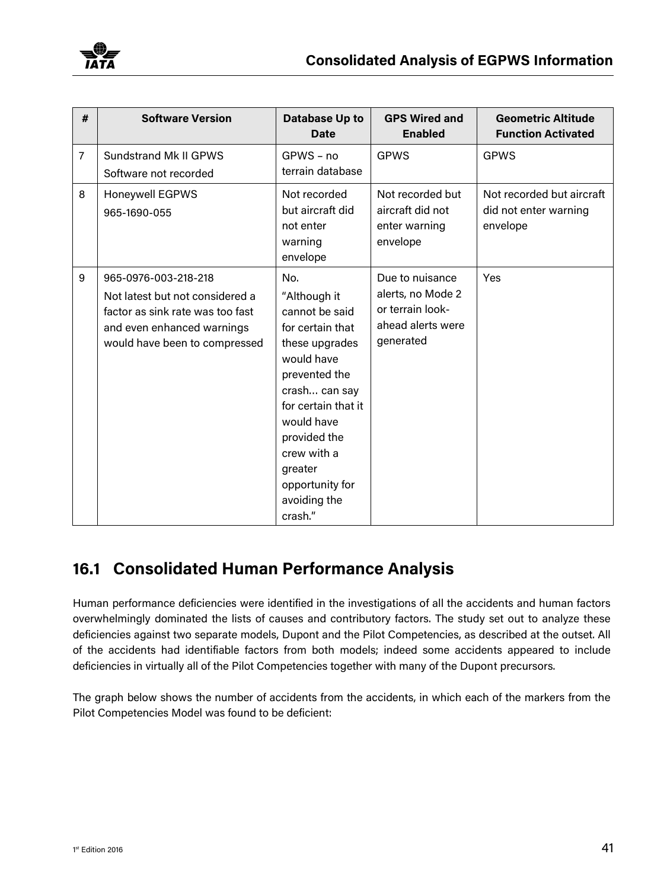| # | Software Version | Database Up to Date | GPS Wired and Enabled | Geometric Altitude Function Activated |
|---|---|---|---|---|
| 7 | Sundstrand Mk II GPWS<br>Software not recorded | GPWS – no terrain database | GPWS | GPWS |
| 8 | Honeywell EGPWS<br>965-1690-055 | Not recorded but aircraft did not enter warning envelope | Not recorded but aircraft did not enter warning envelope | Not recorded but aircraft did not enter warning envelope |
| 9 | 965-0976-003-218-218<br>Not latest but not considered a factor as sink rate was too fast and even enhanced warnings would have been to compressed | No.<br>"Although it cannot be said for certain that these upgrades would have prevented the crash… can say for certain that it would have provided the crew with a greater opportunity for avoiding the crash." | Due to nuisance alerts, no Mode 2 or terrain look-ahead alerts were generated | Yes |

## 16.1 Consolidated Human Performance Analysis

Human performance deficiencies were identified in the investigations of all the accidents and human factors overwhelmingly dominated the lists of causes and contributory factors. The study set out to analyze these deficiencies against two separate models, Dupont and the Pilot Competencies, as described at the outset. All of the accidents had identifiable factors from both models; indeed some accidents appeared to include deficiencies in virtually all of the Pilot Competencies together with many of the Dupont precursors.

The graph below shows the number of accidents from the accidents, in which each of the markers from the Pilot Competencies Model was found to be deficient: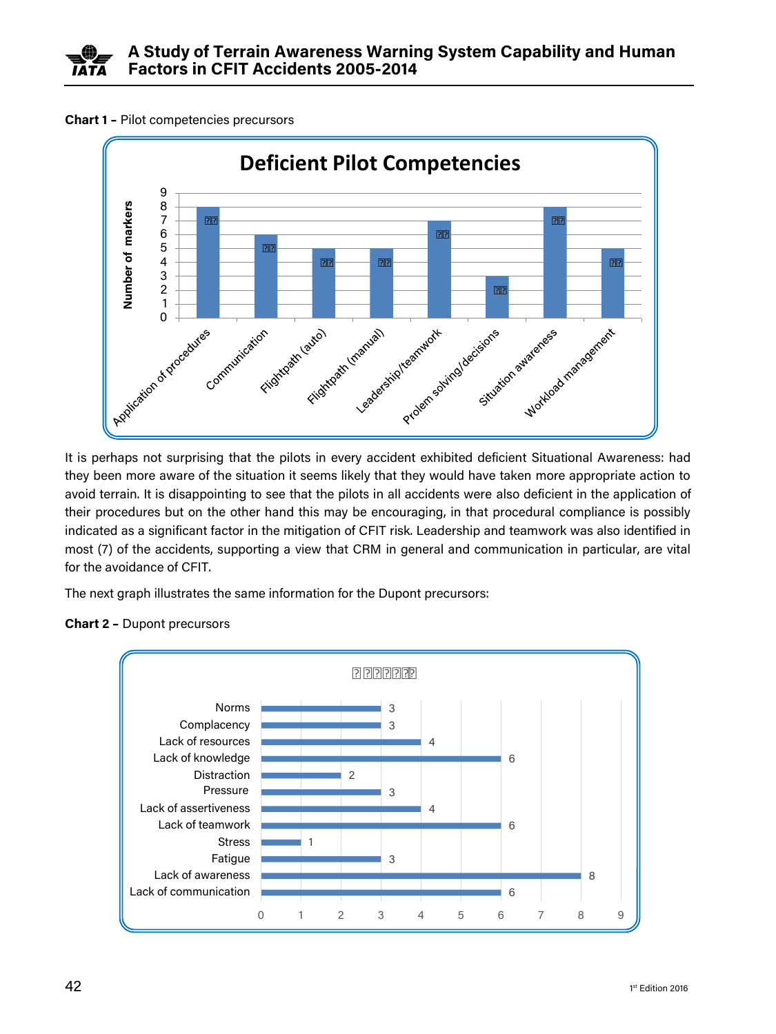**Chart 1 –** Pilot competencies precursors

**Deficient Pilot Competencies**

| Competency | Number of markers |
|---|---|
| Application of procedures | 8 |
| Communication | 6 |
| Flightpath (auto) | 5 |
| Flightpath (manual) | 5 |
| Leadership/teamwork | 7 |
| Prolem solving/decisions | 3 |
| Situation awareness | 8 |
| Workload management | 5 |

It is perhaps not surprising that the pilots in every accident exhibited deficient Situational Awareness: had they been more aware of the situation it seems likely that they would have taken more appropriate action to avoid terrain. It is disappointing to see that the pilots in all accidents were also deficient in the application of their procedures but on the other hand this may be encouraging, in that procedural compliance is possibly indicated as a significant factor in the mitigation of CFIT risk. Leadership and teamwork was also identified in most (7) of the accidents, supporting a view that CRM in general and communication in particular, are vital for the avoidance of CFIT.

The next graph illustrates the same information for the Dupont precursors:

**Chart 2 –** Dupont precursors

| Precursor | Count |
|---|---|
| Norms | 3 |
| Complacency | 3 |
| Lack of resources | 4 |
| Lack of knowledge | 6 |
| Distraction | 2 |
| Pressure | 3 |
| Lack of assertiveness | 4 |
| Lack of teamwork | 6 |
| Stress | 1 |
| Fatigue | 3 |
| Lack of awareness | 8 |
| Lack of communication | 6 |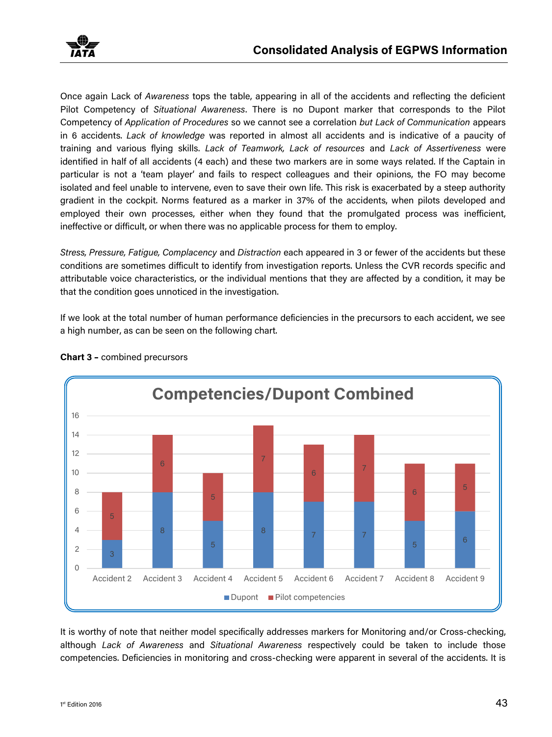Once again Lack of *Awareness* tops the table, appearing in all of the accidents and reflecting the deficient Pilot Competency of *Situational Awareness*. There is no Dupont marker that corresponds to the Pilot Competency of *Application of Procedures* so we cannot see a correlation *but Lack of Communication* appears in 6 accidents. *Lack of knowledge* was reported in almost all accidents and is indicative of a paucity of training and various flying skills. *Lack of Teamwork, Lack of resources* and *Lack of Assertiveness* were identified in half of all accidents (4 each) and these two markers are in some ways related. If the Captain in particular is not a 'team player' and fails to respect colleagues and their opinions, the FO may become isolated and feel unable to intervene, even to save their own life. This risk is exacerbated by a steep authority gradient in the cockpit. Norms featured as a marker in 37% of the accidents, when pilots developed and employed their own processes, either when they found that the promulgated process was inefficient, ineffective or difficult, or when there was no applicable process for them to employ.

*Stress, Pressure, Fatigue, Complacency* and *Distraction* each appeared in 3 or fewer of the accidents but these conditions are sometimes difficult to identify from investigation reports. Unless the CVR records specific and attributable voice characteristics, or the individual mentions that they are affected by a condition, it may be that the condition goes unnoticed in the investigation.

If we look at the total number of human performance deficiencies in the precursors to each accident, we see a high number, as can be seen on the following chart.

**Chart 3 –** combined precursors

**Competencies/Dupont Combined**

| | Dupont | Pilot competencies |
|---|---|---|
| Accident 2 | 3 | 5 |
| Accident 3 | 8 | 6 |
| Accident 4 | 5 | 5 |
| Accident 5 | 8 | 7 |
| Accident 6 | 7 | 6 |
| Accident 7 | 7 | 7 |
| Accident 8 | 5 | 6 |
| Accident 9 | 6 | 5 |

It is worthy of note that neither model specifically addresses markers for Monitoring and/or Cross-checking, although *Lack of Awareness* and *Situational Awareness* respectively could be taken to include those competencies. Deficiencies in monitoring and cross-checking were apparent in several of the accidents. It is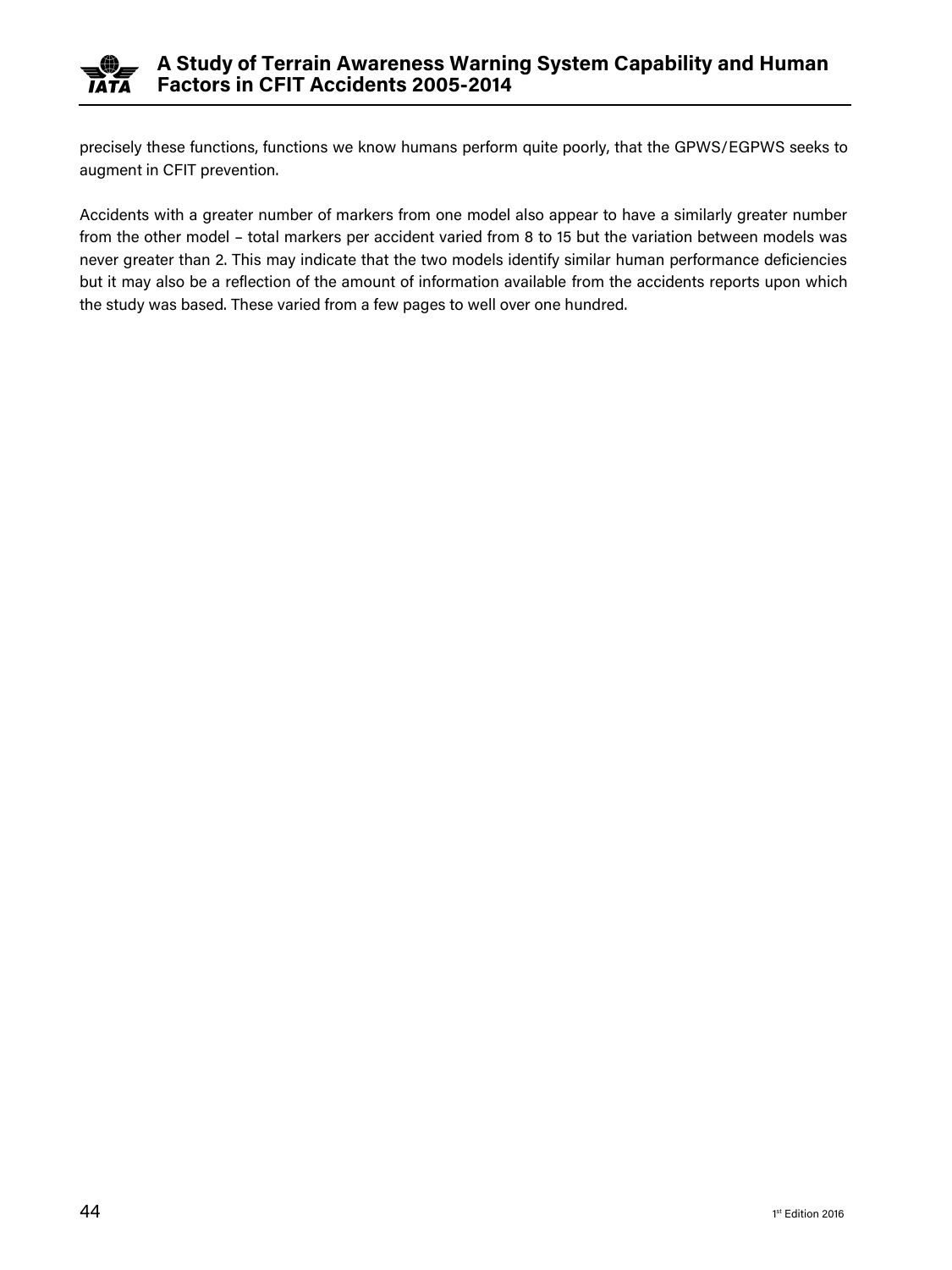precisely these functions, functions we know humans perform quite poorly, that the GPWS/EGPWS seeks to augment in CFIT prevention.

Accidents with a greater number of markers from one model also appear to have a similarly greater number from the other model – total markers per accident varied from 8 to 15 but the variation between models was never greater than 2. This may indicate that the two models identify similar human performance deficiencies but it may also be a reflection of the amount of information available from the accidents reports upon which the study was based. These varied from a few pages to well over one hundred.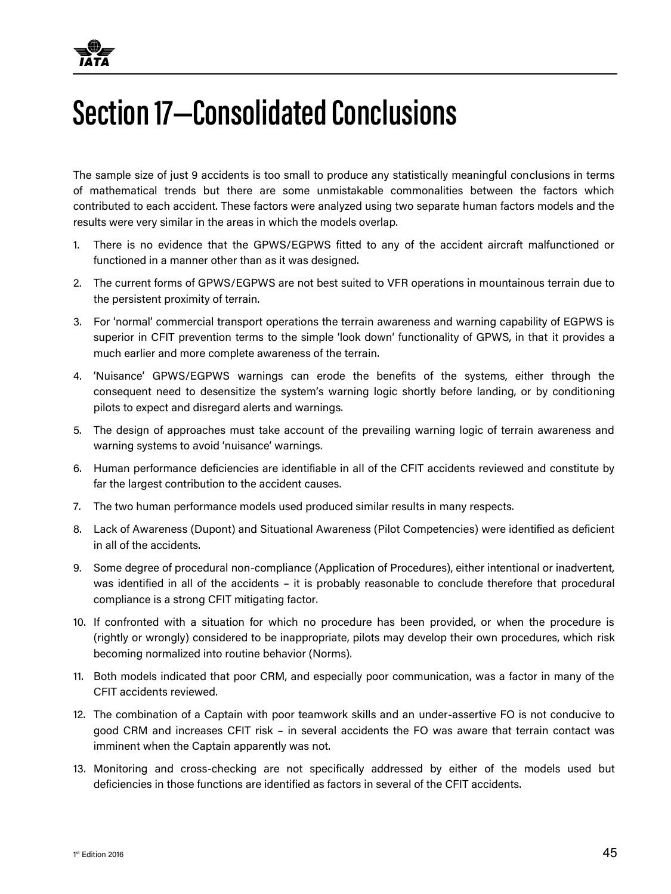# Section 17—Consolidated Conclusions

The sample size of just 9 accidents is too small to produce any statistically meaningful conclusions in terms of mathematical trends but there are some unmistakable commonalities between the factors which contributed to each accident. These factors were analyzed using two separate human factors models and the results were very similar in the areas in which the models overlap.

1. There is no evidence that the GPWS/EGPWS fitted to any of the accident aircraft malfunctioned or functioned in a manner other than as it was designed.
2. The current forms of GPWS/EGPWS are not best suited to VFR operations in mountainous terrain due to the persistent proximity of terrain.
3. For 'normal' commercial transport operations the terrain awareness and warning capability of EGPWS is superior in CFIT prevention terms to the simple 'look down' functionality of GPWS, in that it provides a much earlier and more complete awareness of the terrain.
4. 'Nuisance' GPWS/EGPWS warnings can erode the benefits of the systems, either through the consequent need to desensitize the system's warning logic shortly before landing, or by conditioning pilots to expect and disregard alerts and warnings.
5. The design of approaches must take account of the prevailing warning logic of terrain awareness and warning systems to avoid 'nuisance' warnings.
6. Human performance deficiencies are identifiable in all of the CFIT accidents reviewed and constitute by far the largest contribution to the accident causes.
7. The two human performance models used produced similar results in many respects.
8. Lack of Awareness (Dupont) and Situational Awareness (Pilot Competencies) were identified as deficient in all of the accidents.
9. Some degree of procedural non-compliance (Application of Procedures), either intentional or inadvertent, was identified in all of the accidents – it is probably reasonable to conclude therefore that procedural compliance is a strong CFIT mitigating factor.
10. If confronted with a situation for which no procedure has been provided, or when the procedure is (rightly or wrongly) considered to be inappropriate, pilots may develop their own procedures, which risk becoming normalized into routine behavior (Norms).
11. Both models indicated that poor CRM, and especially poor communication, was a factor in many of the CFIT accidents reviewed.
12. The combination of a Captain with poor teamwork skills and an under-assertive FO is not conducive to good CRM and increases CFIT risk – in several accidents the FO was aware that terrain contact was imminent when the Captain apparently was not.
13. Monitoring and cross-checking are not specifically addressed by either of the models used but deficiencies in those functions are identified as factors in several of the CFIT accidents.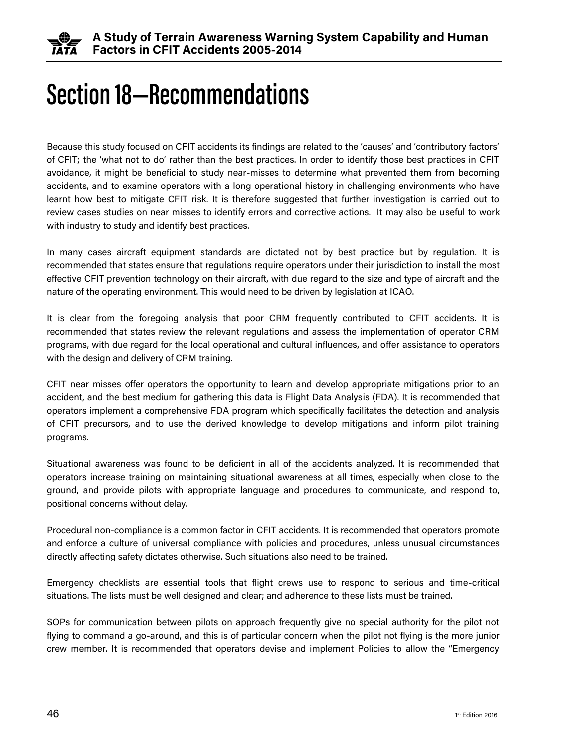# Section 18—Recommendations

Because this study focused on CFIT accidents its findings are related to the 'causes' and 'contributory factors' of CFIT; the 'what not to do' rather than the best practices. In order to identify those best practices in CFIT avoidance, it might be beneficial to study near-misses to determine what prevented them from becoming accidents, and to examine operators with a long operational history in challenging environments who have learnt how best to mitigate CFIT risk. It is therefore suggested that further investigation is carried out to review cases studies on near misses to identify errors and corrective actions. It may also be useful to work with industry to study and identify best practices.

In many cases aircraft equipment standards are dictated not by best practice but by regulation. It is recommended that states ensure that regulations require operators under their jurisdiction to install the most effective CFIT prevention technology on their aircraft, with due regard to the size and type of aircraft and the nature of the operating environment. This would need to be driven by legislation at ICAO.

It is clear from the foregoing analysis that poor CRM frequently contributed to CFIT accidents. It is recommended that states review the relevant regulations and assess the implementation of operator CRM programs, with due regard for the local operational and cultural influences, and offer assistance to operators with the design and delivery of CRM training.

CFIT near misses offer operators the opportunity to learn and develop appropriate mitigations prior to an accident, and the best medium for gathering this data is Flight Data Analysis (FDA). It is recommended that operators implement a comprehensive FDA program which specifically facilitates the detection and analysis of CFIT precursors, and to use the derived knowledge to develop mitigations and inform pilot training programs.

Situational awareness was found to be deficient in all of the accidents analyzed. It is recommended that operators increase training on maintaining situational awareness at all times, especially when close to the ground, and provide pilots with appropriate language and procedures to communicate, and respond to, positional concerns without delay.

Procedural non-compliance is a common factor in CFIT accidents. It is recommended that operators promote and enforce a culture of universal compliance with policies and procedures, unless unusual circumstances directly affecting safety dictates otherwise. Such situations also need to be trained.

Emergency checklists are essential tools that flight crews use to respond to serious and time-critical situations. The lists must be well designed and clear; and adherence to these lists must be trained.

SOPs for communication between pilots on approach frequently give no special authority for the pilot not flying to command a go-around, and this is of particular concern when the pilot not flying is the more junior crew member. It is recommended that operators devise and implement Policies to allow the "Emergency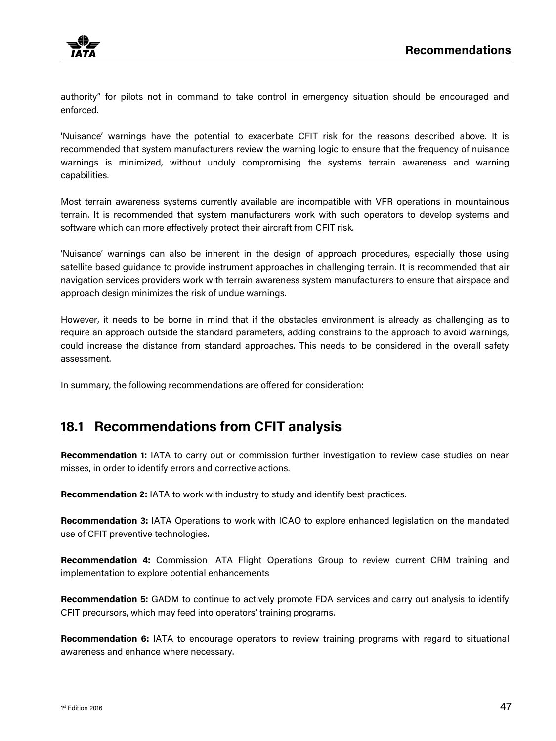authority" for pilots not in command to take control in emergency situation should be encouraged and enforced.

'Nuisance' warnings have the potential to exacerbate CFIT risk for the reasons described above. It is recommended that system manufacturers review the warning logic to ensure that the frequency of nuisance warnings is minimized, without unduly compromising the systems terrain awareness and warning capabilities.

Most terrain awareness systems currently available are incompatible with VFR operations in mountainous terrain. It is recommended that system manufacturers work with such operators to develop systems and software which can more effectively protect their aircraft from CFIT risk.

'Nuisance' warnings can also be inherent in the design of approach procedures, especially those using satellite based guidance to provide instrument approaches in challenging terrain. It is recommended that air navigation services providers work with terrain awareness system manufacturers to ensure that airspace and approach design minimizes the risk of undue warnings.

However, it needs to be borne in mind that if the obstacles environment is already as challenging as to require an approach outside the standard parameters, adding constrains to the approach to avoid warnings, could increase the distance from standard approaches. This needs to be considered in the overall safety assessment.

In summary, the following recommendations are offered for consideration:

## 18.1 Recommendations from CFIT analysis

**Recommendation 1:** IATA to carry out or commission further investigation to review case studies on near misses, in order to identify errors and corrective actions.

**Recommendation 2:** IATA to work with industry to study and identify best practices.

**Recommendation 3:** IATA Operations to work with ICAO to explore enhanced legislation on the mandated use of CFIT preventive technologies.

**Recommendation 4:** Commission IATA Flight Operations Group to review current CRM training and implementation to explore potential enhancements

**Recommendation 5:** GADM to continue to actively promote FDA services and carry out analysis to identify CFIT precursors, which may feed into operators' training programs.

**Recommendation 6:** IATA to encourage operators to review training programs with regard to situational awareness and enhance where necessary.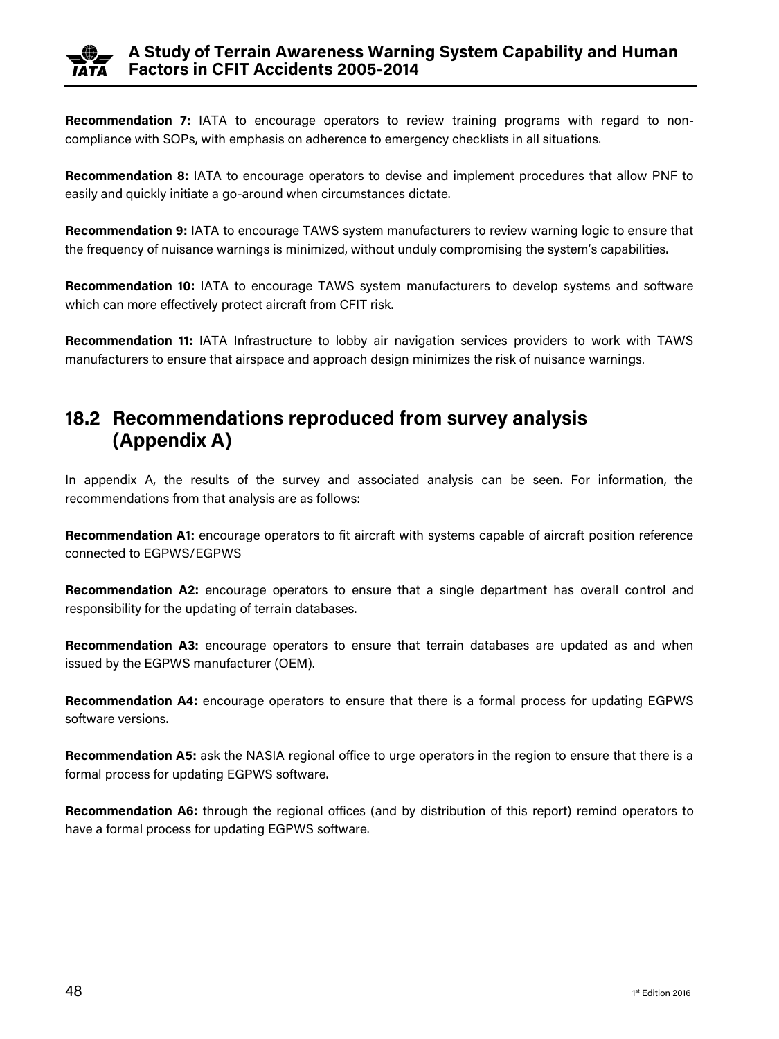**Recommendation 7:** IATA to encourage operators to review training programs with regard to non-compliance with SOPs, with emphasis on adherence to emergency checklists in all situations.

**Recommendation 8:** IATA to encourage operators to devise and implement procedures that allow PNF to easily and quickly initiate a go-around when circumstances dictate.

**Recommendation 9:** IATA to encourage TAWS system manufacturers to review warning logic to ensure that the frequency of nuisance warnings is minimized, without unduly compromising the system's capabilities.

**Recommendation 10:** IATA to encourage TAWS system manufacturers to develop systems and software which can more effectively protect aircraft from CFIT risk.

**Recommendation 11:** IATA Infrastructure to lobby air navigation services providers to work with TAWS manufacturers to ensure that airspace and approach design minimizes the risk of nuisance warnings.

## 18.2 Recommendations reproduced from survey analysis (Appendix A)

In appendix A, the results of the survey and associated analysis can be seen. For information, the recommendations from that analysis are as follows:

**Recommendation A1:** encourage operators to fit aircraft with systems capable of aircraft position reference connected to EGPWS/EGPWS

**Recommendation A2:** encourage operators to ensure that a single department has overall control and responsibility for the updating of terrain databases.

**Recommendation A3:** encourage operators to ensure that terrain databases are updated as and when issued by the EGPWS manufacturer (OEM).

**Recommendation A4:** encourage operators to ensure that there is a formal process for updating EGPWS software versions.

**Recommendation A5:** ask the NASIA regional office to urge operators in the region to ensure that there is a formal process for updating EGPWS software.

**Recommendation A6:** through the regional offices (and by distribution of this report) remind operators to have a formal process for updating EGPWS software.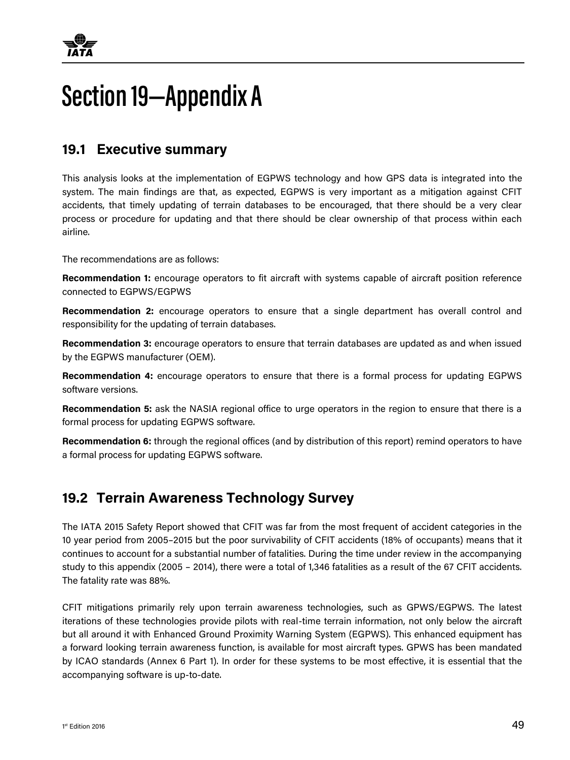# Section 19—Appendix A

## 19.1 Executive summary

This analysis looks at the implementation of EGPWS technology and how GPS data is integrated into the system. The main findings are that, as expected, EGPWS is very important as a mitigation against CFIT accidents, that timely updating of terrain databases to be encouraged, that there should be a very clear process or procedure for updating and that there should be clear ownership of that process within each airline.

The recommendations are as follows:

**Recommendation 1:** encourage operators to fit aircraft with systems capable of aircraft position reference connected to EGPWS/EGPWS

**Recommendation 2:** encourage operators to ensure that a single department has overall control and responsibility for the updating of terrain databases.

**Recommendation 3:** encourage operators to ensure that terrain databases are updated as and when issued by the EGPWS manufacturer (OEM).

**Recommendation 4:** encourage operators to ensure that there is a formal process for updating EGPWS software versions.

**Recommendation 5:** ask the NASIA regional office to urge operators in the region to ensure that there is a formal process for updating EGPWS software.

**Recommendation 6:** through the regional offices (and by distribution of this report) remind operators to have a formal process for updating EGPWS software.

## 19.2 Terrain Awareness Technology Survey

The IATA 2015 Safety Report showed that CFIT was far from the most frequent of accident categories in the 10 year period from 2005–2015 but the poor survivability of CFIT accidents (18% of occupants) means that it continues to account for a substantial number of fatalities. During the time under review in the accompanying study to this appendix (2005 – 2014), there were a total of 1,346 fatalities as a result of the 67 CFIT accidents. The fatality rate was 88%.

CFIT mitigations primarily rely upon terrain awareness technologies, such as GPWS/EGPWS. The latest iterations of these technologies provide pilots with real-time terrain information, not only below the aircraft but all around it with Enhanced Ground Proximity Warning System (EGPWS). This enhanced equipment has a forward looking terrain awareness function, is available for most aircraft types. GPWS has been mandated by ICAO standards (Annex 6 Part 1). In order for these systems to be most effective, it is essential that the accompanying software is up-to-date.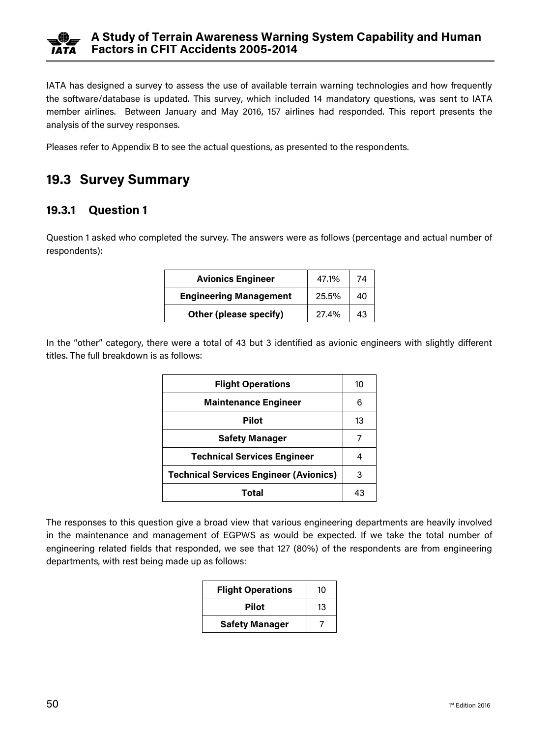IATA has designed a survey to assess the use of available terrain warning technologies and how frequently the software/database is updated. This survey, which included 14 mandatory questions, was sent to IATA member airlines. Between January and May 2016, 157 airlines had responded. This report presents the analysis of the survey responses.

Pleases refer to Appendix B to see the actual questions, as presented to the respondents.

## 19.3 Survey Summary

### 19.3.1 Question 1

Question 1 asked who completed the survey. The answers were as follows (percentage and actual number of respondents):

| | | |
|---|---|---|
| **Avionics Engineer** | 47.1% | 74 |
| **Engineering Management** | 25.5% | 40 |
| **Other (please specify)** | 27.4% | 43 |

In the "other" category, there were a total of 43 but 3 identified as avionic engineers with slightly different titles. The full breakdown is as follows:

| | |
|---|---|
| **Flight Operations** | 10 |
| **Maintenance Engineer** | 6 |
| **Pilot** | 13 |
| **Safety Manager** | 7 |
| **Technical Services Engineer** | 4 |
| **Technical Services Engineer (Avionics)** | 3 |
| **Total** | 43 |

The responses to this question give a broad view that various engineering departments are heavily involved in the maintenance and management of EGPWS as would be expected. If we take the total number of engineering related fields that responded, we see that 127 (80%) of the respondents are from engineering departments, with rest being made up as follows:

| | |
|---|---|
| **Flight Operations** | 10 |
| **Pilot** | 13 |
| **Safety Manager** | 7 |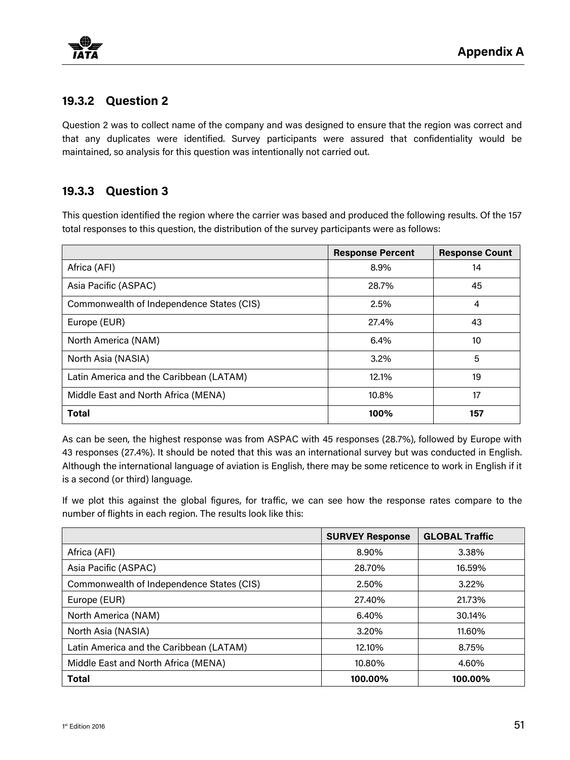### 19.3.2 Question 2

Question 2 was to collect name of the company and was designed to ensure that the region was correct and that any duplicates were identified. Survey participants were assured that confidentiality would be maintained, so analysis for this question was intentionally not carried out.

### 19.3.3 Question 3

This question identified the region where the carrier was based and produced the following results. Of the 157 total responses to this question, the distribution of the survey participants were as follows:

| | Response Percent | Response Count |
|---|---|---|
| Africa (AFI) | 8.9% | 14 |
| Asia Pacific (ASPAC) | 28.7% | 45 |
| Commonwealth of Independence States (CIS) | 2.5% | 4 |
| Europe (EUR) | 27.4% | 43 |
| North America (NAM) | 6.4% | 10 |
| North Asia (NASIA) | 3.2% | 5 |
| Latin America and the Caribbean (LATAM) | 12.1% | 19 |
| Middle East and North Africa (MENA) | 10.8% | 17 |
| **Total** | **100%** | **157** |

As can be seen, the highest response was from ASPAC with 45 responses (28.7%), followed by Europe with 43 responses (27.4%). It should be noted that this was an international survey but was conducted in English. Although the international language of aviation is English, there may be some reticence to work in English if it is a second (or third) language.

If we plot this against the global figures, for traffic, we can see how the response rates compare to the number of flights in each region. The results look like this:

| | SURVEY Response | GLOBAL Traffic |
|---|---|---|
| Africa (AFI) | 8.90% | 3.38% |
| Asia Pacific (ASPAC) | 28.70% | 16.59% |
| Commonwealth of Independence States (CIS) | 2.50% | 3.22% |
| Europe (EUR) | 27.40% | 21.73% |
| North America (NAM) | 6.40% | 30.14% |
| North Asia (NASIA) | 3.20% | 11.60% |
| Latin America and the Caribbean (LATAM) | 12.10% | 8.75% |
| Middle East and North Africa (MENA) | 10.80% | 4.60% |
| **Total** | **100.00%** | **100.00%** |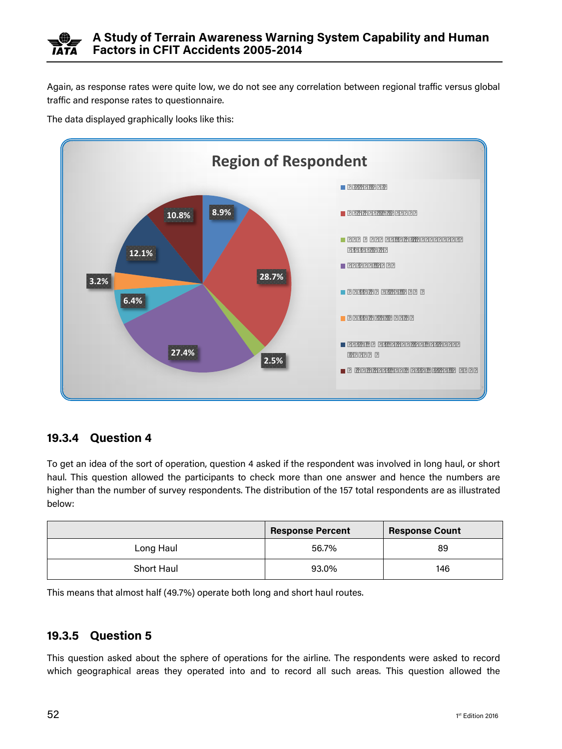Again, as response rates were quite low, we do not see any correlation between regional traffic versus global traffic and response rates to questionnaire.

The data displayed graphically looks like this:

## 19.3.4 Question 4

To get an idea of the sort of operation, question 4 asked if the respondent was involved in long haul, or short haul. This question allowed the participants to check more than one answer and hence the numbers are higher than the number of survey respondents. The distribution of the 157 total respondents are as illustrated below:

| | Response Percent | Response Count |
|---|---|---|
| Long Haul | 56.7% | 89 |
| Short Haul | 93.0% | 146 |

This means that almost half (49.7%) operate both long and short haul routes.

## 19.3.5 Question 5

This question asked about the sphere of operations for the airline. The respondents were asked to record which geographical areas they operated into and to record all such areas. This question allowed the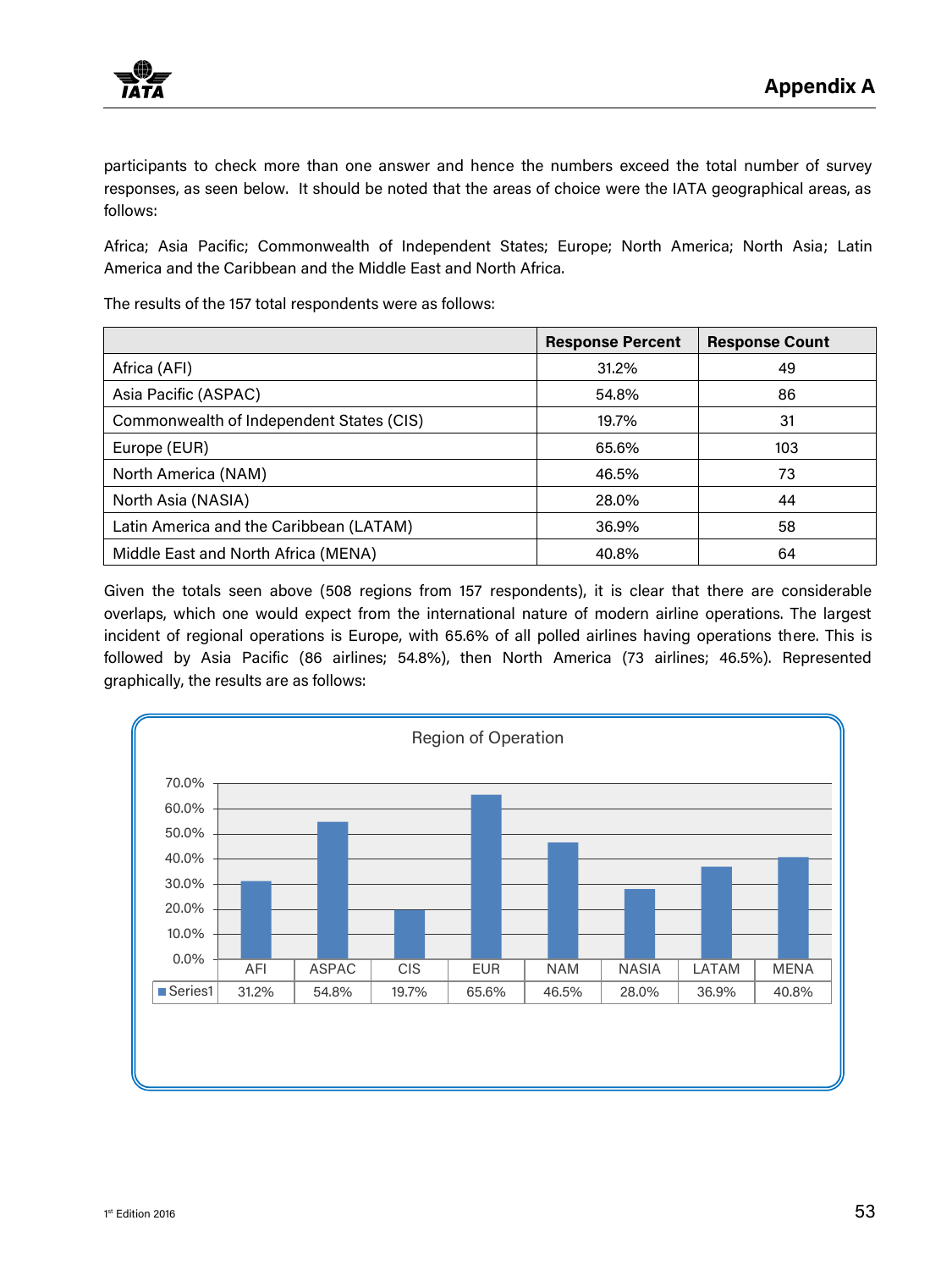participants to check more than one answer and hence the numbers exceed the total number of survey responses, as seen below. It should be noted that the areas of choice were the IATA geographical areas, as follows:

Africa; Asia Pacific; Commonwealth of Independent States; Europe; North America; North Asia; Latin America and the Caribbean and the Middle East and North Africa.

The results of the 157 total respondents were as follows:

| | Response Percent | Response Count |
|---|---|---|
| Africa (AFI) | 31.2% | 49 |
| Asia Pacific (ASPAC) | 54.8% | 86 |
| Commonwealth of Independent States (CIS) | 19.7% | 31 |
| Europe (EUR) | 65.6% | 103 |
| North America (NAM) | 46.5% | 73 |
| North Asia (NASIA) | 28.0% | 44 |
| Latin America and the Caribbean (LATAM) | 36.9% | 58 |
| Middle East and North Africa (MENA) | 40.8% | 64 |

Given the totals seen above (508 regions from 157 respondents), it is clear that there are considerable overlaps, which one would expect from the international nature of modern airline operations. The largest incident of regional operations is Europe, with 65.6% of all polled airlines having operations there. This is followed by Asia Pacific (86 airlines; 54.8%), then North America (73 airlines; 46.5%). Represented graphically, the results are as follows:

**Region of Operation**

| | AFI | ASPAC | CIS | EUR | NAM | NASIA | LATAM | MENA |
|---|---|---|---|---|---|---|---|---|
| Series1 | 31.2% | 54.8% | 19.7% | 65.6% | 46.5% | 28.0% | 36.9% | 40.8% |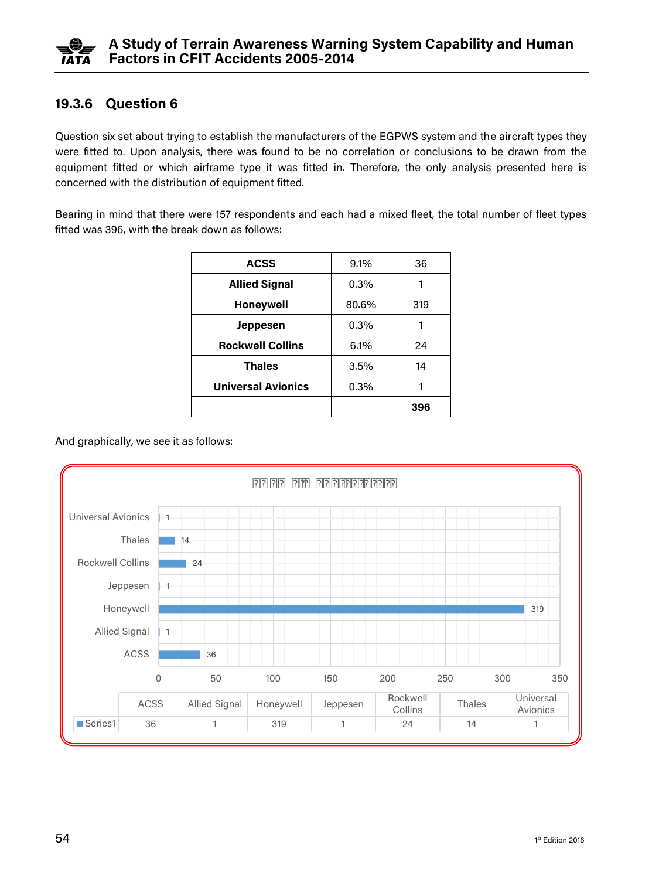### 19.3.6 Question 6

Question six set about trying to establish the manufacturers of the EGPWS system and the aircraft types they were fitted to. Upon analysis, there was found to be no correlation or conclusions to be drawn from the equipment fitted or which airframe type it was fitted in. Therefore, the only analysis presented here is concerned with the distribution of equipment fitted.

Bearing in mind that there were 157 respondents and each had a mixed fleet, the total number of fleet types fitted was 396, with the break down as follows:

| | | |
|---|---|---|
| **ACSS** | 9.1% | 36 |
| **Allied Signal** | 0.3% | 1 |
| **Honeywell** | 80.6% | 319 |
| **Jeppesen** | 0.3% | 1 |
| **Rockwell Collins** | 6.1% | 24 |
| **Thales** | 3.5% | 14 |
| **Universal Avionics** | 0.3% | 1 |
| | | **396** |

And graphically, we see it as follows:

| | ACSS | Allied Signal | Honeywell | Jeppesen | Rockwell Collins | Thales | Universal Avionics |
|---|---|---|---|---|---|---|---|
| Series1 | 36 | 1 | 319 | 1 | 24 | 14 | 1 |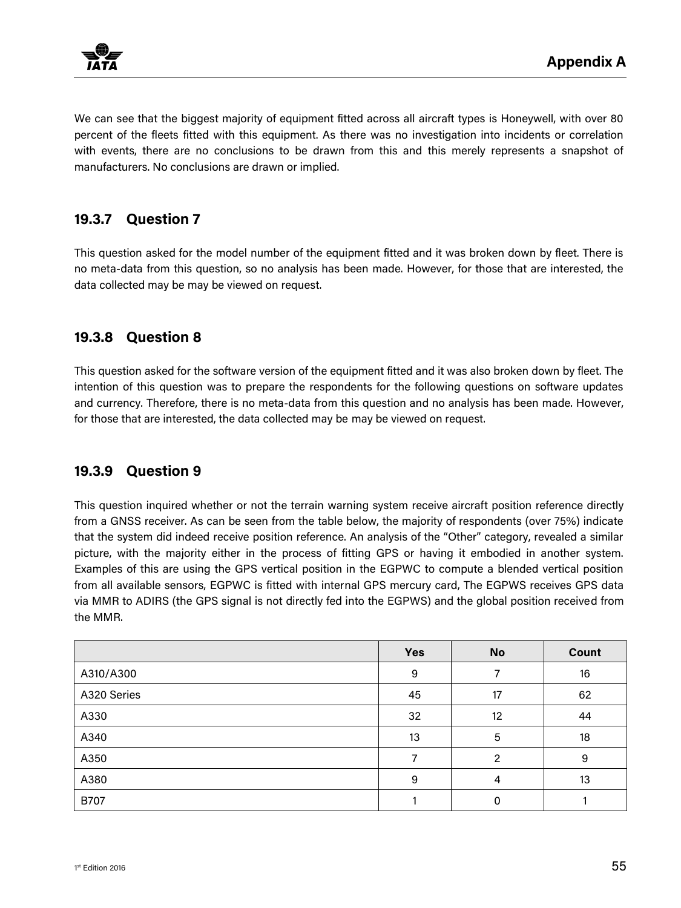We can see that the biggest majority of equipment fitted across all aircraft types is Honeywell, with over 80 percent of the fleets fitted with this equipment. As there was no investigation into incidents or correlation with events, there are no conclusions to be drawn from this and this merely represents a snapshot of manufacturers. No conclusions are drawn or implied.

### 19.3.7 Question 7

This question asked for the model number of the equipment fitted and it was broken down by fleet. There is no meta-data from this question, so no analysis has been made. However, for those that are interested, the data collected may be may be viewed on request.

### 19.3.8 Question 8

This question asked for the software version of the equipment fitted and it was also broken down by fleet. The intention of this question was to prepare the respondents for the following questions on software updates and currency. Therefore, there is no meta-data from this question and no analysis has been made. However, for those that are interested, the data collected may be may be viewed on request.

### 19.3.9 Question 9

This question inquired whether or not the terrain warning system receive aircraft position reference directly from a GNSS receiver. As can be seen from the table below, the majority of respondents (over 75%) indicate that the system did indeed receive position reference. An analysis of the "Other" category, revealed a similar picture, with the majority either in the process of fitting GPS or having it embodied in another system. Examples of this are using the GPS vertical position in the EGPWC to compute a blended vertical position from all available sensors, EGPWC is fitted with internal GPS mercury card, The EGPWS receives GPS data via MMR to ADIRS (the GPS signal is not directly fed into the EGPWS) and the global position received from the MMR.

| | Yes | No | Count |
|---|---|---|---|
| A310/A300 | 9 | 7 | 16 |
| A320 Series | 45 | 17 | 62 |
| A330 | 32 | 12 | 44 |
| A340 | 13 | 5 | 18 |
| A350 | 7 | 2 | 9 |
| A380 | 9 | 4 | 13 |
| B707 | 1 | 0 | 1 |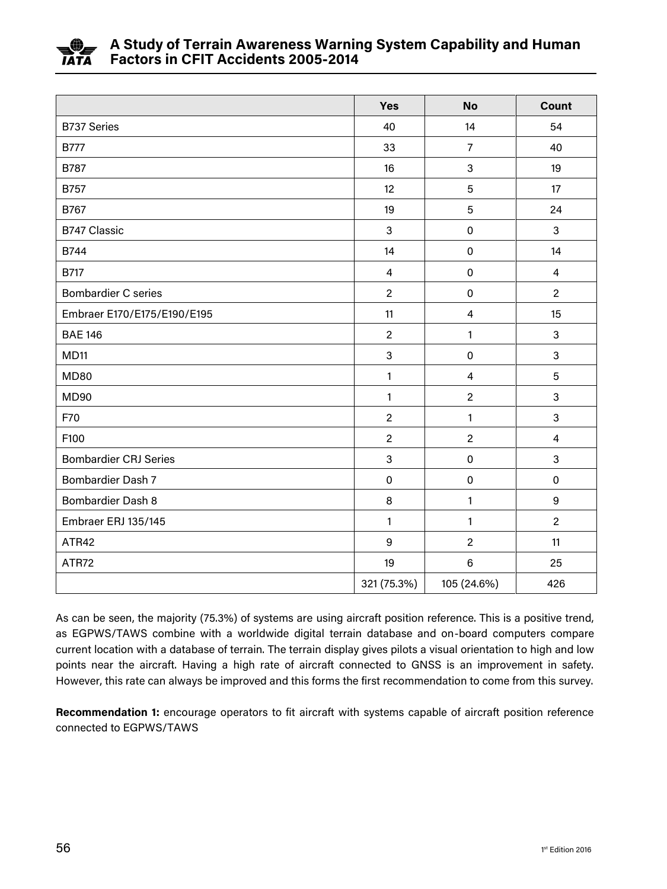| | Yes | No | Count |
|---|---|---|---|
| B737 Series | 40 | 14 | 54 |
| B777 | 33 | 7 | 40 |
| B787 | 16 | 3 | 19 |
| B757 | 12 | 5 | 17 |
| B767 | 19 | 5 | 24 |
| B747 Classic | 3 | 0 | 3 |
| B744 | 14 | 0 | 14 |
| B717 | 4 | 0 | 4 |
| Bombardier C series | 2 | 0 | 2 |
| Embraer E170/E175/E190/E195 | 11 | 4 | 15 |
| BAE 146 | 2 | 1 | 3 |
| MD11 | 3 | 0 | 3 |
| MD80 | 1 | 4 | 5 |
| MD90 | 1 | 2 | 3 |
| F70 | 2 | 1 | 3 |
| F100 | 2 | 2 | 4 |
| Bombardier CRJ Series | 3 | 0 | 3 |
| Bombardier Dash 7 | 0 | 0 | 0 |
| Bombardier Dash 8 | 8 | 1 | 9 |
| Embraer ERJ 135/145 | 1 | 1 | 2 |
| ATR42 | 9 | 2 | 11 |
| ATR72 | 19 | 6 | 25 |
| | 321 (75.3%) | 105 (24.6%) | 426 |

As can be seen, the majority (75.3%) of systems are using aircraft position reference. This is a positive trend, as EGPWS/TAWS combine with a worldwide digital terrain database and on-board computers compare current location with a database of terrain. The terrain display gives pilots a visual orientation to high and low points near the aircraft. Having a high rate of aircraft connected to GNSS is an improvement in safety. However, this rate can always be improved and this forms the first recommendation to come from this survey.

**Recommendation 1:** encourage operators to fit aircraft with systems capable of aircraft position reference connected to EGPWS/TAWS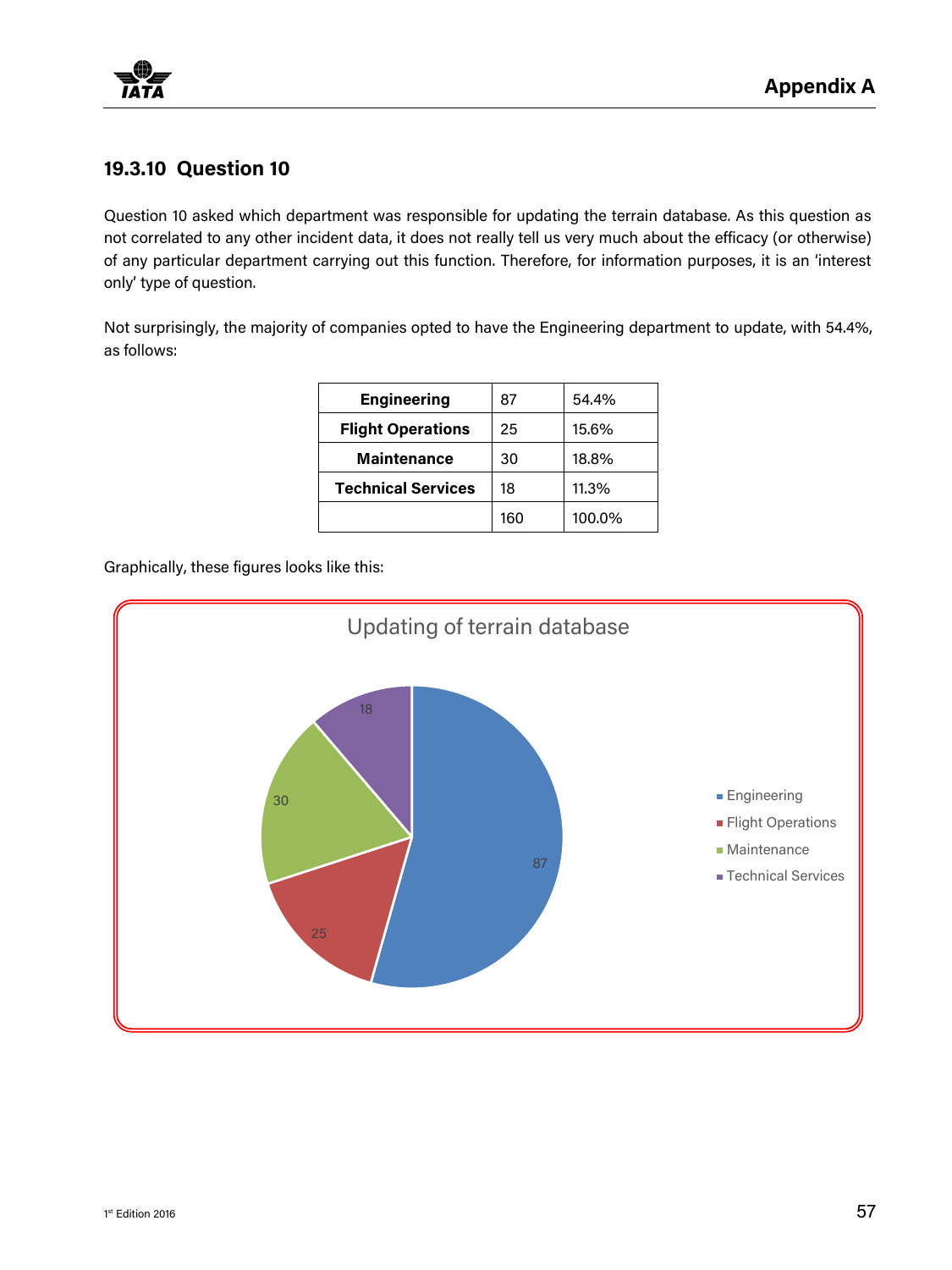### 19.3.10 Question 10

Question 10 asked which department was responsible for updating the terrain database. As this question as not correlated to any other incident data, it does not really tell us very much about the efficacy (or otherwise) of any particular department carrying out this function. Therefore, for information purposes, it is an 'interest only' type of question.

Not surprisingly, the majority of companies opted to have the Engineering department to update, with 54.4%, as follows:

| | | |
|---|---|---|
| **Engineering** | 87 | 54.4% |
| **Flight Operations** | 25 | 15.6% |
| **Maintenance** | 30 | 18.8% |
| **Technical Services** | 18 | 11.3% |
| | 160 | 100.0% |

Graphically, these figures looks like this:

Updating of terrain database

- Engineering: 87
- Flight Operations: 25
- Maintenance: 30
- Technical Services: 18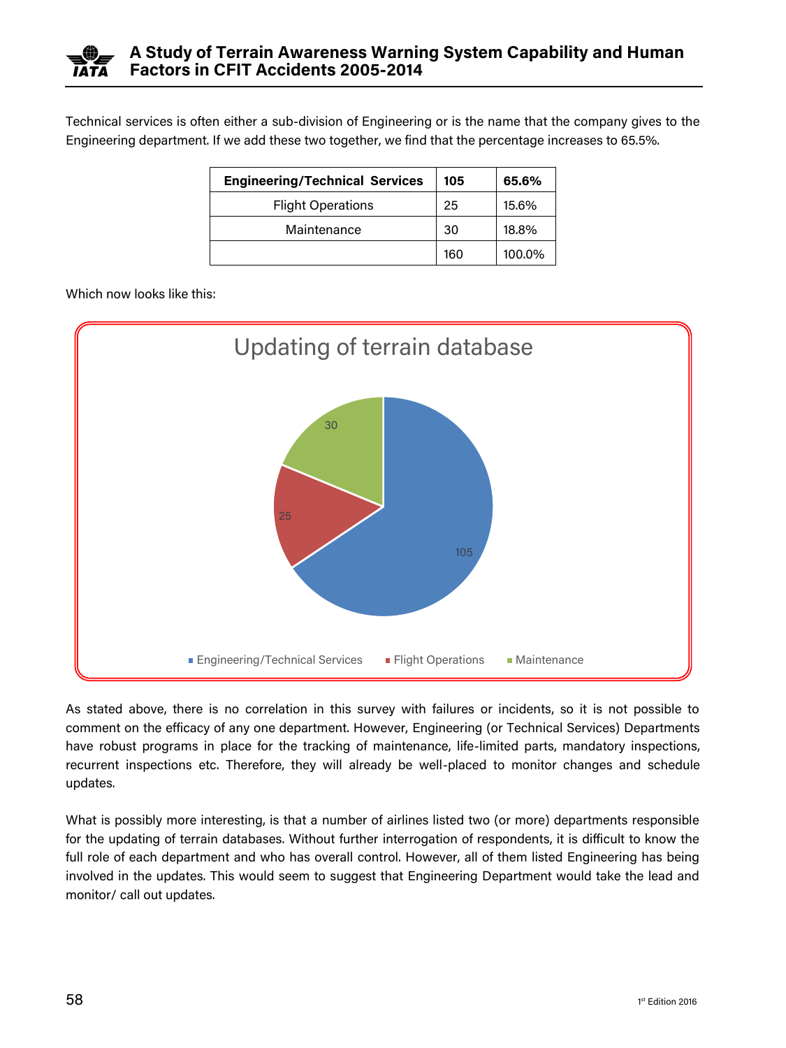Technical services is often either a sub-division of Engineering or is the name that the company gives to the Engineering department. If we add these two together, we find that the percentage increases to 65.5%.

| **Engineering/Technical Services** | **105** | **65.6%** |
|---|---|---|
| Flight Operations | 25 | 15.6% |
| Maintenance | 30 | 18.8% |
| | 160 | 100.0% |

Which now looks like this:

Updating of terrain database

| Category | Value |
|---|---|
| Engineering/Technical Services | 105 |
| Flight Operations | 25 |
| Maintenance | 30 |

As stated above, there is no correlation in this survey with failures or incidents, so it is not possible to comment on the efficacy of any one department. However, Engineering (or Technical Services) Departments have robust programs in place for the tracking of maintenance, life-limited parts, mandatory inspections, recurrent inspections etc. Therefore, they will already be well-placed to monitor changes and schedule updates.

What is possibly more interesting, is that a number of airlines listed two (or more) departments responsible for the updating of terrain databases. Without further interrogation of respondents, it is difficult to know the full role of each department and who has overall control. However, all of them listed Engineering has being involved in the updates. This would seem to suggest that Engineering Department would take the lead and monitor/ call out updates.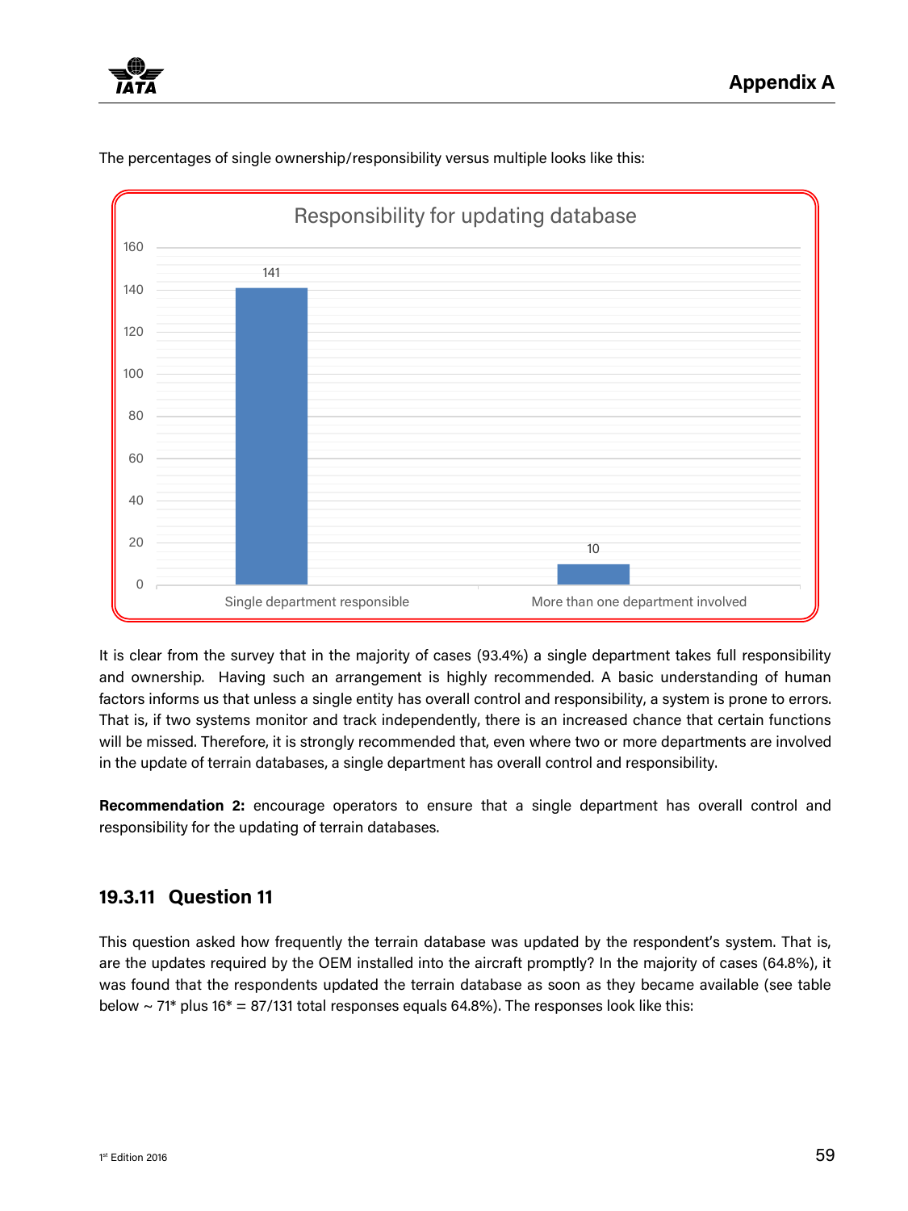The percentages of single ownership/responsibility versus multiple looks like this:

Responsibility for updating database

| Category | Count |
|---|---|
| Single department responsible | 141 |
| More than one department involved | 10 |

It is clear from the survey that in the majority of cases (93.4%) a single department takes full responsibility and ownership. Having such an arrangement is highly recommended. A basic understanding of human factors informs us that unless a single entity has overall control and responsibility, a system is prone to errors. That is, if two systems monitor and track independently, there is an increased chance that certain functions will be missed. Therefore, it is strongly recommended that, even where two or more departments are involved in the update of terrain databases, a single department has overall control and responsibility.

**Recommendation 2:** encourage operators to ensure that a single department has overall control and responsibility for the updating of terrain databases.

### 19.3.11 Question 11

This question asked how frequently the terrain database was updated by the respondent's system. That is, are the updates required by the OEM installed into the aircraft promptly? In the majority of cases (64.8%), it was found that the respondents updated the terrain database as soon as they became available (see table below ~ 71* plus 16* = 87/131 total responses equals 64.8%). The responses look like this: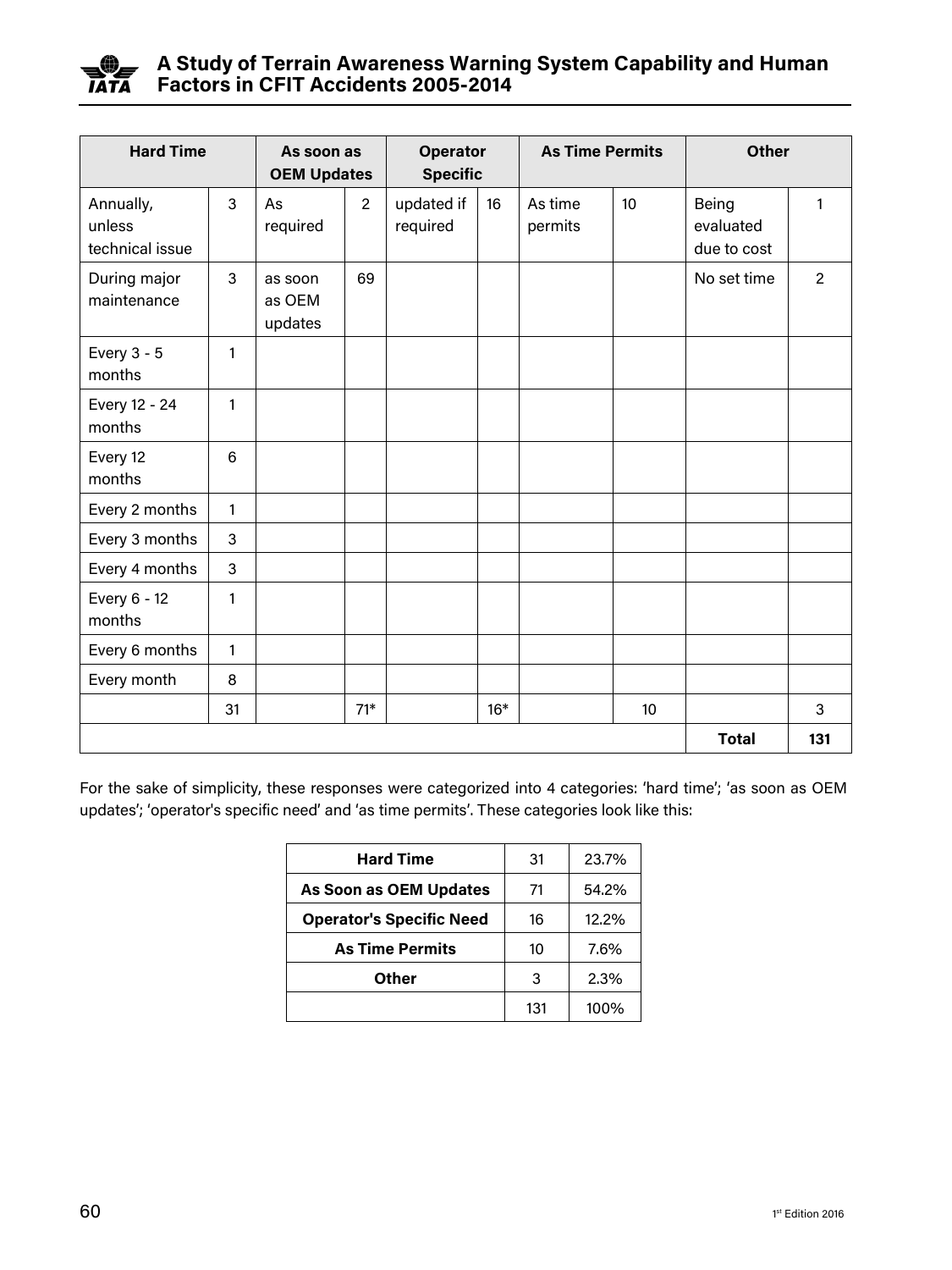| Hard Time | | As soon as OEM Updates | | Operator Specific | | As Time Permits | | Other | |
|---|---|---|---|---|---|---|---|---|---|
| Annually, unless technical issue | 3 | As required | 2 | updated if required | 16 | As time permits | 10 | Being evaluated due to cost | 1 |
| During major maintenance | 3 | as soon as OEM updates | 69 | | | | | No set time | 2 |
| Every 3 - 5 months | 1 | | | | | | | | |
| Every 12 - 24 months | 1 | | | | | | | | |
| Every 12 months | 6 | | | | | | | | |
| Every 2 months | 1 | | | | | | | | |
| Every 3 months | 3 | | | | | | | | |
| Every 4 months | 3 | | | | | | | | |
| Every 6 - 12 months | 1 | | | | | | | | |
| Every 6 months | 1 | | | | | | | | |
| Every month | 8 | | | | | | | | |
| | 31 | | 71* | | 16* | | 10 | | 3 |
| | | | | | | | | **Total** | **131** |

For the sake of simplicity, these responses were categorized into 4 categories: 'hard time'; 'as soon as OEM updates'; 'operator's specific need' and 'as time permits'. These categories look like this:

| **Hard Time** | 31 | 23.7% |
|---|---|---|
| **As Soon as OEM Updates** | 71 | 54.2% |
| **Operator's Specific Need** | 16 | 12.2% |
| **As Time Permits** | 10 | 7.6% |
| **Other** | 3 | 2.3% |
| | 131 | 100% |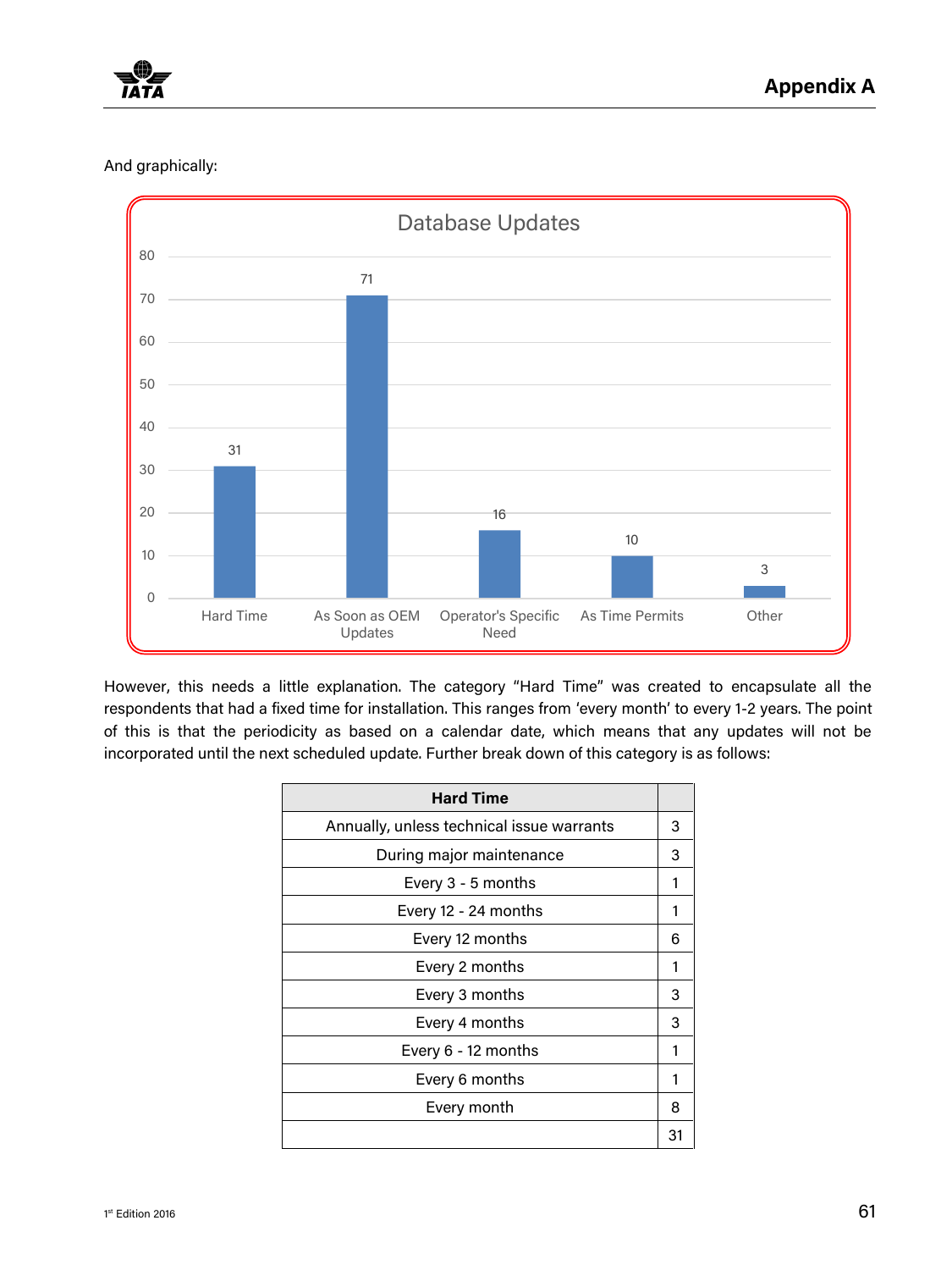And graphically:

**Database Updates**

| Category | Value |
|---|---|
| Hard Time | 31 |
| As Soon as OEM Updates | 71 |
| Operator's Specific Need | 16 |
| As Time Permits | 10 |
| Other | 3 |

However, this needs a little explanation. The category "Hard Time" was created to encapsulate all the respondents that had a fixed time for installation. This ranges from 'every month' to every 1-2 years. The point of this is that the periodicity as based on a calendar date, which means that any updates will not be incorporated until the next scheduled update. Further break down of this category is as follows:

| Hard Time | |
|---|---|
| Annually, unless technical issue warrants | 3 |
| During major maintenance | 3 |
| Every 3 - 5 months | 1 |
| Every 12 - 24 months | 1 |
| Every 12 months | 6 |
| Every 2 months | 1 |
| Every 3 months | 3 |
| Every 4 months | 3 |
| Every 6 - 12 months | 1 |
| Every 6 months | 1 |
| Every month | 8 |
| | 31 |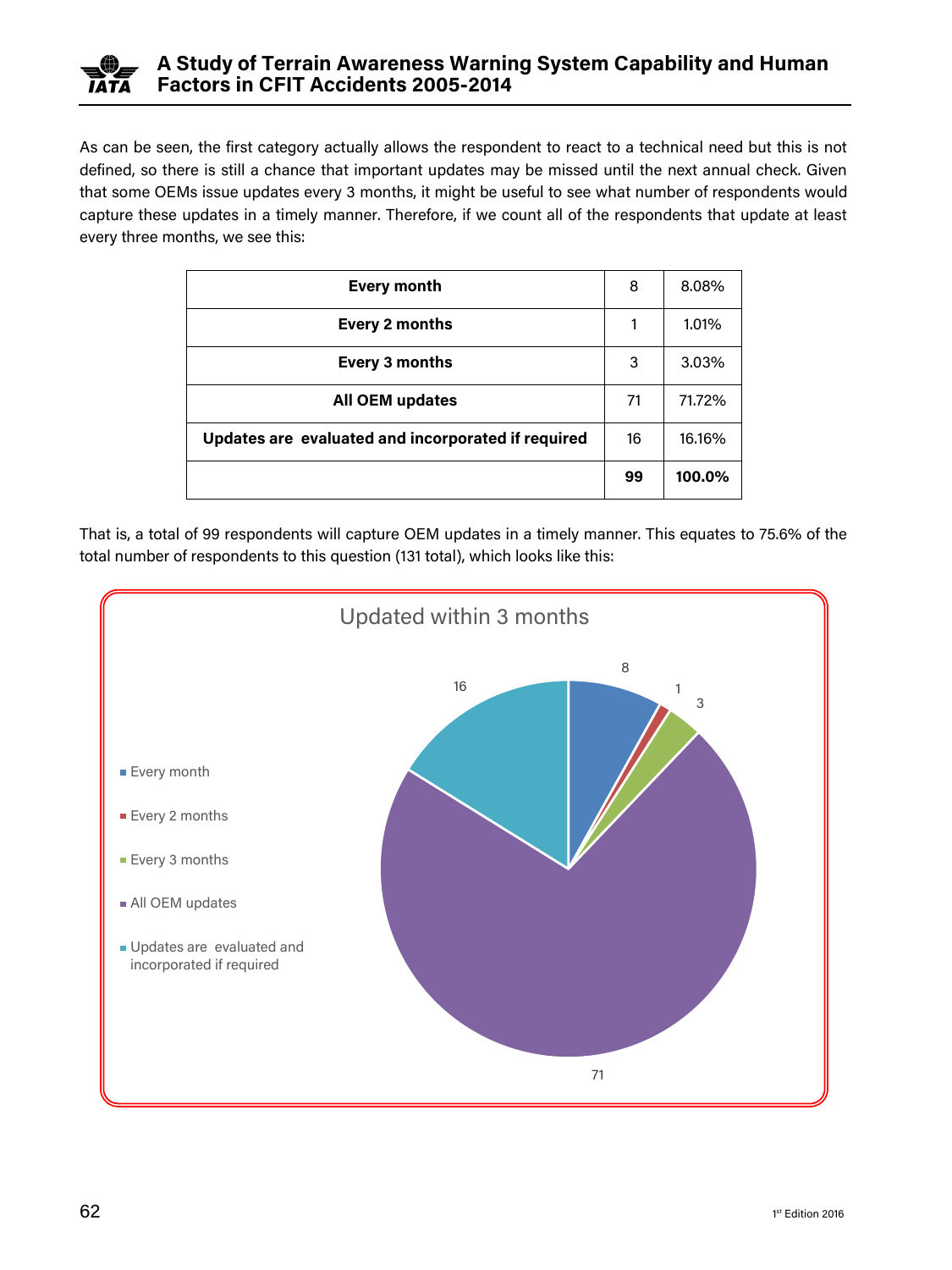As can be seen, the first category actually allows the respondent to react to a technical need but this is not defined, so there is still a chance that important updates may be missed until the next annual check. Given that some OEMs issue updates every 3 months, it might be useful to see what number of respondents would capture these updates in a timely manner. Therefore, if we count all of the respondents that update at least every three months, we see this:

| | | |
|---|---|---|
| **Every month** | 8 | 8.08% |
| **Every 2 months** | 1 | 1.01% |
| **Every 3 months** | 3 | 3.03% |
| **All OEM updates** | 71 | 71.72% |
| **Updates are evaluated and incorporated if required** | 16 | 16.16% |
| | **99** | **100.0%** |

That is, a total of 99 respondents will capture OEM updates in a timely manner. This equates to 75.6% of the total number of respondents to this question (131 total), which looks like this:

Updated within 3 months

| Category | Count |
|---|---|
| Every month | 8 |
| Every 2 months | 1 |
| Every 3 months | 3 |
| All OEM updates | 71 |
| Updates are evaluated and incorporated if required | 16 |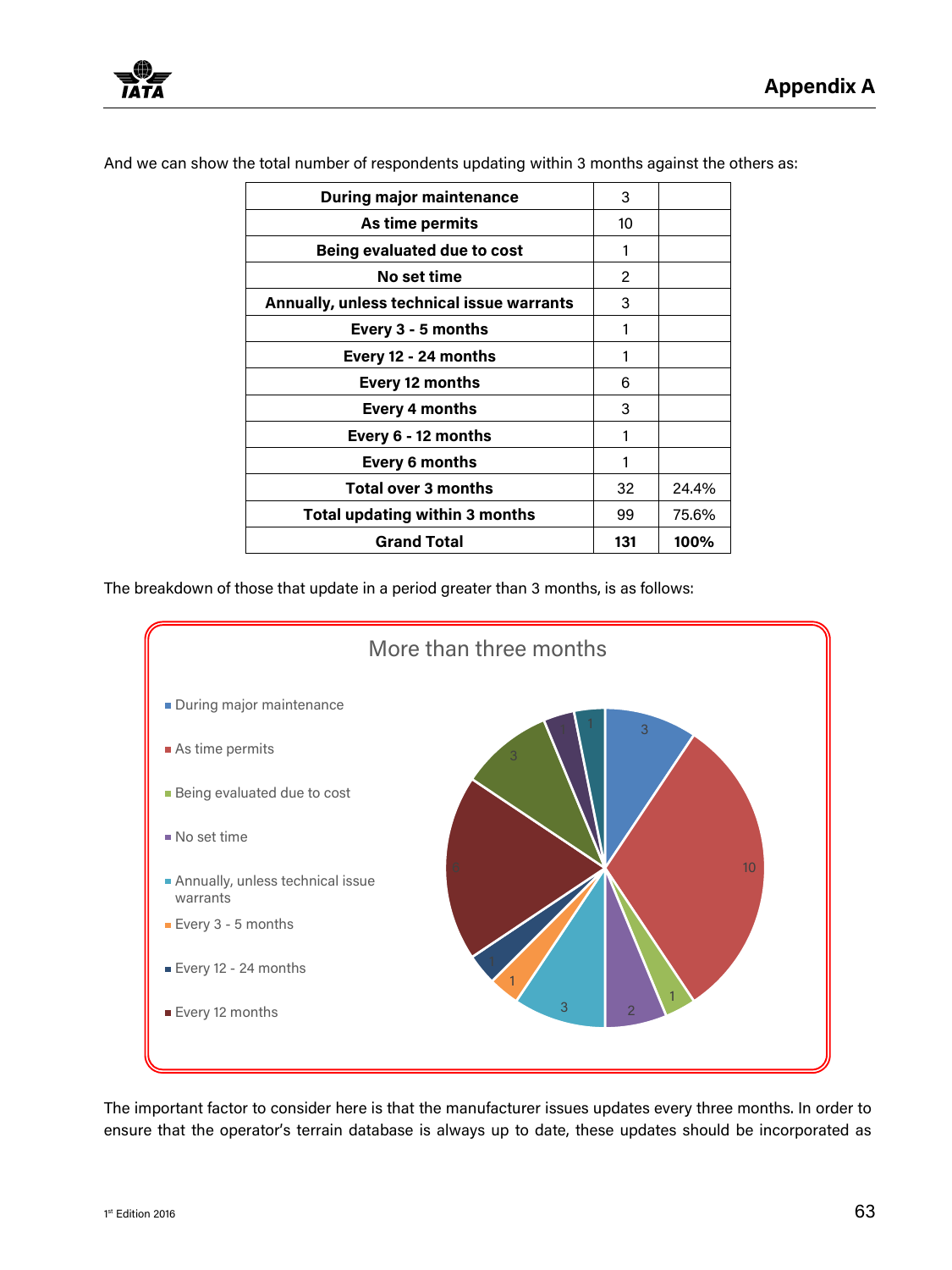And we can show the total number of respondents updating within 3 months against the others as:

| | | |
|---|---|---|
| **During major maintenance** | 3 | |
| **As time permits** | 10 | |
| **Being evaluated due to cost** | 1 | |
| **No set time** | 2 | |
| **Annually, unless technical issue warrants** | 3 | |
| **Every 3 - 5 months** | 1 | |
| **Every 12 - 24 months** | 1 | |
| **Every 12 months** | 6 | |
| **Every 4 months** | 3 | |
| **Every 6 - 12 months** | 1 | |
| **Every 6 months** | 1 | |
| **Total over 3 months** | 32 | 24.4% |
| **Total updating within 3 months** | 99 | 75.6% |
| **Grand Total** | **131** | **100%** |

The breakdown of those that update in a period greater than 3 months, is as follows:

More than three months

- During major maintenance
- As time permits
- Being evaluated due to cost
- No set time
- Annually, unless technical issue warrants
- Every 3 - 5 months
- Every 12 - 24 months
- Every 12 months

The important factor to consider here is that the manufacturer issues updates every three months. In order to ensure that the operator's terrain database is always up to date, these updates should be incorporated as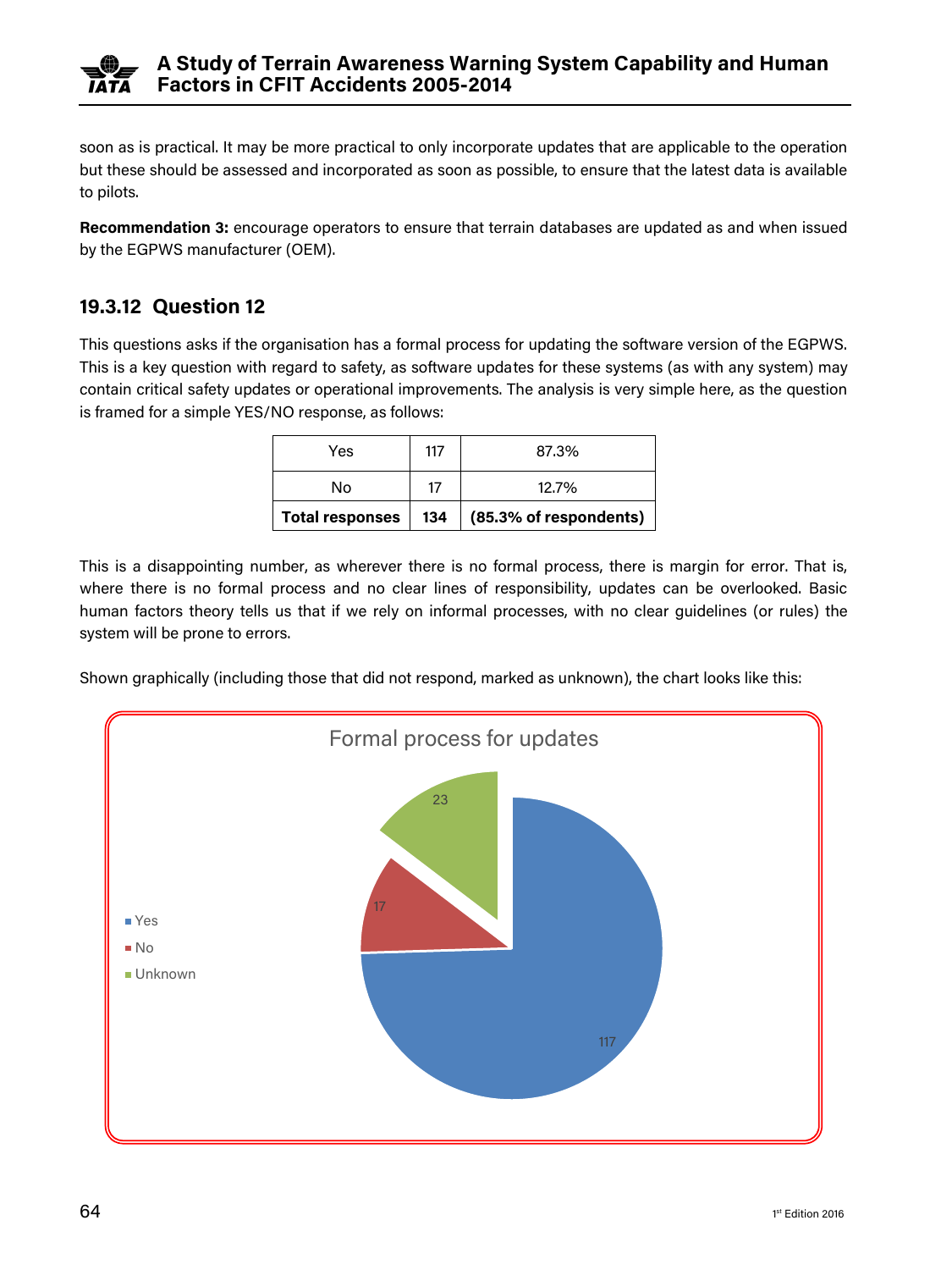soon as is practical. It may be more practical to only incorporate updates that are applicable to the operation but these should be assessed and incorporated as soon as possible, to ensure that the latest data is available to pilots.

**Recommendation 3:** encourage operators to ensure that terrain databases are updated as and when issued by the EGPWS manufacturer (OEM).

### 19.3.12 Question 12

This questions asks if the organisation has a formal process for updating the software version of the EGPWS. This is a key question with regard to safety, as software updates for these systems (as with any system) may contain critical safety updates or operational improvements. The analysis is very simple here, as the question is framed for a simple YES/NO response, as follows:

| Yes | 117 | 87.3% |
|---|---|---|
| No | 17 | 12.7% |
| **Total responses** | **134** | **(85.3% of respondents)** |

This is a disappointing number, as wherever there is no formal process, there is margin for error. That is, where there is no formal process and no clear lines of responsibility, updates can be overlooked. Basic human factors theory tells us that if we rely on informal processes, with no clear guidelines (or rules) the system will be prone to errors.

Shown graphically (including those that did not respond, marked as unknown), the chart looks like this:

**Formal process for updates**

- Yes: 117
- No: 17
- Unknown: 23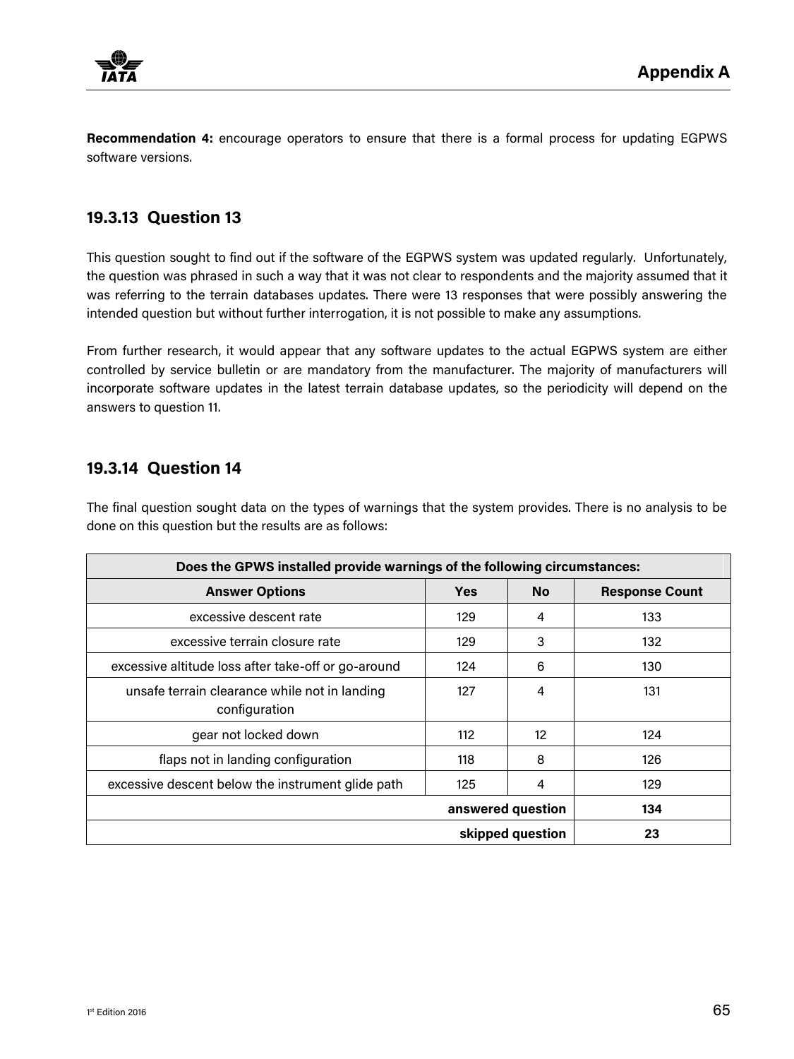**Recommendation 4:** encourage operators to ensure that there is a formal process for updating EGPWS software versions.

### 19.3.13 Question 13

This question sought to find out if the software of the EGPWS system was updated regularly. Unfortunately, the question was phrased in such a way that it was not clear to respondents and the majority assumed that it was referring to the terrain databases updates. There were 13 responses that were possibly answering the intended question but without further interrogation, it is not possible to make any assumptions.

From further research, it would appear that any software updates to the actual EGPWS system are either controlled by service bulletin or are mandatory from the manufacturer. The majority of manufacturers will incorporate software updates in the latest terrain database updates, so the periodicity will depend on the answers to question 11.

### 19.3.14 Question 14

The final question sought data on the types of warnings that the system provides. There is no analysis to be done on this question but the results are as follows:

| Does the GPWS installed provide warnings of the following circumstances: | | | |
|---|---|---|---|
| **Answer Options** | **Yes** | **No** | **Response Count** |
| excessive descent rate | 129 | 4 | 133 |
| excessive terrain closure rate | 129 | 3 | 132 |
| excessive altitude loss after take-off or go-around | 124 | 6 | 130 |
| unsafe terrain clearance while not in landing configuration | 127 | 4 | 131 |
| gear not locked down | 112 | 12 | 124 |
| flaps not in landing configuration | 118 | 8 | 126 |
| excessive descent below the instrument glide path | 125 | 4 | 129 |
| | | **answered question** | **134** |
| | | **skipped question** | **23** |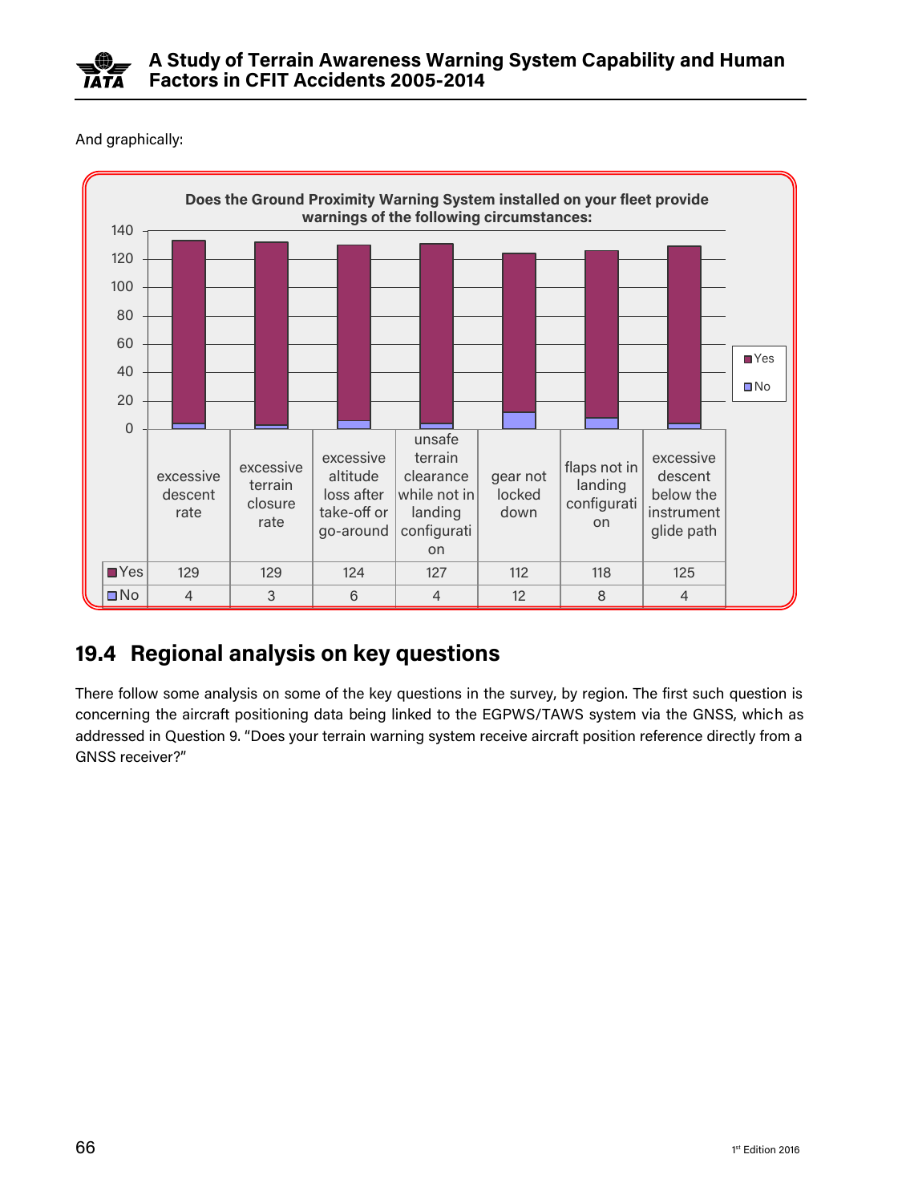And graphically:

**Does the Ground Proximity Warning System installed on your fleet provide warnings of the following circumstances:**

| | excessive descent rate | excessive terrain closure rate | excessive altitude loss after take-off or go-around | unsafe terrain clearance while not in landing configuration | gear not locked down | flaps not in landing configuration | excessive descent below the instrument glide path |
|---|---|---|---|---|---|---|---|
| Yes | 129 | 129 | 124 | 127 | 112 | 118 | 125 |
| No | 4 | 3 | 6 | 4 | 12 | 8 | 4 |

## 19.4 Regional analysis on key questions

There follow some analysis on some of the key questions in the survey, by region. The first such question is concerning the aircraft positioning data being linked to the EGPWS/TAWS system via the GNSS, which as addressed in Question 9. "Does your terrain warning system receive aircraft position reference directly from a GNSS receiver?"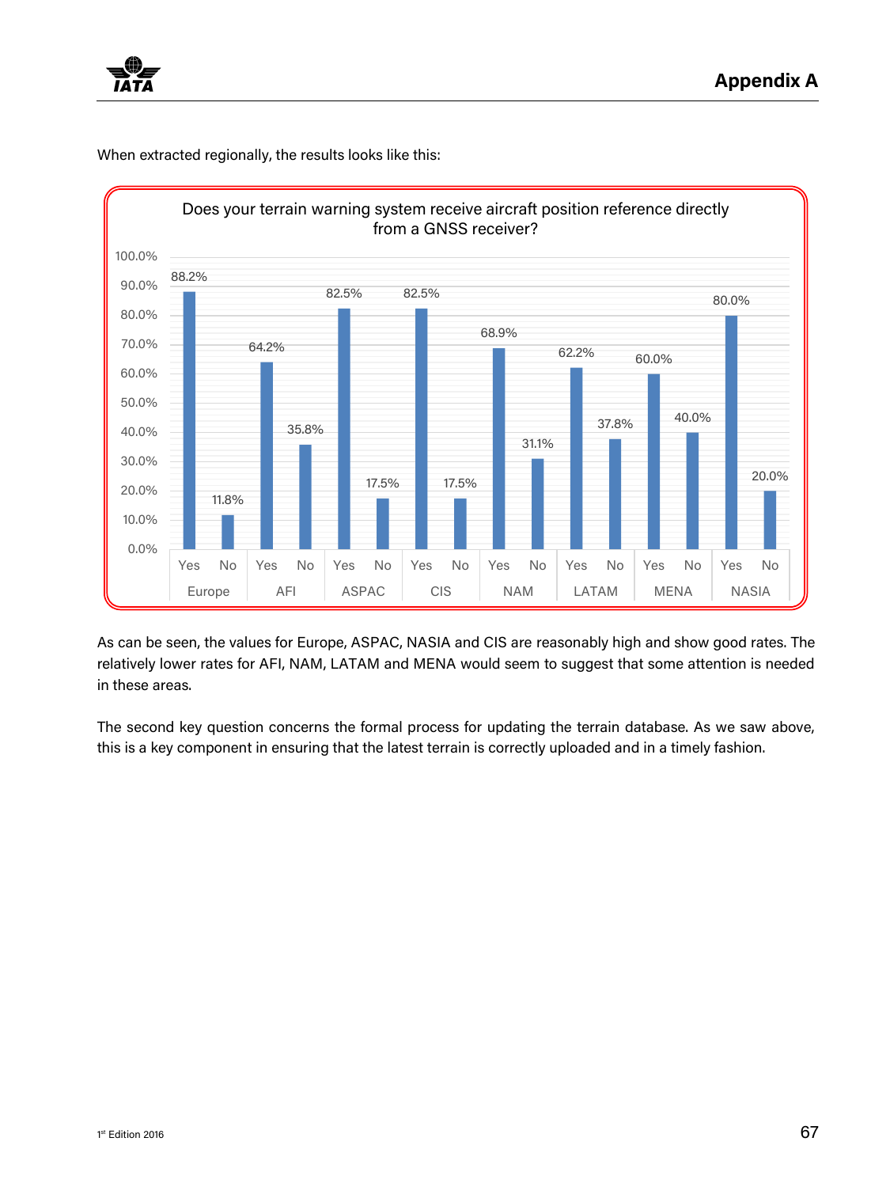When extracted regionally, the results looks like this:

**Does your terrain warning system receive aircraft position reference directly from a GNSS receiver?**

| Region | Yes | No |
|---|---|---|
| Europe | 88.2% | 11.8% |
| AFI | 64.2% | 35.8% |
| ASPAC | 82.5% | 17.5% |
| CIS | 82.5% | 17.5% |
| NAM | 68.9% | 31.1% |
| LATAM | 62.2% | 37.8% |
| MENA | 60.0% | 40.0% |
| NASIA | 80.0% | 20.0% |

As can be seen, the values for Europe, ASPAC, NASIA and CIS are reasonably high and show good rates. The relatively lower rates for AFI, NAM, LATAM and MENA would seem to suggest that some attention is needed in these areas.

The second key question concerns the formal process for updating the terrain database. As we saw above, this is a key component in ensuring that the latest terrain is correctly uploaded and in a timely fashion.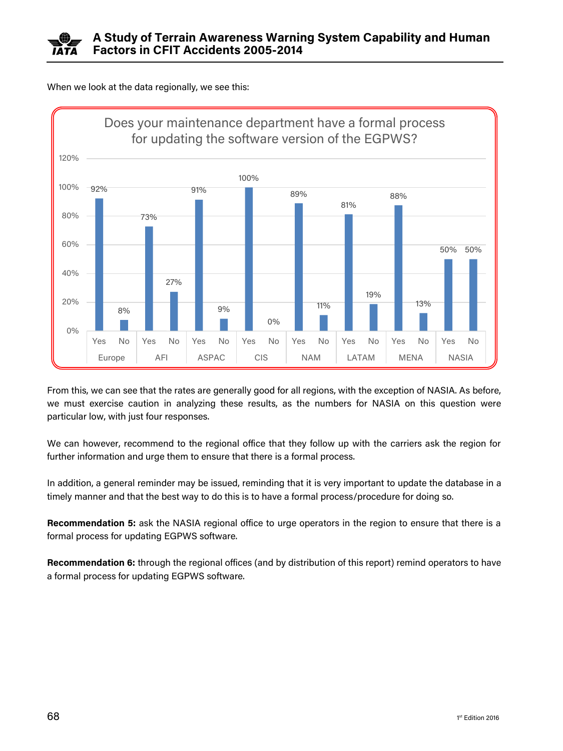When we look at the data regionally, we see this:

**Does your maintenance department have a formal process for updating the software version of the EGPWS?**

| Region | Yes | No |
|---|---|---|
| Europe | 92% | 8% |
| AFI | 73% | 27% |
| ASPAC | 91% | 9% |
| CIS | 100% | 0% |
| NAM | 89% | 11% |
| LATAM | 81% | 19% |
| MENA | 88% | 13% |
| NASIA | 50% | 50% |

From this, we can see that the rates are generally good for all regions, with the exception of NASIA. As before, we must exercise caution in analyzing these results, as the numbers for NASIA on this question were particular low, with just four responses.

We can however, recommend to the regional office that they follow up with the carriers ask the region for further information and urge them to ensure that there is a formal process.

In addition, a general reminder may be issued, reminding that it is very important to update the database in a timely manner and that the best way to do this is to have a formal process/procedure for doing so.

**Recommendation 5:** ask the NASIA regional office to urge operators in the region to ensure that there is a formal process for updating EGPWS software.

**Recommendation 6:** through the regional offices (and by distribution of this report) remind operators to have a formal process for updating EGPWS software.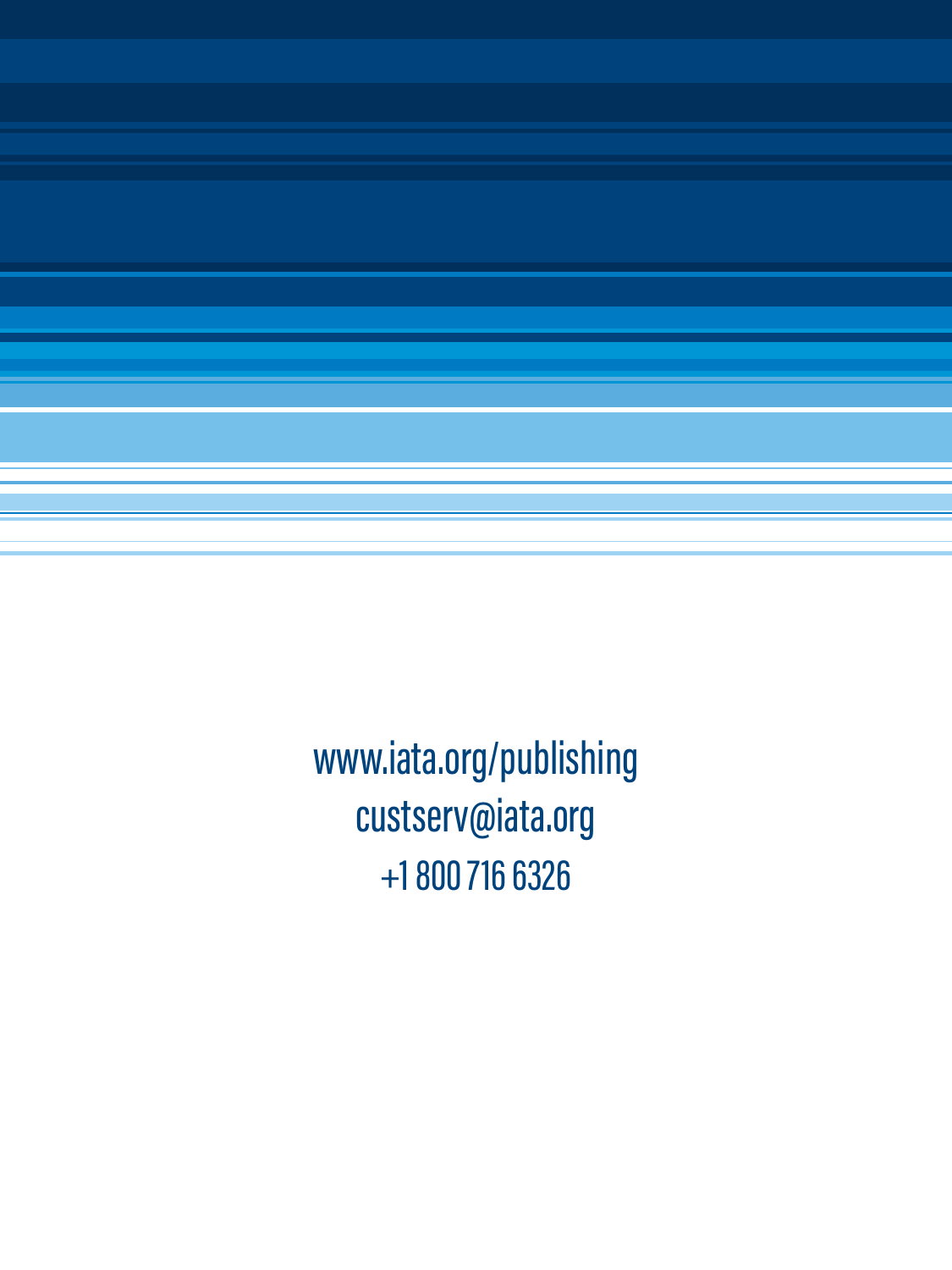www.iata.org/publishing
custserv@iata.org
+1 800 716 6326